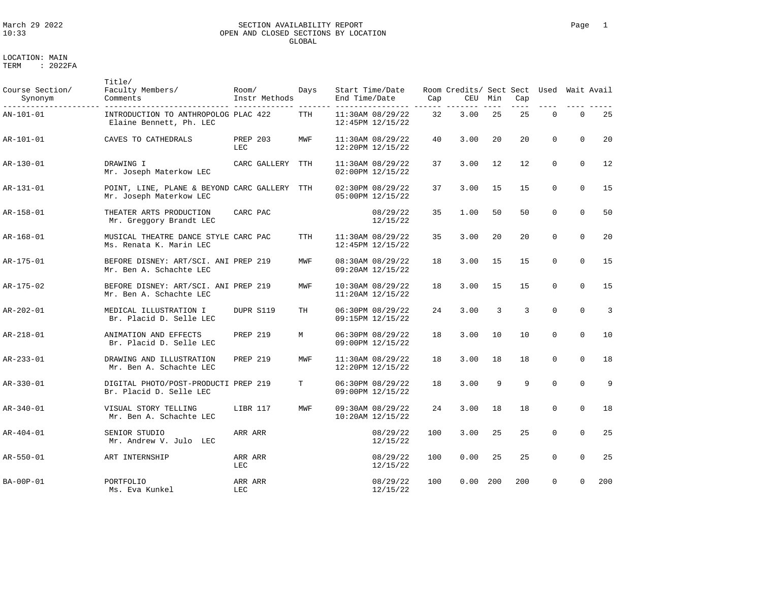SECTION AVAILABILITY REPORT
OPEN AND CLOSED SECTIONS BY LOCATION
GLOBAL

March 29 2022
10:33

LOCATION: MAIN
TERM : 2022FA

| Course Section/ Synonym | Title/ Faculty Members/ Comments | Room/ Instr Methods | Days | Start Time/Date End Time/Date | Room Cap | Credits/ CEU | Sect Min | Sect Cap | Used | Wait | Avail |
|---|---|---|---|---|---|---|---|---|---|---|---|
| AN-101-01 | INTRODUCTION TO ANTHROPOLOG Elaine Bennett, Ph. LEC | PLAC 422 | TTH | 11:30AM 08/29/22 12:45PM 12/15/22 | 32 | 3.00 | 25 | 25 | 0 | 0 | 25 |
| AR-101-01 | CAVES TO CATHEDRALS | PREP 203 LEC | MWF | 11:30AM 08/29/22 12:20PM 12/15/22 | 40 | 3.00 | 20 | 20 | 0 | 0 | 20 |
| AR-130-01 | DRAWING I Mr. Joseph Materkow LEC | CARC GALLERY | TTH | 11:30AM 08/29/22 02:00PM 12/15/22 | 37 | 3.00 | 12 | 12 | 0 | 0 | 12 |
| AR-131-01 | POINT, LINE, PLANE & BEYOND Mr. Joseph Materkow LEC | CARC GALLERY | TTH | 02:30PM 08/29/22 05:00PM 12/15/22 | 37 | 3.00 | 15 | 15 | 0 | 0 | 15 |
| AR-158-01 | THEATER ARTS PRODUCTION Mr. Greggory Brandt LEC | CARC PAC | | 08/29/22 12/15/22 | 35 | 1.00 | 50 | 50 | 0 | 0 | 50 |
| AR-168-01 | MUSICAL THEATRE DANCE STYLE Ms. Renata K. Marin LEC | CARC PAC | TTH | 11:30AM 08/29/22 12:45PM 12/15/22 | 35 | 3.00 | 20 | 20 | 0 | 0 | 20 |
| AR-175-01 | BEFORE DISNEY: ART/SCI. ANI Mr. Ben A. Schachte LEC | PREP 219 | MWF | 08:30AM 08/29/22 09:20AM 12/15/22 | 18 | 3.00 | 15 | 15 | 0 | 0 | 15 |
| AR-175-02 | BEFORE DISNEY: ART/SCI. ANI Mr. Ben A. Schachte LEC | PREP 219 | MWF | 10:30AM 08/29/22 11:20AM 12/15/22 | 18 | 3.00 | 15 | 15 | 0 | 0 | 15 |
| AR-202-01 | MEDICAL ILLUSTRATION I Br. Placid D. Selle LEC | DUPR S119 | TH | 06:30PM 08/29/22 09:15PM 12/15/22 | 24 | 3.00 | 3 | 3 | 0 | 0 | 3 |
| AR-218-01 | ANIMATION AND EFFECTS Br. Placid D. Selle LEC | PREP 219 | M | 06:30PM 08/29/22 09:00PM 12/15/22 | 18 | 3.00 | 10 | 10 | 0 | 0 | 10 |
| AR-233-01 | DRAWING AND ILLUSTRATION Mr. Ben A. Schachte LEC | PREP 219 | MWF | 11:30AM 08/29/22 12:20PM 12/15/22 | 18 | 3.00 | 18 | 18 | 0 | 0 | 18 |
| AR-330-01 | DIGITAL PHOTO/POST-PRODUCTI Br. Placid D. Selle LEC | PREP 219 | T | 06:30PM 08/29/22 09:00PM 12/15/22 | 18 | 3.00 | 9 | 9 | 0 | 0 | 9 |
| AR-340-01 | VISUAL STORY TELLING Mr. Ben A. Schachte LEC | LIBR 117 | MWF | 09:30AM 08/29/22 10:20AM 12/15/22 | 24 | 3.00 | 18 | 18 | 0 | 0 | 18 |
| AR-404-01 | SENIOR STUDIO Mr. Andrew V. Julo LEC | ARR ARR | | 08/29/22 12/15/22 | 100 | 3.00 | 25 | 25 | 0 | 0 | 25 |
| AR-550-01 | ART INTERNSHIP | ARR ARR LEC | | 08/29/22 12/15/22 | 100 | 0.00 | 25 | 25 | 0 | 0 | 25 |
| BA-00P-01 | PORTFOLIO Ms. Eva Kunkel | ARR ARR LEC | | 08/29/22 12/15/22 | 100 | 0.00 | 200 | 200 | 0 | 0 | 200 |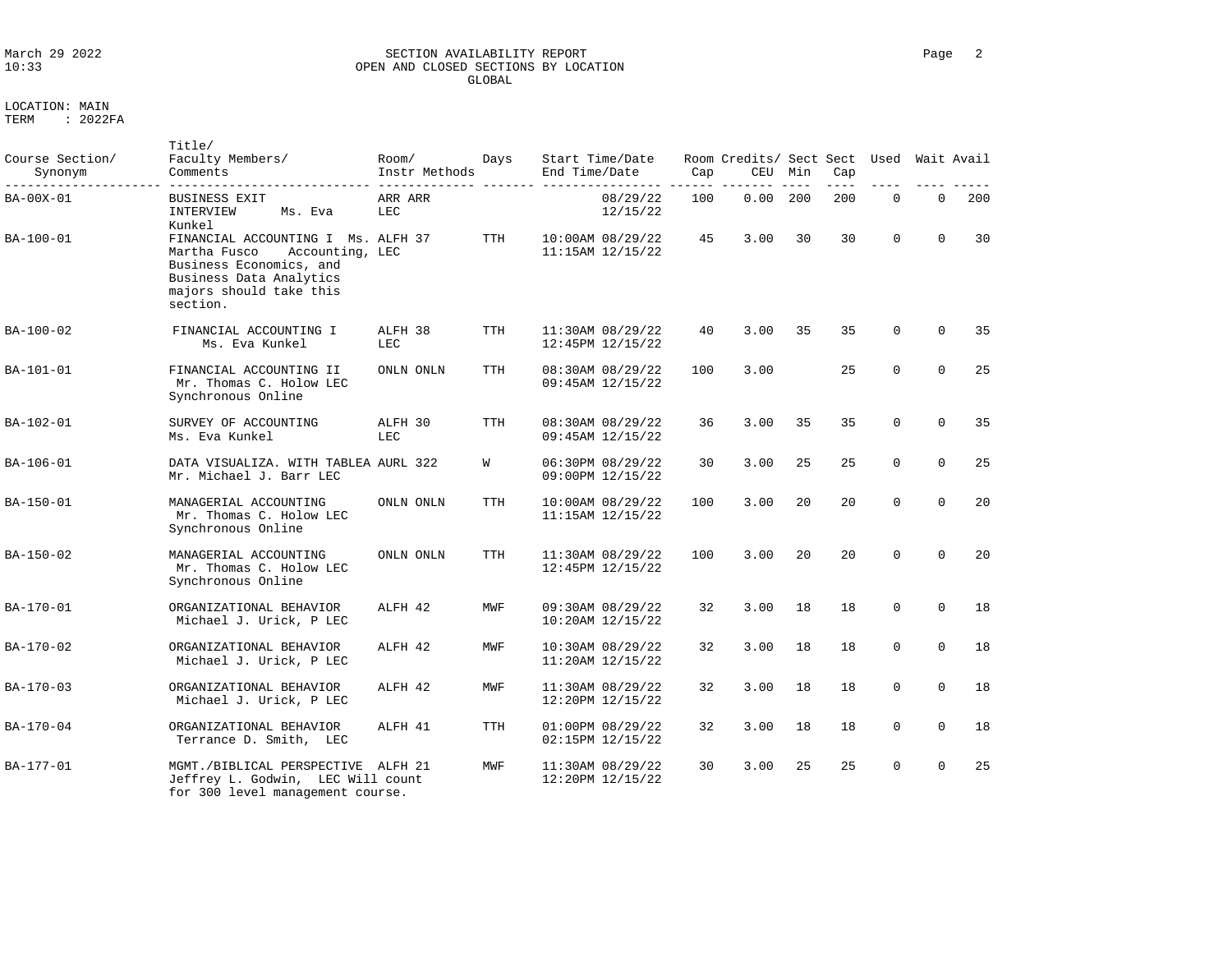March 29 2022
10:33

SECTION AVAILABILITY REPORT
OPEN AND CLOSED SECTIONS BY LOCATION
GLOBAL

LOCATION: MAIN
TERM : 2022FA

| Course Section/ Synonym | Title/ Faculty Members/ Comments | Room/ Instr Methods | Days | Start Time/Date End Time/Date | Room Cap | Credits/ CEU | Sect Min | Sect Cap | Used | Wait | Avail |
|---|---|---|---|---|---|---|---|---|---|---|---|
| BA-00X-01 | BUSINESS EXIT INTERVIEW Ms. Eva Kunkel | ARR ARR LEC | | 08/29/22 12/15/22 | 100 | 0.00 | 200 | 200 | 0 | 0 | 200 |
| BA-100-01 | FINANCIAL ACCOUNTING I Ms. Martha Fusco Accounting, Business Economics, and Business Data Analytics majors should take this section. | ALFH 37 LEC | TTH | 10:00AM 08/29/22 11:15AM 12/15/22 | 45 | 3.00 | 30 | 30 | 0 | 0 | 30 |
| BA-100-02 | FINANCIAL ACCOUNTING I Ms. Eva Kunkel | ALFH 38 LEC | TTH | 11:30AM 08/29/22 12:45PM 12/15/22 | 40 | 3.00 | 35 | 35 | 0 | 0 | 35 |
| BA-101-01 | FINANCIAL ACCOUNTING II Mr. Thomas C. Holow LEC Synchronous Online | ONLN ONLN | TTH | 08:30AM 08/29/22 09:45AM 12/15/22 | 100 | 3.00 | | 25 | 0 | 0 | 25 |
| BA-102-01 | SURVEY OF ACCOUNTING Ms. Eva Kunkel | ALFH 30 LEC | TTH | 08:30AM 08/29/22 09:45AM 12/15/22 | 36 | 3.00 | 35 | 35 | 0 | 0 | 35 |
| BA-106-01 | DATA VISUALIZA. WITH TABLEA Mr. Michael J. Barr LEC | AURL 322 | W | 06:30PM 08/29/22 09:00PM 12/15/22 | 30 | 3.00 | 25 | 25 | 0 | 0 | 25 |
| BA-150-01 | MANAGERIAL ACCOUNTING Mr. Thomas C. Holow LEC Synchronous Online | ONLN ONLN | TTH | 10:00AM 08/29/22 11:15AM 12/15/22 | 100 | 3.00 | 20 | 20 | 0 | 0 | 20 |
| BA-150-02 | MANAGERIAL ACCOUNTING Mr. Thomas C. Holow LEC Synchronous Online | ONLN ONLN | TTH | 11:30AM 08/29/22 12:45PM 12/15/22 | 100 | 3.00 | 20 | 20 | 0 | 0 | 20 |
| BA-170-01 | ORGANIZATIONAL BEHAVIOR Michael J. Urick, P LEC | ALFH 42 | MWF | 09:30AM 08/29/22 10:20AM 12/15/22 | 32 | 3.00 | 18 | 18 | 0 | 0 | 18 |
| BA-170-02 | ORGANIZATIONAL BEHAVIOR Michael J. Urick, P LEC | ALFH 42 | MWF | 10:30AM 08/29/22 11:20AM 12/15/22 | 32 | 3.00 | 18 | 18 | 0 | 0 | 18 |
| BA-170-03 | ORGANIZATIONAL BEHAVIOR Michael J. Urick, P LEC | ALFH 42 | MWF | 11:30AM 08/29/22 12:20PM 12/15/22 | 32 | 3.00 | 18 | 18 | 0 | 0 | 18 |
| BA-170-04 | ORGANIZATIONAL BEHAVIOR Terrance D. Smith, LEC | ALFH 41 | TTH | 01:00PM 08/29/22 02:15PM 12/15/22 | 32 | 3.00 | 18 | 18 | 0 | 0 | 18 |
| BA-177-01 | MGMT./BIBLICAL PERSPECTIVE Jeffrey L. Godwin, LEC Will count for 300 level management course. | ALFH 21 | MWF | 11:30AM 08/29/22 12:20PM 12/15/22 | 30 | 3.00 | 25 | 25 | 0 | 0 | 25 |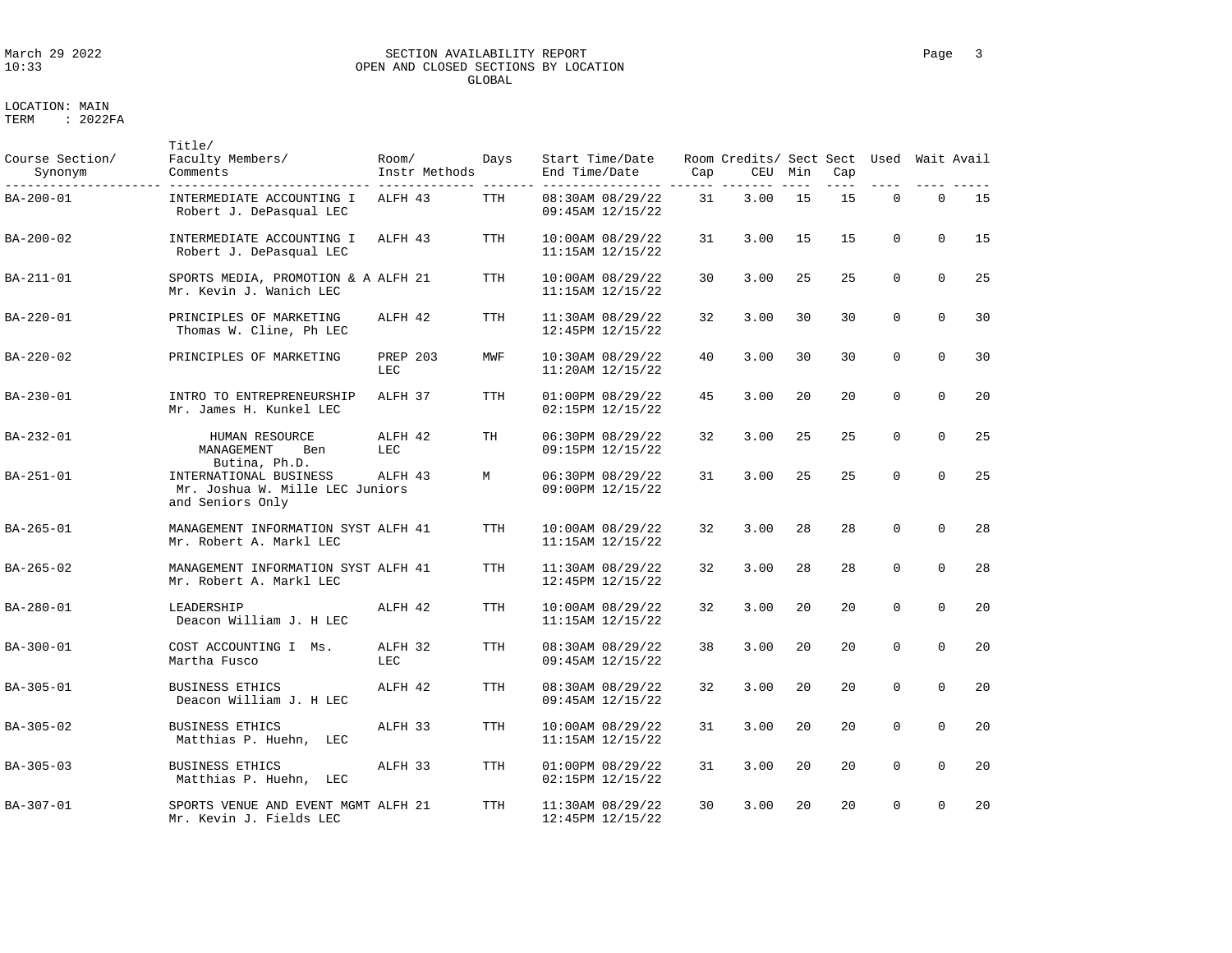SECTION AVAILABILITY REPORT
OPEN AND CLOSED SECTIONS BY LOCATION
GLOBAL

March 29 2022
10:33

LOCATION: MAIN
TERM : 2022FA

| Course Section/ Synonym | Title/ Faculty Members/ Comments | Room/ Instr Methods | Days | Start Time/Date End Time/Date | Room Cap | Credits/ CEU | Sect Min | Sect Cap | Used | Wait | Avail |
|---|---|---|---|---|---|---|---|---|---|---|---|
| BA-200-01 | INTERMEDIATE ACCOUNTING I Robert J. DePasqual LEC | ALFH 43 | TTH | 08:30AM 08/29/22 09:45AM 12/15/22 | 31 | 3.00 | 15 | 15 | 0 | 0 | 15 |
| BA-200-02 | INTERMEDIATE ACCOUNTING I Robert J. DePasqual LEC | ALFH 43 | TTH | 10:00AM 08/29/22 11:15AM 12/15/22 | 31 | 3.00 | 15 | 15 | 0 | 0 | 15 |
| BA-211-01 | SPORTS MEDIA, PROMOTION & A Mr. Kevin J. Wanich LEC | ALFH 21 | TTH | 10:00AM 08/29/22 11:15AM 12/15/22 | 30 | 3.00 | 25 | 25 | 0 | 0 | 25 |
| BA-220-01 | PRINCIPLES OF MARKETING Thomas W. Cline, Ph LEC | ALFH 42 | TTH | 11:30AM 08/29/22 12:45PM 12/15/22 | 32 | 3.00 | 30 | 30 | 0 | 0 | 30 |
| BA-220-02 | PRINCIPLES OF MARKETING | PREP 203 LEC | MWF | 10:30AM 08/29/22 11:20AM 12/15/22 | 40 | 3.00 | 30 | 30 | 0 | 0 | 30 |
| BA-230-01 | INTRO TO ENTREPRENEURSHIP Mr. James H. Kunkel LEC | ALFH 37 | TTH | 01:00PM 08/29/22 02:15PM 12/15/22 | 45 | 3.00 | 20 | 20 | 0 | 0 | 20 |
| BA-232-01 | HUMAN RESOURCE MANAGEMENT Ben Butina, Ph.D. | ALFH 42 LEC | TH | 06:30PM 08/29/22 09:15PM 12/15/22 | 32 | 3.00 | 25 | 25 | 0 | 0 | 25 |
| BA-251-01 | INTERNATIONAL BUSINESS Mr. Joshua W. Mille LEC Juniors and Seniors Only | ALFH 43 | M | 06:30PM 08/29/22 09:00PM 12/15/22 | 31 | 3.00 | 25 | 25 | 0 | 0 | 25 |
| BA-265-01 | MANAGEMENT INFORMATION SYST Mr. Robert A. Markl LEC | ALFH 41 | TTH | 10:00AM 08/29/22 11:15AM 12/15/22 | 32 | 3.00 | 28 | 28 | 0 | 0 | 28 |
| BA-265-02 | MANAGEMENT INFORMATION SYST Mr. Robert A. Markl LEC | ALFH 41 | TTH | 11:30AM 08/29/22 12:45PM 12/15/22 | 32 | 3.00 | 28 | 28 | 0 | 0 | 28 |
| BA-280-01 | LEADERSHIP Deacon William J. H LEC | ALFH 42 | TTH | 10:00AM 08/29/22 11:15AM 12/15/22 | 32 | 3.00 | 20 | 20 | 0 | 0 | 20 |
| BA-300-01 | COST ACCOUNTING I Ms. Martha Fusco | ALFH 32 LEC | TTH | 08:30AM 08/29/22 09:45AM 12/15/22 | 38 | 3.00 | 20 | 20 | 0 | 0 | 20 |
| BA-305-01 | BUSINESS ETHICS Deacon William J. H LEC | ALFH 42 | TTH | 08:30AM 08/29/22 09:45AM 12/15/22 | 32 | 3.00 | 20 | 20 | 0 | 0 | 20 |
| BA-305-02 | BUSINESS ETHICS Matthias P. Huehn, LEC | ALFH 33 | TTH | 10:00AM 08/29/22 11:15AM 12/15/22 | 31 | 3.00 | 20 | 20 | 0 | 0 | 20 |
| BA-305-03 | BUSINESS ETHICS Matthias P. Huehn, LEC | ALFH 33 | TTH | 01:00PM 08/29/22 02:15PM 12/15/22 | 31 | 3.00 | 20 | 20 | 0 | 0 | 20 |
| BA-307-01 | SPORTS VENUE AND EVENT MGMT Mr. Kevin J. Fields LEC | ALFH 21 | TTH | 11:30AM 08/29/22 12:45PM 12/15/22 | 30 | 3.00 | 20 | 20 | 0 | 0 | 20 |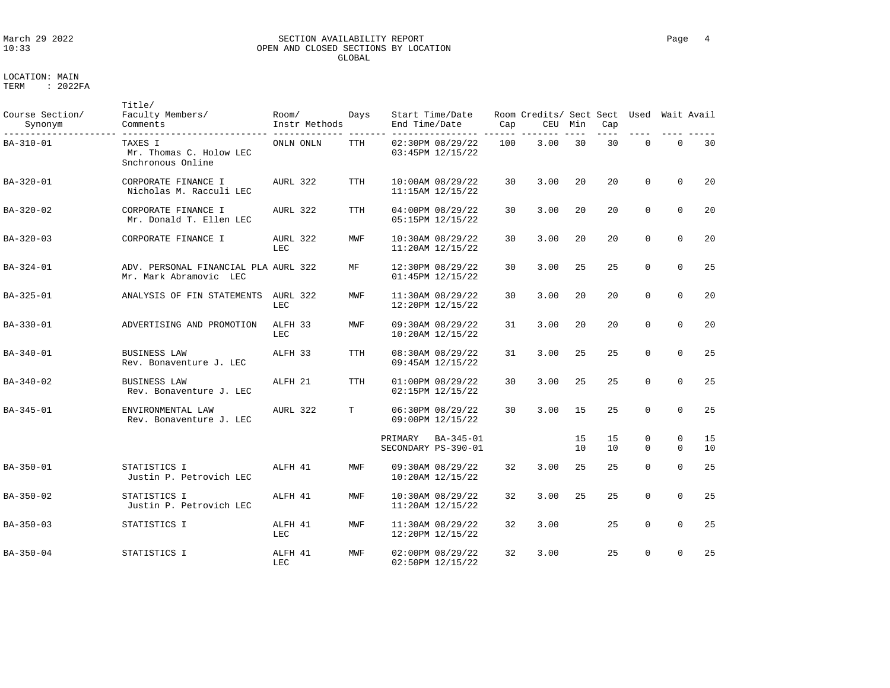March 29 2022
10:33

SECTION AVAILABILITY REPORT
OPEN AND CLOSED SECTIONS BY LOCATION
GLOBAL

LOCATION: MAIN
TERM : 2022FA

| Course Section/ Synonym | Title/ Faculty Members/ Comments | Room/ Instr Methods | Days | Start Time/Date End Time/Date | Room Cap | Credits/ CEU | Sect Min | Sect Cap | Used | Wait | Avail |
|---|---|---|---|---|---|---|---|---|---|---|---|
| BA-310-01 | TAXES I<br>Mr. Thomas C. Holow LEC<br>Snchronous Online | ONLN ONLN | TTH | 02:30PM 08/29/22<br>03:45PM 12/15/22 | 100 | 3.00 | 30 | 30 | 0 | 0 | 30 |
| BA-320-01 | CORPORATE FINANCE I<br>Nicholas M. Racculi LEC | AURL 322 | TTH | 10:00AM 08/29/22<br>11:15AM 12/15/22 | 30 | 3.00 | 20 | 20 | 0 | 0 | 20 |
| BA-320-02 | CORPORATE FINANCE I<br>Mr. Donald T. Ellen LEC | AURL 322 | TTH | 04:00PM 08/29/22<br>05:15PM 12/15/22 | 30 | 3.00 | 20 | 20 | 0 | 0 | 20 |
| BA-320-03 | CORPORATE FINANCE I | AURL 322<br>LEC | MWF | 10:30AM 08/29/22<br>11:20AM 12/15/22 | 30 | 3.00 | 20 | 20 | 0 | 0 | 20 |
| BA-324-01 | ADV. PERSONAL FINANCIAL PLA<br>Mr. Mark Abramovic LEC | AURL 322 | MF | 12:30PM 08/29/22<br>01:45PM 12/15/22 | 30 | 3.00 | 25 | 25 | 0 | 0 | 25 |
| BA-325-01 | ANALYSIS OF FIN STATEMENTS | AURL 322<br>LEC | MWF | 11:30AM 08/29/22<br>12:20PM 12/15/22 | 30 | 3.00 | 20 | 20 | 0 | 0 | 20 |
| BA-330-01 | ADVERTISING AND PROMOTION | ALFH 33<br>LEC | MWF | 09:30AM 08/29/22<br>10:20AM 12/15/22 | 31 | 3.00 | 20 | 20 | 0 | 0 | 20 |
| BA-340-01 | BUSINESS LAW<br>Rev. Bonaventure J. LEC | ALFH 33 | TTH | 08:30AM 08/29/22<br>09:45AM 12/15/22 | 31 | 3.00 | 25 | 25 | 0 | 0 | 25 |
| BA-340-02 | BUSINESS LAW<br>Rev. Bonaventure J. LEC | ALFH 21 | TTH | 01:00PM 08/29/22<br>02:15PM 12/15/22 | 30 | 3.00 | 25 | 25 | 0 | 0 | 25 |
| BA-345-01 | ENVIRONMENTAL LAW<br>Rev. Bonaventure J. LEC | AURL 322 | T | 06:30PM 08/29/22<br>09:00PM 12/15/22 | 30 | 3.00 | 15 | 25 | 0 | 0 | 25 |
| | | | | PRIMARY BA-345-01 | | | 15 | 15 | 0 | 0 | 15 |
| | | | | SECONDARY PS-390-01 | | | 10 | 10 | 0 | 0 | 10 |
| BA-350-01 | STATISTICS I<br>Justin P. Petrovich LEC | ALFH 41 | MWF | 09:30AM 08/29/22<br>10:20AM 12/15/22 | 32 | 3.00 | 25 | 25 | 0 | 0 | 25 |
| BA-350-02 | STATISTICS I<br>Justin P. Petrovich LEC | ALFH 41 | MWF | 10:30AM 08/29/22<br>11:20AM 12/15/22 | 32 | 3.00 | 25 | 25 | 0 | 0 | 25 |
| BA-350-03 | STATISTICS I | ALFH 41<br>LEC | MWF | 11:30AM 08/29/22<br>12:20PM 12/15/22 | 32 | 3.00 | | 25 | 0 | 0 | 25 |
| BA-350-04 | STATISTICS I | ALFH 41<br>LEC | MWF | 02:00PM 08/29/22<br>02:50PM 12/15/22 | 32 | 3.00 | | 25 | 0 | 0 | 25 |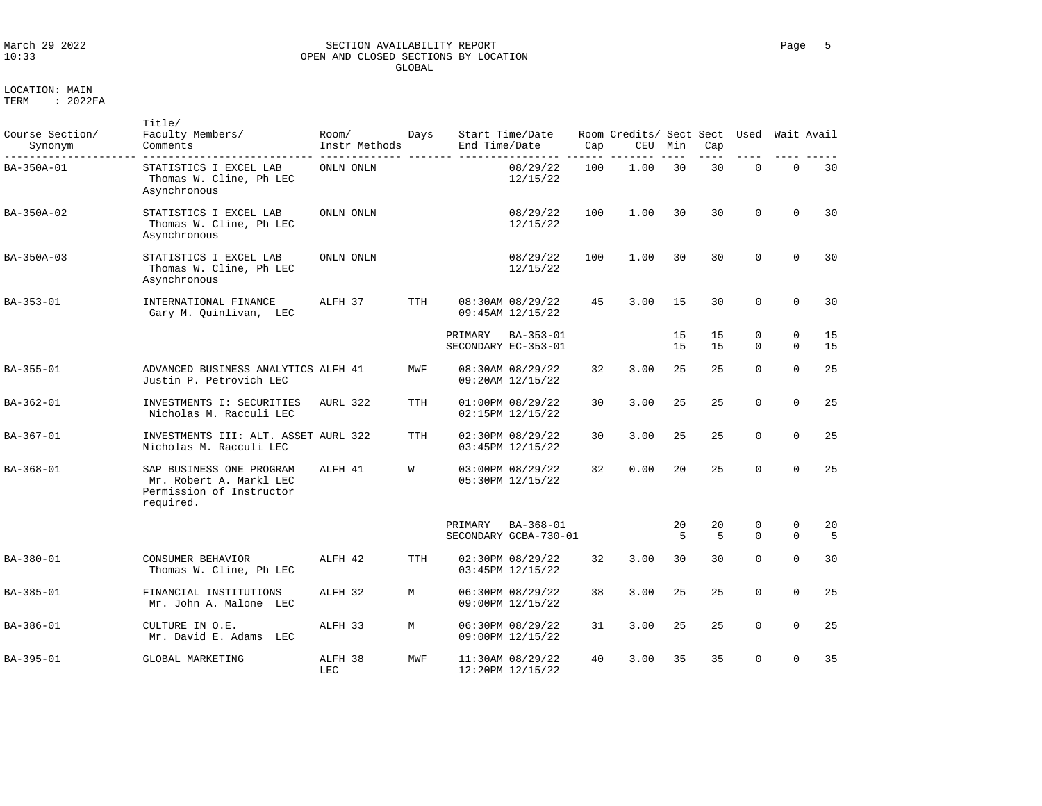March 29 2022
10:33

SECTION AVAILABILITY REPORT
OPEN AND CLOSED SECTIONS BY LOCATION
GLOBAL

LOCATION: MAIN
TERM : 2022FA

| Course Section/ Synonym | Title/ Faculty Members/ Comments | Room/ Instr Methods | Days | Start Time/Date End Time/Date | Room Cap | Credits/ CEU | Sect Min | Sect Cap | Used | Wait | Avail |
|---|---|---|---|---|---|---|---|---|---|---|---|
| BA-350A-01 | STATISTICS I EXCEL LAB Thomas W. Cline, Ph LEC Asynchronous | ONLN ONLN | | 08/29/22 12/15/22 | 100 | 1.00 | 30 | 30 | 0 | 0 | 30 |
| BA-350A-02 | STATISTICS I EXCEL LAB Thomas W. Cline, Ph LEC Asynchronous | ONLN ONLN | | 08/29/22 12/15/22 | 100 | 1.00 | 30 | 30 | 0 | 0 | 30 |
| BA-350A-03 | STATISTICS I EXCEL LAB Thomas W. Cline, Ph LEC Asynchronous | ONLN ONLN | | 08/29/22 12/15/22 | 100 | 1.00 | 30 | 30 | 0 | 0 | 30 |
| BA-353-01 | INTERNATIONAL FINANCE Gary M. Quinlivan, LEC | ALFH 37 | TTH | 08:30AM 08/29/22 09:45AM 12/15/22 | 45 | 3.00 | 15 | 30 | 0 | 0 | 30 |
| | | | | PRIMARY BA-353-01 | | | 15 | 15 | 0 | 0 | 15 |
| | | | | SECONDARY EC-353-01 | | | 15 | 15 | 0 | 0 | 15 |
| BA-355-01 | ADVANCED BUSINESS ANALYTICS Justin P. Petrovich LEC | ALFH 41 | MWF | 08:30AM 08/29/22 09:20AM 12/15/22 | 32 | 3.00 | 25 | 25 | 0 | 0 | 25 |
| BA-362-01 | INVESTMENTS I: SECURITIES Nicholas M. Racculi LEC | AURL 322 | TTH | 01:00PM 08/29/22 02:15PM 12/15/22 | 30 | 3.00 | 25 | 25 | 0 | 0 | 25 |
| BA-367-01 | INVESTMENTS III: ALT. ASSET Nicholas M. Racculi LEC | AURL 322 | TTH | 02:30PM 08/29/22 03:45PM 12/15/22 | 30 | 3.00 | 25 | 25 | 0 | 0 | 25 |
| BA-368-01 | SAP BUSINESS ONE PROGRAM Mr. Robert A. Markl LEC Permission of Instructor required. | ALFH 41 | W | 03:00PM 08/29/22 05:30PM 12/15/22 | 32 | 0.00 | 20 | 25 | 0 | 0 | 25 |
| | | | | PRIMARY BA-368-01 | | | 20 | 20 | 0 | 0 | 20 |
| | | | | SECONDARY GCBA-730-01 | | | 5 | 5 | 0 | 0 | 5 |
| BA-380-01 | CONSUMER BEHAVIOR Thomas W. Cline, Ph LEC | ALFH 42 | TTH | 02:30PM 08/29/22 03:45PM 12/15/22 | 32 | 3.00 | 30 | 30 | 0 | 0 | 30 |
| BA-385-01 | FINANCIAL INSTITUTIONS Mr. John A. Malone LEC | ALFH 32 | M | 06:30PM 08/29/22 09:00PM 12/15/22 | 38 | 3.00 | 25 | 25 | 0 | 0 | 25 |
| BA-386-01 | CULTURE IN O.E. Mr. David E. Adams LEC | ALFH 33 | M | 06:30PM 08/29/22 09:00PM 12/15/22 | 31 | 3.00 | 25 | 25 | 0 | 0 | 25 |
| BA-395-01 | GLOBAL MARKETING | ALFH 38 LEC | MWF | 11:30AM 08/29/22 12:20PM 12/15/22 | 40 | 3.00 | 35 | 35 | 0 | 0 | 35 |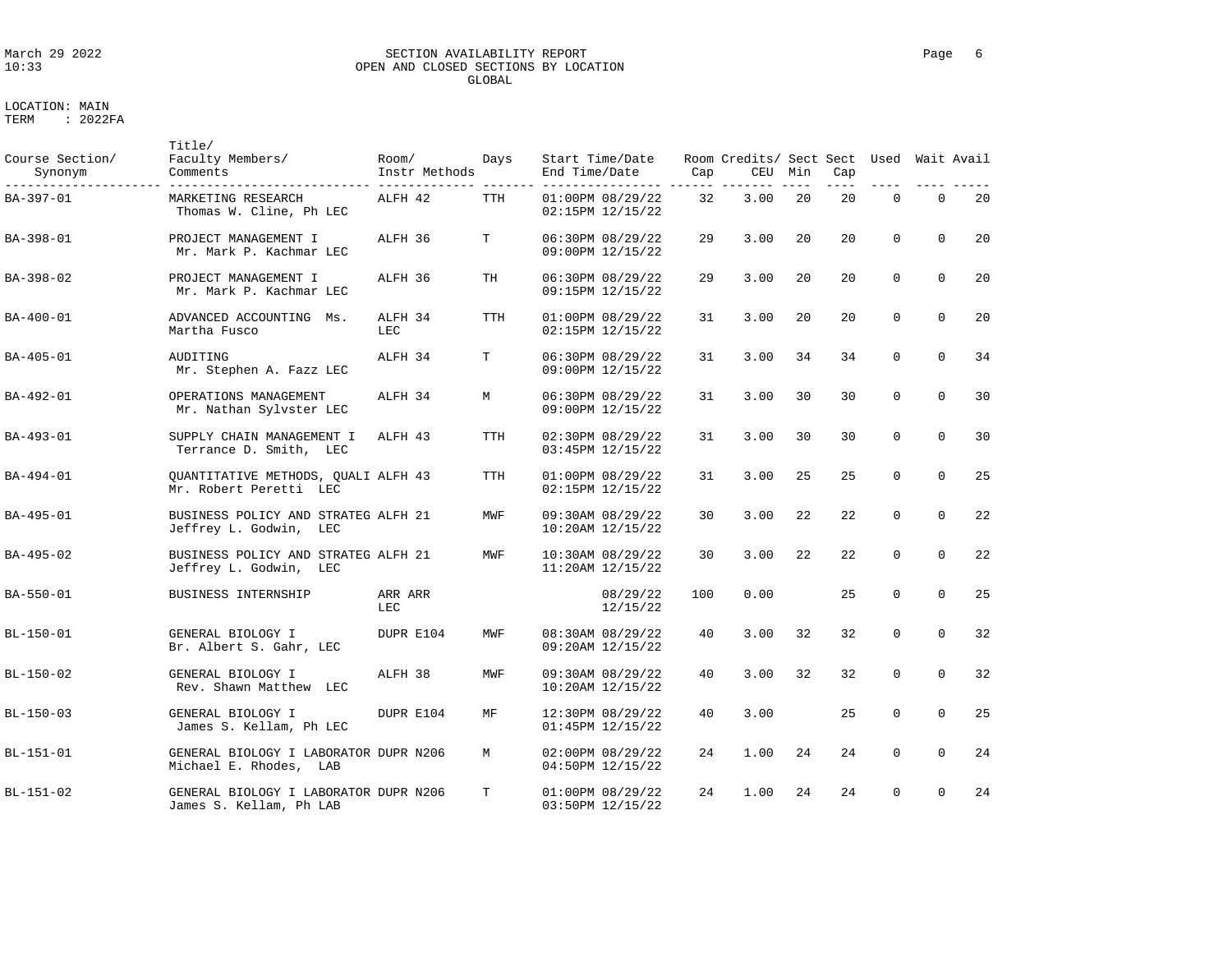March 29 2022
10:33

SECTION AVAILABILITY REPORT
OPEN AND CLOSED SECTIONS BY LOCATION
GLOBAL

LOCATION: MAIN
TERM : 2022FA

| Course Section/ Synonym | Title/ Faculty Members/ Comments | Room/ Instr Methods | Days | Start Time/Date End Time/Date | Room Cap | Credits/ CEU | Sect Min | Sect Cap | Used | Wait | Avail |
|---|---|---|---|---|---|---|---|---|---|---|---|
| BA-397-01 | MARKETING RESEARCH Thomas W. Cline, Ph LEC | ALFH 42 | TTH | 01:00PM 08/29/22 02:15PM 12/15/22 | 32 | 3.00 | 20 | 20 | 0 | 0 | 20 |
| BA-398-01 | PROJECT MANAGEMENT I Mr. Mark P. Kachmar LEC | ALFH 36 | T | 06:30PM 08/29/22 09:00PM 12/15/22 | 29 | 3.00 | 20 | 20 | 0 | 0 | 20 |
| BA-398-02 | PROJECT MANAGEMENT I Mr. Mark P. Kachmar LEC | ALFH 36 | TH | 06:30PM 08/29/22 09:15PM 12/15/22 | 29 | 3.00 | 20 | 20 | 0 | 0 | 20 |
| BA-400-01 | ADVANCED ACCOUNTING Ms. Martha Fusco | ALFH 34 LEC | TTH | 01:00PM 08/29/22 02:15PM 12/15/22 | 31 | 3.00 | 20 | 20 | 0 | 0 | 20 |
| BA-405-01 | AUDITING Mr. Stephen A. Fazz LEC | ALFH 34 | T | 06:30PM 08/29/22 09:00PM 12/15/22 | 31 | 3.00 | 34 | 34 | 0 | 0 | 34 |
| BA-492-01 | OPERATIONS MANAGEMENT Mr. Nathan Sylvster LEC | ALFH 34 | M | 06:30PM 08/29/22 09:00PM 12/15/22 | 31 | 3.00 | 30 | 30 | 0 | 0 | 30 |
| BA-493-01 | SUPPLY CHAIN MANAGEMENT I Terrance D. Smith, LEC | ALFH 43 | TTH | 02:30PM 08/29/22 03:45PM 12/15/22 | 31 | 3.00 | 30 | 30 | 0 | 0 | 30 |
| BA-494-01 | QUANTITATIVE METHODS, QUALI Mr. Robert Peretti LEC | ALFH 43 | TTH | 01:00PM 08/29/22 02:15PM 12/15/22 | 31 | 3.00 | 25 | 25 | 0 | 0 | 25 |
| BA-495-01 | BUSINESS POLICY AND STRATEG Jeffrey L. Godwin, LEC | ALFH 21 | MWF | 09:30AM 08/29/22 10:20AM 12/15/22 | 30 | 3.00 | 22 | 22 | 0 | 0 | 22 |
| BA-495-02 | BUSINESS POLICY AND STRATEG Jeffrey L. Godwin, LEC | ALFH 21 | MWF | 10:30AM 08/29/22 11:20AM 12/15/22 | 30 | 3.00 | 22 | 22 | 0 | 0 | 22 |
| BA-550-01 | BUSINESS INTERNSHIP | ARR ARR LEC | | 08/29/22 12/15/22 | 100 | 0.00 | | 25 | 0 | 0 | 25 |
| BL-150-01 | GENERAL BIOLOGY I Br. Albert S. Gahr, LEC | DUPR E104 | MWF | 08:30AM 08/29/22 09:20AM 12/15/22 | 40 | 3.00 | 32 | 32 | 0 | 0 | 32 |
| BL-150-02 | GENERAL BIOLOGY I Rev. Shawn Matthew LEC | ALFH 38 | MWF | 09:30AM 08/29/22 10:20AM 12/15/22 | 40 | 3.00 | 32 | 32 | 0 | 0 | 32 |
| BL-150-03 | GENERAL BIOLOGY I James S. Kellam, Ph LEC | DUPR E104 | MF | 12:30PM 08/29/22 01:45PM 12/15/22 | 40 | 3.00 | | 25 | 0 | 0 | 25 |
| BL-151-01 | GENERAL BIOLOGY I LABORATOR Michael E. Rhodes, LAB | DUPR N206 | M | 02:00PM 08/29/22 04:50PM 12/15/22 | 24 | 1.00 | 24 | 24 | 0 | 0 | 24 |
| BL-151-02 | GENERAL BIOLOGY I LABORATOR James S. Kellam, Ph LAB | DUPR N206 | T | 01:00PM 08/29/22 03:50PM 12/15/22 | 24 | 1.00 | 24 | 24 | 0 | 0 | 24 |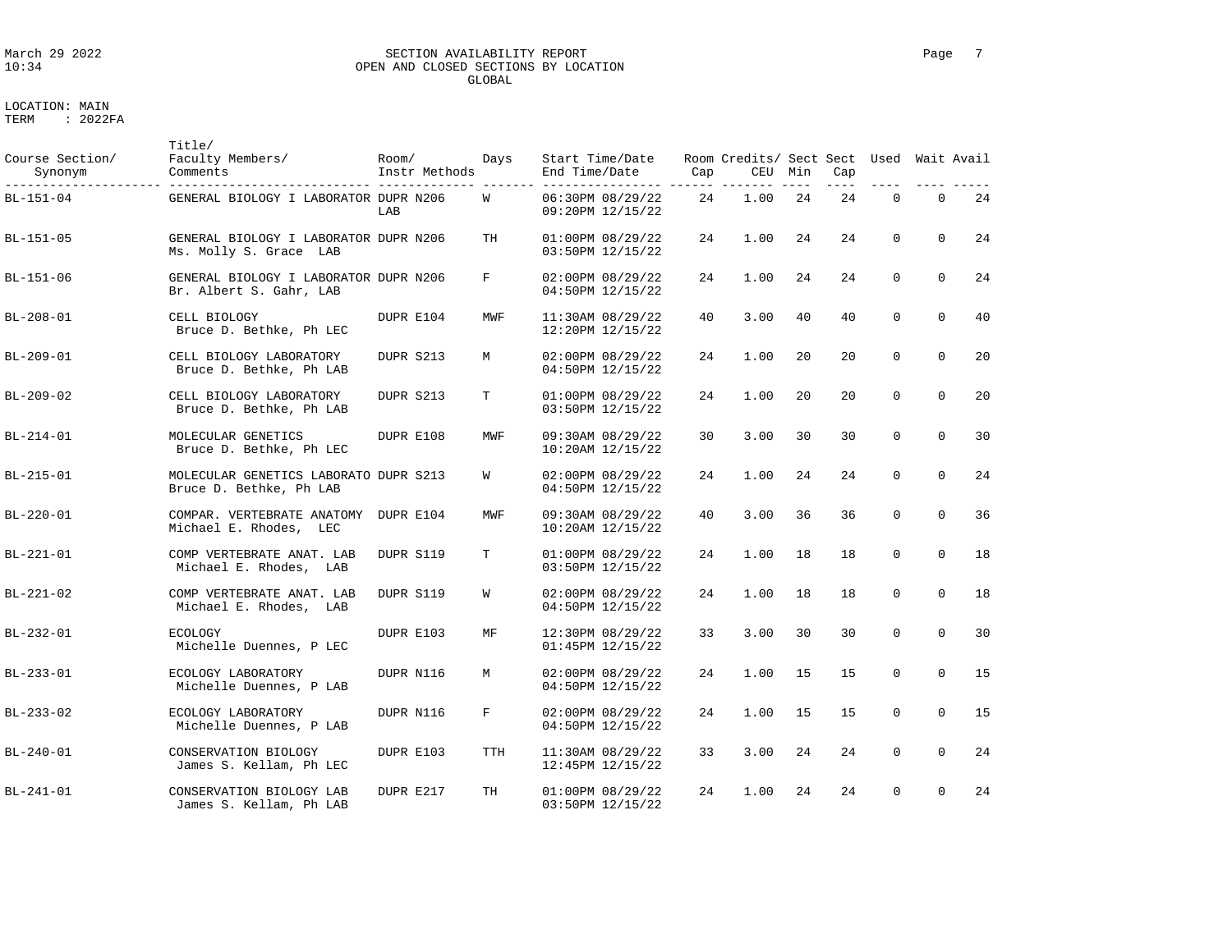# SECTION AVAILABILITY REPORT
## OPEN AND CLOSED SECTIONS BY LOCATION
### GLOBAL

March 29 2022
10:34

LOCATION: MAIN
TERM : 2022FA

| Course Section/ Synonym | Title/ Faculty Members/ Comments | Room/ Instr Methods | Days | Start Time/Date End Time/Date | Room Cap | Credits/ CEU | Sect Min | Sect Cap | Used | Wait | Avail |
|---|---|---|---|---|---|---|---|---|---|---|---|
| BL-151-04 | GENERAL BIOLOGY I LABORATOR | DUPR N206 LAB | W | 06:30PM 08/29/22 09:20PM 12/15/22 | 24 | 1.00 | 24 | 24 | 0 | 0 | 24 |
| BL-151-05 | GENERAL BIOLOGY I LABORATOR Ms. Molly S. Grace LAB | DUPR N206 | TH | 01:00PM 08/29/22 03:50PM 12/15/22 | 24 | 1.00 | 24 | 24 | 0 | 0 | 24 |
| BL-151-06 | GENERAL BIOLOGY I LABORATOR Br. Albert S. Gahr, LAB | DUPR N206 | F | 02:00PM 08/29/22 04:50PM 12/15/22 | 24 | 1.00 | 24 | 24 | 0 | 0 | 24 |
| BL-208-01 | CELL BIOLOGY Bruce D. Bethke, Ph LEC | DUPR E104 | MWF | 11:30AM 08/29/22 12:20PM 12/15/22 | 40 | 3.00 | 40 | 40 | 0 | 0 | 40 |
| BL-209-01 | CELL BIOLOGY LABORATORY Bruce D. Bethke, Ph LAB | DUPR S213 | M | 02:00PM 08/29/22 04:50PM 12/15/22 | 24 | 1.00 | 20 | 20 | 0 | 0 | 20 |
| BL-209-02 | CELL BIOLOGY LABORATORY Bruce D. Bethke, Ph LAB | DUPR S213 | T | 01:00PM 08/29/22 03:50PM 12/15/22 | 24 | 1.00 | 20 | 20 | 0 | 0 | 20 |
| BL-214-01 | MOLECULAR GENETICS Bruce D. Bethke, Ph LEC | DUPR E108 | MWF | 09:30AM 08/29/22 10:20AM 12/15/22 | 30 | 3.00 | 30 | 30 | 0 | 0 | 30 |
| BL-215-01 | MOLECULAR GENETICS LABORATO Bruce D. Bethke, Ph LAB | DUPR S213 | W | 02:00PM 08/29/22 04:50PM 12/15/22 | 24 | 1.00 | 24 | 24 | 0 | 0 | 24 |
| BL-220-01 | COMPAR. VERTEBRATE ANATOMY Michael E. Rhodes, LEC | DUPR E104 | MWF | 09:30AM 08/29/22 10:20AM 12/15/22 | 40 | 3.00 | 36 | 36 | 0 | 0 | 36 |
| BL-221-01 | COMP VERTEBRATE ANAT. LAB Michael E. Rhodes, LAB | DUPR S119 | T | 01:00PM 08/29/22 03:50PM 12/15/22 | 24 | 1.00 | 18 | 18 | 0 | 0 | 18 |
| BL-221-02 | COMP VERTEBRATE ANAT. LAB Michael E. Rhodes, LAB | DUPR S119 | W | 02:00PM 08/29/22 04:50PM 12/15/22 | 24 | 1.00 | 18 | 18 | 0 | 0 | 18 |
| BL-232-01 | ECOLOGY Michelle Duennes, P LEC | DUPR E103 | MF | 12:30PM 08/29/22 01:45PM 12/15/22 | 33 | 3.00 | 30 | 30 | 0 | 0 | 30 |
| BL-233-01 | ECOLOGY LABORATORY Michelle Duennes, P LAB | DUPR N116 | M | 02:00PM 08/29/22 04:50PM 12/15/22 | 24 | 1.00 | 15 | 15 | 0 | 0 | 15 |
| BL-233-02 | ECOLOGY LABORATORY Michelle Duennes, P LAB | DUPR N116 | F | 02:00PM 08/29/22 04:50PM 12/15/22 | 24 | 1.00 | 15 | 15 | 0 | 0 | 15 |
| BL-240-01 | CONSERVATION BIOLOGY James S. Kellam, Ph LEC | DUPR E103 | TTH | 11:30AM 08/29/22 12:45PM 12/15/22 | 33 | 3.00 | 24 | 24 | 0 | 0 | 24 |
| BL-241-01 | CONSERVATION BIOLOGY LAB James S. Kellam, Ph LAB | DUPR E217 | TH | 01:00PM 08/29/22 03:50PM 12/15/22 | 24 | 1.00 | 24 | 24 | 0 | 0 | 24 |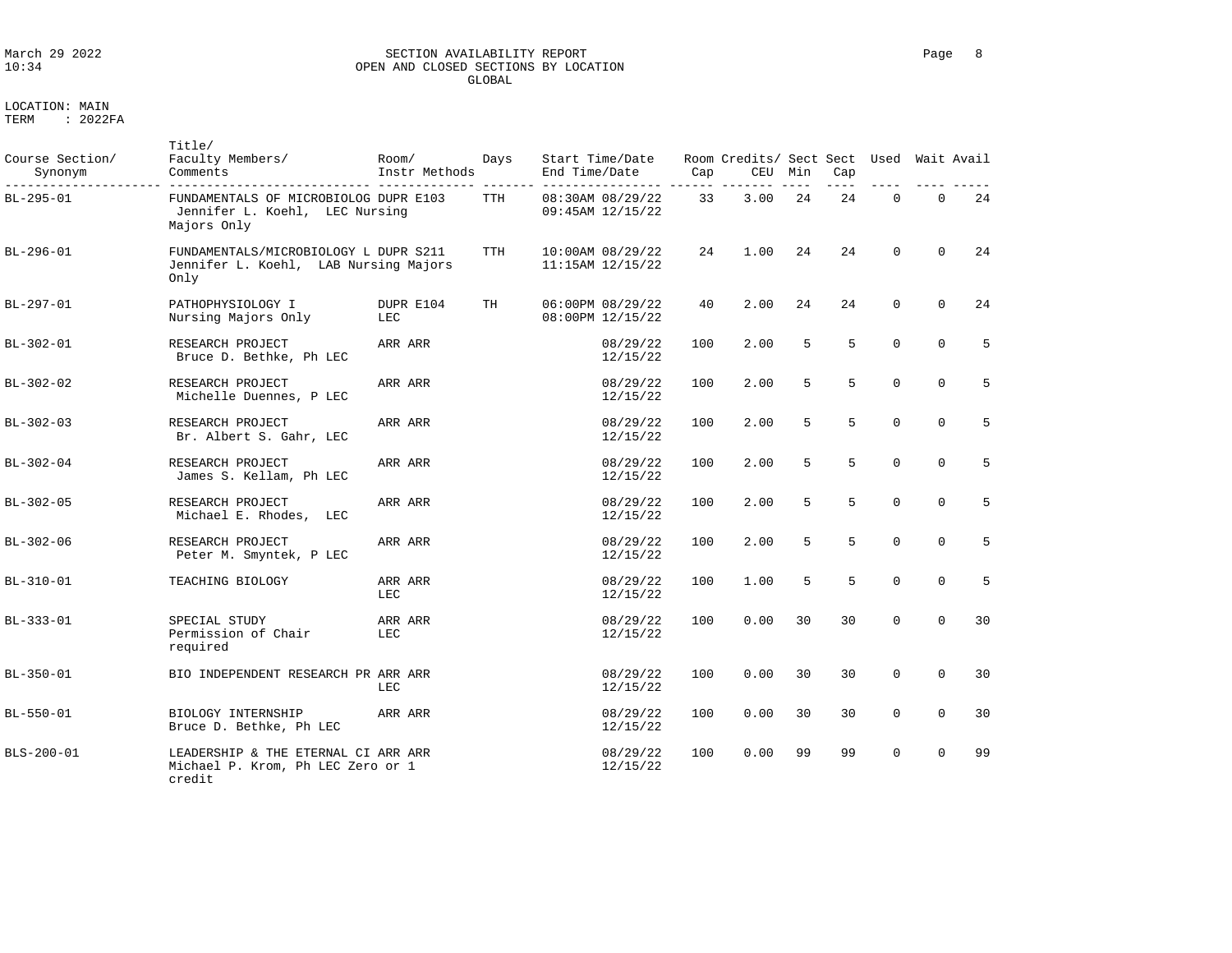SECTION AVAILABILITY REPORT
OPEN AND CLOSED SECTIONS BY LOCATION
GLOBAL

March 29 2022
10:34

LOCATION: MAIN
TERM : 2022FA

| Course Section/ Synonym | Title/ Faculty Members/ Comments | Room/ Instr Methods | Days | Start Time/Date End Time/Date | Room Cap | Credits/ CEU | Sect Min | Sect Cap | Used | Wait | Avail |
|---|---|---|---|---|---|---|---|---|---|---|---|
| BL-295-01 | FUNDAMENTALS OF MICROBIOLOG Jennifer L. Koehl, Nursing Majors Only | DUPR E103 LEC | TTH | 08:30AM 08/29/22 09:45AM 12/15/22 | 33 | 3.00 | 24 | 24 | 0 | 0 | 24 |
| BL-296-01 | FUNDAMENTALS/MICROBIOLOGY L Jennifer L. Koehl, Nursing Majors Only | DUPR S211 LAB | TTH | 10:00AM 08/29/22 11:15AM 12/15/22 | 24 | 1.00 | 24 | 24 | 0 | 0 | 24 |
| BL-297-01 | PATHOPHYSIOLOGY I Nursing Majors Only | DUPR E104 LEC | TH | 06:00PM 08/29/22 08:00PM 12/15/22 | 40 | 2.00 | 24 | 24 | 0 | 0 | 24 |
| BL-302-01 | RESEARCH PROJECT Bruce D. Bethke, Ph | ARR ARR LEC | | 08/29/22 12/15/22 | 100 | 2.00 | 5 | 5 | 0 | 0 | 5 |
| BL-302-02 | RESEARCH PROJECT Michelle Duennes, P | ARR ARR LEC | | 08/29/22 12/15/22 | 100 | 2.00 | 5 | 5 | 0 | 0 | 5 |
| BL-302-03 | RESEARCH PROJECT Br. Albert S. Gahr, | ARR ARR LEC | | 08/29/22 12/15/22 | 100 | 2.00 | 5 | 5 | 0 | 0 | 5 |
| BL-302-04 | RESEARCH PROJECT James S. Kellam, Ph | ARR ARR LEC | | 08/29/22 12/15/22 | 100 | 2.00 | 5 | 5 | 0 | 0 | 5 |
| BL-302-05 | RESEARCH PROJECT Michael E. Rhodes, | ARR ARR LEC | | 08/29/22 12/15/22 | 100 | 2.00 | 5 | 5 | 0 | 0 | 5 |
| BL-302-06 | RESEARCH PROJECT Peter M. Smyntek, P | ARR ARR LEC | | 08/29/22 12/15/22 | 100 | 2.00 | 5 | 5 | 0 | 0 | 5 |
| BL-310-01 | TEACHING BIOLOGY | ARR ARR LEC | | 08/29/22 12/15/22 | 100 | 1.00 | 5 | 5 | 0 | 0 | 5 |
| BL-333-01 | SPECIAL STUDY Permission of Chair required | ARR ARR LEC | | 08/29/22 12/15/22 | 100 | 0.00 | 30 | 30 | 0 | 0 | 30 |
| BL-350-01 | BIO INDEPENDENT RESEARCH PR | ARR ARR LEC | | 08/29/22 12/15/22 | 100 | 0.00 | 30 | 30 | 0 | 0 | 30 |
| BL-550-01 | BIOLOGY INTERNSHIP Bruce D. Bethke, Ph | ARR ARR LEC | | 08/29/22 12/15/22 | 100 | 0.00 | 30 | 30 | 0 | 0 | 30 |
| BLS-200-01 | LEADERSHIP & THE ETERNAL CI Michael P. Krom, Ph Zero or 1 credit | ARR ARR LEC | | 08/29/22 12/15/22 | 100 | 0.00 | 99 | 99 | 0 | 0 | 99 |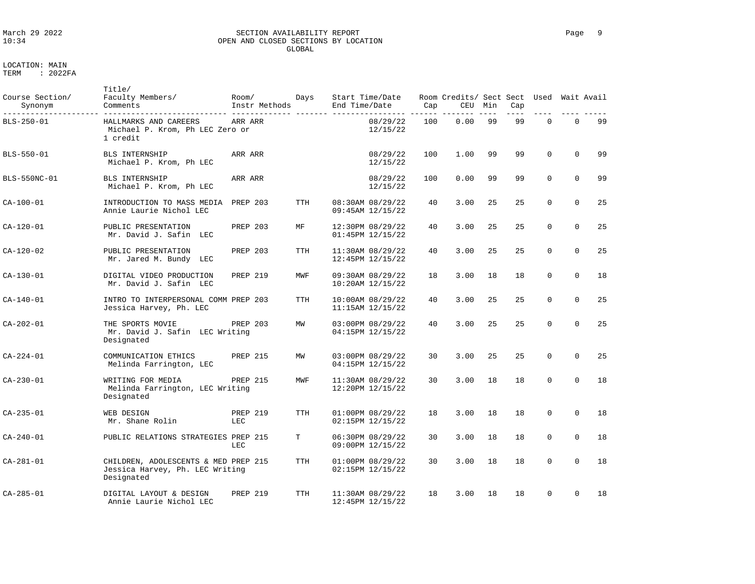SECTION AVAILABILITY REPORT
OPEN AND CLOSED SECTIONS BY LOCATION
GLOBAL

March 29 2022
10:34

LOCATION: MAIN
TERM : 2022FA

| Course Section/ Synonym | Title/ Faculty Members/ Comments | Room/ Instr Methods | Days | Start Time/Date End Time/Date | Room Cap | Credits/ CEU | Sect Min | Sect Cap | Used | Wait | Avail |
|---|---|---|---|---|---|---|---|---|---|---|---|
| BLS-250-01 | HALLMARKS AND CAREERS Michael P. Krom, Ph LEC Zero or 1 credit | ARR ARR | | 08/29/22 12/15/22 | 100 | 0.00 | 99 | 99 | 0 | 0 | 99 |
| BLS-550-01 | BLS INTERNSHIP Michael P. Krom, Ph LEC | ARR ARR | | 08/29/22 12/15/22 | 100 | 1.00 | 99 | 99 | 0 | 0 | 99 |
| BLS-550NC-01 | BLS INTERNSHIP Michael P. Krom, Ph LEC | ARR ARR | | 08/29/22 12/15/22 | 100 | 0.00 | 99 | 99 | 0 | 0 | 99 |
| CA-100-01 | INTRODUCTION TO MASS MEDIA Annie Laurie Nichol LEC | PREP 203 | TTH | 08:30AM 08/29/22 09:45AM 12/15/22 | 40 | 3.00 | 25 | 25 | 0 | 0 | 25 |
| CA-120-01 | PUBLIC PRESENTATION Mr. David J. Safin LEC | PREP 203 | MF | 12:30PM 08/29/22 01:45PM 12/15/22 | 40 | 3.00 | 25 | 25 | 0 | 0 | 25 |
| CA-120-02 | PUBLIC PRESENTATION Mr. Jared M. Bundy LEC | PREP 203 | TTH | 11:30AM 08/29/22 12:45PM 12/15/22 | 40 | 3.00 | 25 | 25 | 0 | 0 | 25 |
| CA-130-01 | DIGITAL VIDEO PRODUCTION Mr. David J. Safin LEC | PREP 219 | MWF | 09:30AM 08/29/22 10:20AM 12/15/22 | 18 | 3.00 | 18 | 18 | 0 | 0 | 18 |
| CA-140-01 | INTRO TO INTERPERSONAL COMM Jessica Harvey, Ph. LEC | PREP 203 | TTH | 10:00AM 08/29/22 11:15AM 12/15/22 | 40 | 3.00 | 25 | 25 | 0 | 0 | 25 |
| CA-202-01 | THE SPORTS MOVIE Mr. David J. Safin LEC Writing Designated | PREP 203 | MW | 03:00PM 08/29/22 04:15PM 12/15/22 | 40 | 3.00 | 25 | 25 | 0 | 0 | 25 |
| CA-224-01 | COMMUNICATION ETHICS Melinda Farrington, LEC | PREP 215 | MW | 03:00PM 08/29/22 04:15PM 12/15/22 | 30 | 3.00 | 25 | 25 | 0 | 0 | 25 |
| CA-230-01 | WRITING FOR MEDIA Melinda Farrington, LEC Writing Designated | PREP 215 | MWF | 11:30AM 08/29/22 12:20PM 12/15/22 | 30 | 3.00 | 18 | 18 | 0 | 0 | 18 |
| CA-235-01 | WEB DESIGN Mr. Shane Rolin | PREP 219 LEC | TTH | 01:00PM 08/29/22 02:15PM 12/15/22 | 18 | 3.00 | 18 | 18 | 0 | 0 | 18 |
| CA-240-01 | PUBLIC RELATIONS STRATEGIES | PREP 215 LEC | T | 06:30PM 08/29/22 09:00PM 12/15/22 | 30 | 3.00 | 18 | 18 | 0 | 0 | 18 |
| CA-281-01 | CHILDREN, ADOLESCENTS & MED Jessica Harvey, Ph. LEC Writing Designated | PREP 215 | TTH | 01:00PM 08/29/22 02:15PM 12/15/22 | 30 | 3.00 | 18 | 18 | 0 | 0 | 18 |
| CA-285-01 | DIGITAL LAYOUT & DESIGN Annie Laurie Nichol LEC | PREP 219 | TTH | 11:30AM 08/29/22 12:45PM 12/15/22 | 18 | 3.00 | 18 | 18 | 0 | 0 | 18 |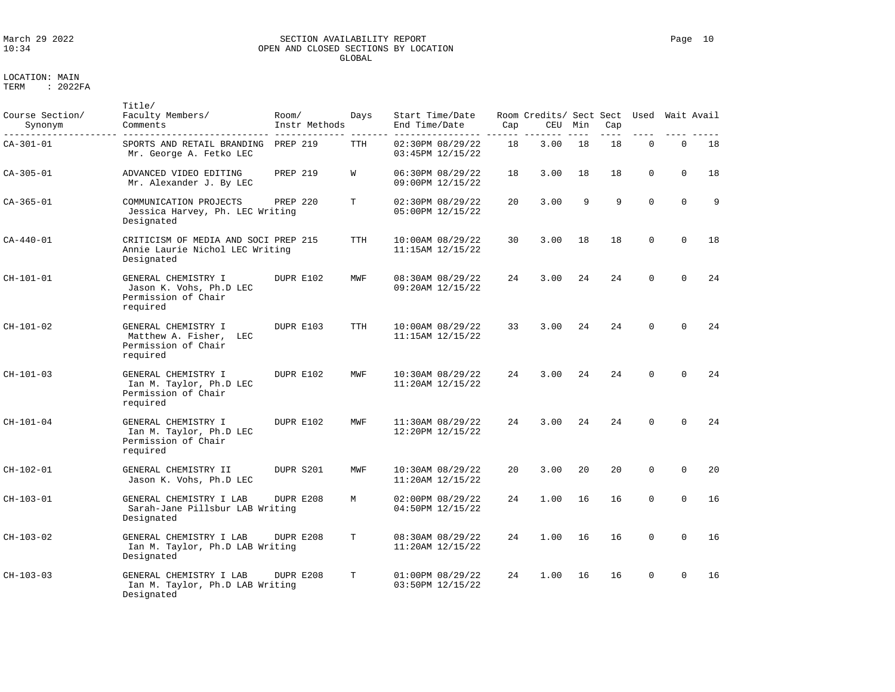SECTION AVAILABILITY REPORT
OPEN AND CLOSED SECTIONS BY LOCATION
GLOBAL

March 29 2022
10:34

LOCATION: MAIN
TERM : 2022FA

| Course Section/ Synonym | Title/ Faculty Members/ Comments | Room/ Instr Methods | Days | Start Time/Date End Time/Date | Room Cap | Credits/ CEU | Sect Min | Sect Cap | Used | Wait | Avail |
|---|---|---|---|---|---|---|---|---|---|---|---|
| CA-301-01 | SPORTS AND RETAIL BRANDING Mr. George A. Fetko LEC | PREP 219 | TTH | 02:30PM 08/29/22 03:45PM 12/15/22 | 18 | 3.00 | 18 | 18 | 0 | 0 | 18 |
| CA-305-01 | ADVANCED VIDEO EDITING Mr. Alexander J. By LEC | PREP 219 | W | 06:30PM 08/29/22 09:00PM 12/15/22 | 18 | 3.00 | 18 | 18 | 0 | 0 | 18 |
| CA-365-01 | COMMUNICATION PROJECTS Jessica Harvey, Ph. LEC Writing Designated | PREP 220 | T | 02:30PM 08/29/22 05:00PM 12/15/22 | 20 | 3.00 | 9 | 9 | 0 | 0 | 9 |
| CA-440-01 | CRITICISM OF MEDIA AND SOCI Annie Laurie Nichol LEC Writing Designated | PREP 215 | TTH | 10:00AM 08/29/22 11:15AM 12/15/22 | 30 | 3.00 | 18 | 18 | 0 | 0 | 18 |
| CH-101-01 | GENERAL CHEMISTRY I Jason K. Vohs, Ph.D LEC Permission of Chair required | DUPR E102 | MWF | 08:30AM 08/29/22 09:20AM 12/15/22 | 24 | 3.00 | 24 | 24 | 0 | 0 | 24 |
| CH-101-02 | GENERAL CHEMISTRY I Matthew A. Fisher, LEC Permission of Chair required | DUPR E103 | TTH | 10:00AM 08/29/22 11:15AM 12/15/22 | 33 | 3.00 | 24 | 24 | 0 | 0 | 24 |
| CH-101-03 | GENERAL CHEMISTRY I Ian M. Taylor, Ph.D LEC Permission of Chair required | DUPR E102 | MWF | 10:30AM 08/29/22 11:20AM 12/15/22 | 24 | 3.00 | 24 | 24 | 0 | 0 | 24 |
| CH-101-04 | GENERAL CHEMISTRY I Ian M. Taylor, Ph.D LEC Permission of Chair required | DUPR E102 | MWF | 11:30AM 08/29/22 12:20PM 12/15/22 | 24 | 3.00 | 24 | 24 | 0 | 0 | 24 |
| CH-102-01 | GENERAL CHEMISTRY II Jason K. Vohs, Ph.D LEC | DUPR S201 | MWF | 10:30AM 08/29/22 11:20AM 12/15/22 | 20 | 3.00 | 20 | 20 | 0 | 0 | 20 |
| CH-103-01 | GENERAL CHEMISTRY I LAB Sarah-Jane Pillsbur LAB Writing Designated | DUPR E208 | M | 02:00PM 08/29/22 04:50PM 12/15/22 | 24 | 1.00 | 16 | 16 | 0 | 0 | 16 |
| CH-103-02 | GENERAL CHEMISTRY I LAB Ian M. Taylor, Ph.D LAB Writing Designated | DUPR E208 | T | 08:30AM 08/29/22 11:20AM 12/15/22 | 24 | 1.00 | 16 | 16 | 0 | 0 | 16 |
| CH-103-03 | GENERAL CHEMISTRY I LAB Ian M. Taylor, Ph.D LAB Writing Designated | DUPR E208 | T | 01:00PM 08/29/22 03:50PM 12/15/22 | 24 | 1.00 | 16 | 16 | 0 | 0 | 16 |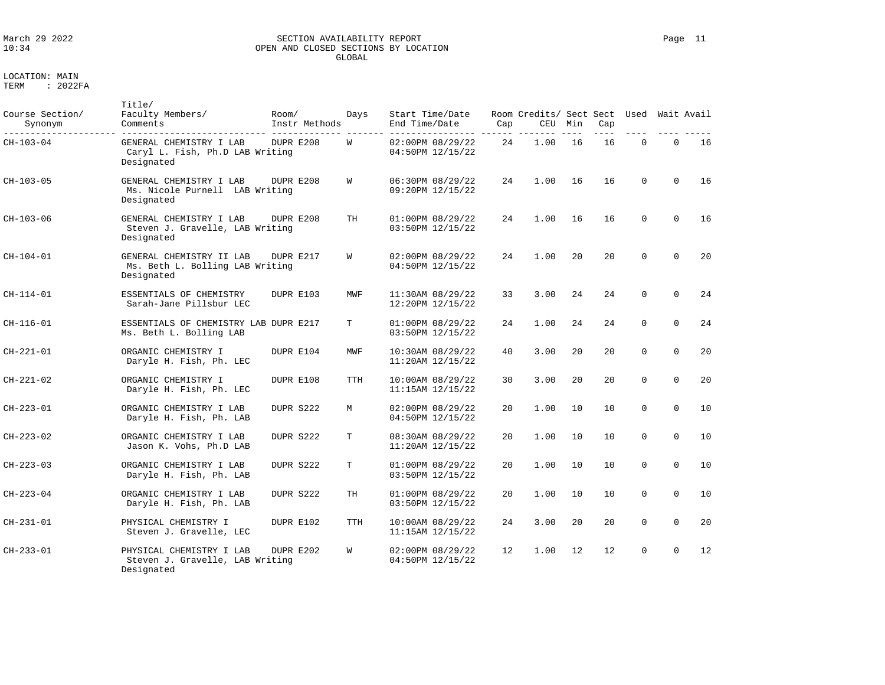SECTION AVAILABILITY REPORT
OPEN AND CLOSED SECTIONS BY LOCATION
GLOBAL

March 29 2022
10:34

LOCATION: MAIN
TERM : 2022FA

| Course Section/ Synonym | Title/ Faculty Members/ Comments | Room/ Instr Methods | Days | Start Time/Date End Time/Date | Room Cap | Credits/ CEU | Sect Min | Sect Cap | Used | Wait | Avail |
|---|---|---|---|---|---|---|---|---|---|---|---|
| CH-103-04 | GENERAL CHEMISTRY I LAB Caryl L. Fish, Ph.D LAB Writing Designated | DUPR E208 | W | 02:00PM 08/29/22 04:50PM 12/15/22 | 24 | 1.00 | 16 | 16 | 0 | 0 | 16 |
| CH-103-05 | GENERAL CHEMISTRY I LAB Ms. Nicole Purnell LAB Writing Designated | DUPR E208 | W | 06:30PM 08/29/22 09:20PM 12/15/22 | 24 | 1.00 | 16 | 16 | 0 | 0 | 16 |
| CH-103-06 | GENERAL CHEMISTRY I LAB Steven J. Gravelle, LAB Writing Designated | DUPR E208 | TH | 01:00PM 08/29/22 03:50PM 12/15/22 | 24 | 1.00 | 16 | 16 | 0 | 0 | 16 |
| CH-104-01 | GENERAL CHEMISTRY II LAB Ms. Beth L. Bolling LAB Writing Designated | DUPR E217 | W | 02:00PM 08/29/22 04:50PM 12/15/22 | 24 | 1.00 | 20 | 20 | 0 | 0 | 20 |
| CH-114-01 | ESSENTIALS OF CHEMISTRY Sarah-Jane Pillsbur LEC | DUPR E103 | MWF | 11:30AM 08/29/22 12:20PM 12/15/22 | 33 | 3.00 | 24 | 24 | 0 | 0 | 24 |
| CH-116-01 | ESSENTIALS OF CHEMISTRY LAB Ms. Beth L. Bolling LAB | DUPR E217 | T | 01:00PM 08/29/22 03:50PM 12/15/22 | 24 | 1.00 | 24 | 24 | 0 | 0 | 24 |
| CH-221-01 | ORGANIC CHEMISTRY I Daryle H. Fish, Ph. LEC | DUPR E104 | MWF | 10:30AM 08/29/22 11:20AM 12/15/22 | 40 | 3.00 | 20 | 20 | 0 | 0 | 20 |
| CH-221-02 | ORGANIC CHEMISTRY I Daryle H. Fish, Ph. LEC | DUPR E108 | TTH | 10:00AM 08/29/22 11:15AM 12/15/22 | 30 | 3.00 | 20 | 20 | 0 | 0 | 20 |
| CH-223-01 | ORGANIC CHEMISTRY I LAB Daryle H. Fish, Ph. LAB | DUPR S222 | M | 02:00PM 08/29/22 04:50PM 12/15/22 | 20 | 1.00 | 10 | 10 | 0 | 0 | 10 |
| CH-223-02 | ORGANIC CHEMISTRY I LAB Jason K. Vohs, Ph.D LAB | DUPR S222 | T | 08:30AM 08/29/22 11:20AM 12/15/22 | 20 | 1.00 | 10 | 10 | 0 | 0 | 10 |
| CH-223-03 | ORGANIC CHEMISTRY I LAB Daryle H. Fish, Ph. LAB | DUPR S222 | T | 01:00PM 08/29/22 03:50PM 12/15/22 | 20 | 1.00 | 10 | 10 | 0 | 0 | 10 |
| CH-223-04 | ORGANIC CHEMISTRY I LAB Daryle H. Fish, Ph. LAB | DUPR S222 | TH | 01:00PM 08/29/22 03:50PM 12/15/22 | 20 | 1.00 | 10 | 10 | 0 | 0 | 10 |
| CH-231-01 | PHYSICAL CHEMISTRY I Steven J. Gravelle, LEC | DUPR E102 | TTH | 10:00AM 08/29/22 11:15AM 12/15/22 | 24 | 3.00 | 20 | 20 | 0 | 0 | 20 |
| CH-233-01 | PHYSICAL CHEMISTRY I LAB Steven J. Gravelle, LAB Writing Designated | DUPR E202 | W | 02:00PM 08/29/22 04:50PM 12/15/22 | 12 | 1.00 | 12 | 12 | 0 | 0 | 12 |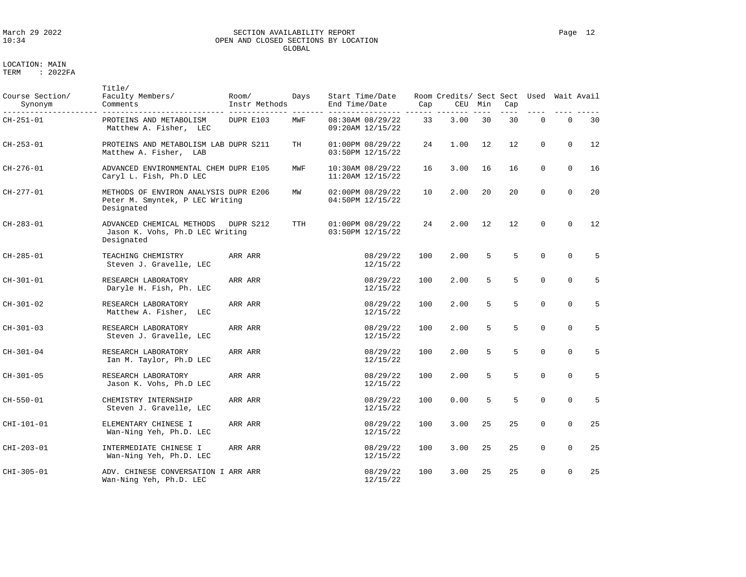March 29 2022
10:34

SECTION AVAILABILITY REPORT
OPEN AND CLOSED SECTIONS BY LOCATION
GLOBAL

LOCATION: MAIN
TERM : 2022FA

| Course Section/ Synonym | Title/ Faculty Members/ Comments | Room/ Instr Methods | Days | Start Time/Date End Time/Date | Room Cap | Credits/ CEU | Sect Min | Sect Cap | Used | Wait | Avail |
|---|---|---|---|---|---|---|---|---|---|---|---|
| CH-251-01 | PROTEINS AND METABOLISM Matthew A. Fisher, LEC | DUPR E103 | MWF | 08:30AM 08/29/22 09:20AM 12/15/22 | 33 | 3.00 | 30 | 30 | 0 | 0 | 30 |
| CH-253-01 | PROTEINS AND METABOLISM LAB Matthew A. Fisher, LAB | DUPR S211 | TH | 01:00PM 08/29/22 03:50PM 12/15/22 | 24 | 1.00 | 12 | 12 | 0 | 0 | 12 |
| CH-276-01 | ADVANCED ENVIRONMENTAL CHEM Caryl L. Fish, Ph.D LEC | DUPR E105 | MWF | 10:30AM 08/29/22 11:20AM 12/15/22 | 16 | 3.00 | 16 | 16 | 0 | 0 | 16 |
| CH-277-01 | METHODS OF ENVIRON ANALYSIS Peter M. Smyntek, P LEC Writing Designated | DUPR E206 | MW | 02:00PM 08/29/22 04:50PM 12/15/22 | 10 | 2.00 | 20 | 20 | 0 | 0 | 20 |
| CH-283-01 | ADVANCED CHEMICAL METHODS Jason K. Vohs, Ph.D LEC Writing Designated | DUPR S212 | TTH | 01:00PM 08/29/22 03:50PM 12/15/22 | 24 | 2.00 | 12 | 12 | 0 | 0 | 12 |
| CH-285-01 | TEACHING CHEMISTRY Steven J. Gravelle, LEC | ARR ARR | | 08/29/22 12/15/22 | 100 | 2.00 | 5 | 5 | 0 | 0 | 5 |
| CH-301-01 | RESEARCH LABORATORY Daryle H. Fish, Ph. LEC | ARR ARR | | 08/29/22 12/15/22 | 100 | 2.00 | 5 | 5 | 0 | 0 | 5 |
| CH-301-02 | RESEARCH LABORATORY Matthew A. Fisher, LEC | ARR ARR | | 08/29/22 12/15/22 | 100 | 2.00 | 5 | 5 | 0 | 0 | 5 |
| CH-301-03 | RESEARCH LABORATORY Steven J. Gravelle, LEC | ARR ARR | | 08/29/22 12/15/22 | 100 | 2.00 | 5 | 5 | 0 | 0 | 5 |
| CH-301-04 | RESEARCH LABORATORY Ian M. Taylor, Ph.D LEC | ARR ARR | | 08/29/22 12/15/22 | 100 | 2.00 | 5 | 5 | 0 | 0 | 5 |
| CH-301-05 | RESEARCH LABORATORY Jason K. Vohs, Ph.D LEC | ARR ARR | | 08/29/22 12/15/22 | 100 | 2.00 | 5 | 5 | 0 | 0 | 5 |
| CH-550-01 | CHEMISTRY INTERNSHIP Steven J. Gravelle, LEC | ARR ARR | | 08/29/22 12/15/22 | 100 | 0.00 | 5 | 5 | 0 | 0 | 5 |
| CHI-101-01 | ELEMENTARY CHINESE I Wan-Ning Yeh, Ph.D. LEC | ARR ARR | | 08/29/22 12/15/22 | 100 | 3.00 | 25 | 25 | 0 | 0 | 25 |
| CHI-203-01 | INTERMEDIATE CHINESE I Wan-Ning Yeh, Ph.D. LEC | ARR ARR | | 08/29/22 12/15/22 | 100 | 3.00 | 25 | 25 | 0 | 0 | 25 |
| CHI-305-01 | ADV. CHINESE CONVERSATION I Wan-Ning Yeh, Ph.D. LEC | ARR ARR | | 08/29/22 12/15/22 | 100 | 3.00 | 25 | 25 | 0 | 0 | 25 |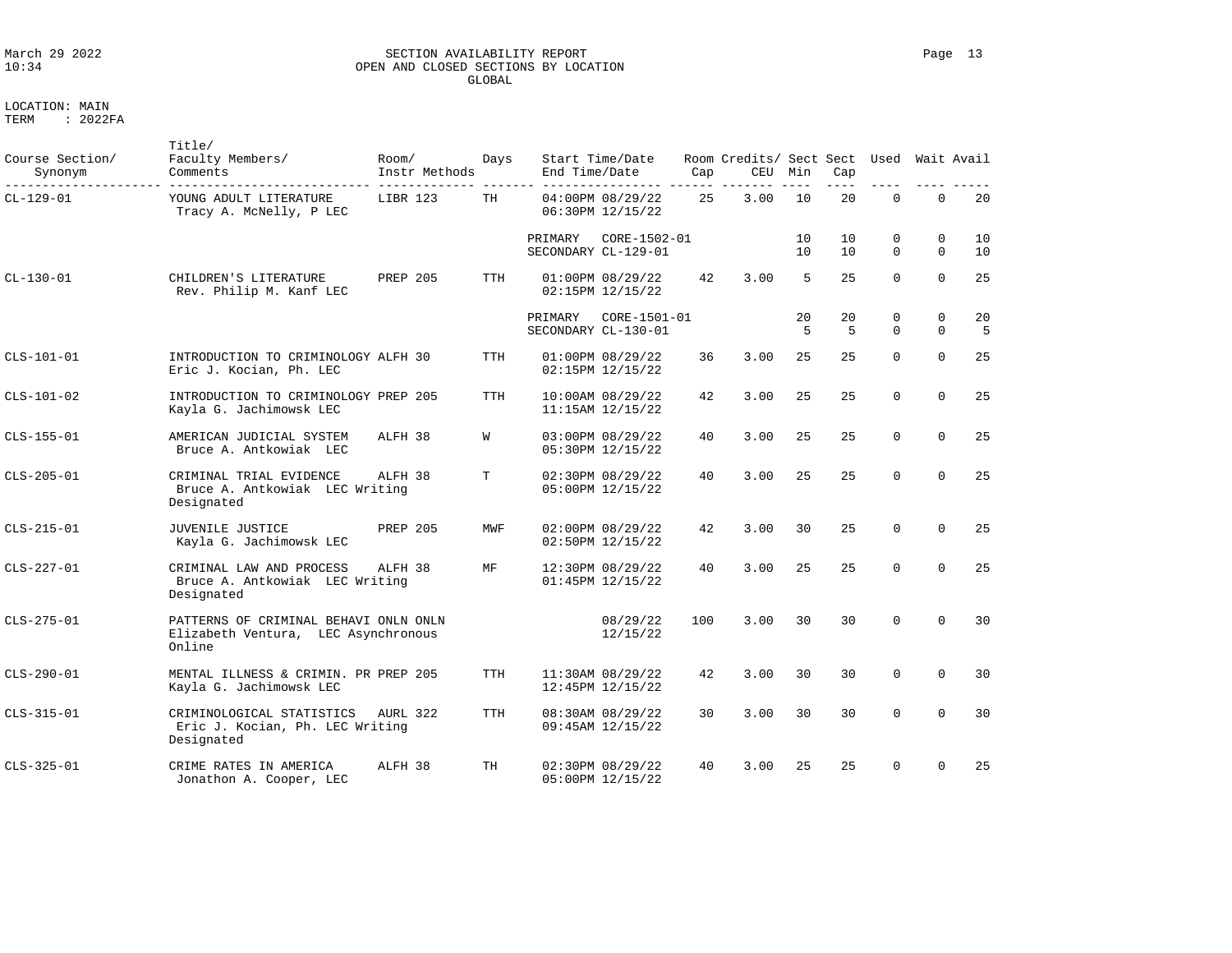SECTION AVAILABILITY REPORT
OPEN AND CLOSED SECTIONS BY LOCATION
GLOBAL

March 29 2022
10:34

LOCATION: MAIN
TERM : 2022FA

| Course Section/ Synonym | Title/ Faculty Members/ Comments | Room/ Instr Methods | Days | Start Time/Date End Time/Date | Room Cap | Credits/ CEU | Sect Min | Sect Cap | Used | Wait | Avail |
|---|---|---|---|---|---|---|---|---|---|---|---|
| CL-129-01 | YOUNG ADULT LITERATURE Tracy A. McNelly, P LEC | LIBR 123 | TH | 04:00PM 08/29/22 06:30PM 12/15/22 | 25 | 3.00 | 10 | 20 | 0 | 0 | 20 |
| | | | | PRIMARY CORE-1502-01 | | | 10 | 10 | 0 | 0 | 10 |
| | | | | SECONDARY CL-129-01 | | | 10 | 10 | 0 | 0 | 10 |
| CL-130-01 | CHILDREN'S LITERATURE Rev. Philip M. Kanf LEC | PREP 205 | TTH | 01:00PM 08/29/22 02:15PM 12/15/22 | 42 | 3.00 | 5 | 25 | 0 | 0 | 25 |
| | | | | PRIMARY CORE-1501-01 | | | 20 | 20 | 0 | 0 | 20 |
| | | | | SECONDARY CL-130-01 | | | 5 | 5 | 0 | 0 | 5 |
| CLS-101-01 | INTRODUCTION TO CRIMINOLOGY Eric J. Kocian, Ph. LEC | ALFH 30 | TTH | 01:00PM 08/29/22 02:15PM 12/15/22 | 36 | 3.00 | 25 | 25 | 0 | 0 | 25 |
| CLS-101-02 | INTRODUCTION TO CRIMINOLOGY Kayla G. Jachimowsk LEC | PREP 205 | TTH | 10:00AM 08/29/22 11:15AM 12/15/22 | 42 | 3.00 | 25 | 25 | 0 | 0 | 25 |
| CLS-155-01 | AMERICAN JUDICIAL SYSTEM Bruce A. Antkowiak LEC | ALFH 38 | W | 03:00PM 08/29/22 05:30PM 12/15/22 | 40 | 3.00 | 25 | 25 | 0 | 0 | 25 |
| CLS-205-01 | CRIMINAL TRIAL EVIDENCE Bruce A. Antkowiak LEC Writing Designated | ALFH 38 | T | 02:30PM 08/29/22 05:00PM 12/15/22 | 40 | 3.00 | 25 | 25 | 0 | 0 | 25 |
| CLS-215-01 | JUVENILE JUSTICE Kayla G. Jachimowsk LEC | PREP 205 | MWF | 02:00PM 08/29/22 02:50PM 12/15/22 | 42 | 3.00 | 30 | 25 | 0 | 0 | 25 |
| CLS-227-01 | CRIMINAL LAW AND PROCESS Bruce A. Antkowiak LEC Writing Designated | ALFH 38 | MF | 12:30PM 08/29/22 01:45PM 12/15/22 | 40 | 3.00 | 25 | 25 | 0 | 0 | 25 |
| CLS-275-01 | PATTERNS OF CRIMINAL BEHAVI Elizabeth Ventura, LEC Asynchronous Online | ONLN ONLN | | 08/29/22 12/15/22 | 100 | 3.00 | 30 | 30 | 0 | 0 | 30 |
| CLS-290-01 | MENTAL ILLNESS & CRIMIN. PR Kayla G. Jachimowsk LEC | PREP 205 | TTH | 11:30AM 08/29/22 12:45PM 12/15/22 | 42 | 3.00 | 30 | 30 | 0 | 0 | 30 |
| CLS-315-01 | CRIMINOLOGICAL STATISTICS Eric J. Kocian, Ph. LEC Writing Designated | AURL 322 | TTH | 08:30AM 08/29/22 09:45AM 12/15/22 | 30 | 3.00 | 30 | 30 | 0 | 0 | 30 |
| CLS-325-01 | CRIME RATES IN AMERICA Jonathon A. Cooper, LEC | ALFH 38 | TH | 02:30PM 08/29/22 05:00PM 12/15/22 | 40 | 3.00 | 25 | 25 | 0 | 0 | 25 |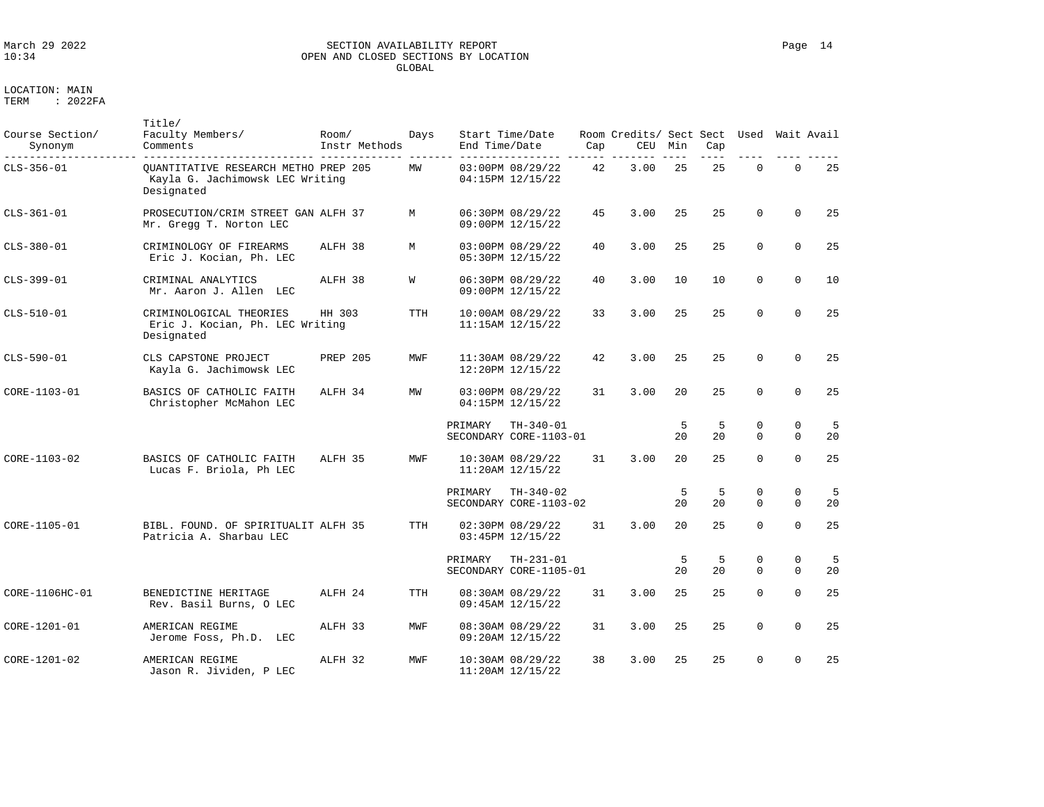March 29 2022
10:34

SECTION AVAILABILITY REPORT
OPEN AND CLOSED SECTIONS BY LOCATION
GLOBAL

LOCATION: MAIN
TERM : 2022FA

| Course Section/ Synonym | Title/ Faculty Members/ Comments | Room/ Instr Methods | Days | Start Time/Date End Time/Date | Room Cap | Credits/ CEU | Sect Min | Sect Cap | Used | Wait | Avail |
|---|---|---|---|---|---|---|---|---|---|---|---|
| CLS-356-01 | QUANTITATIVE RESEARCH METHO Kayla G. Jachimowsk Writing Designated | PREP 205 LEC | MW | 03:00PM 08/29/22 04:15PM 12/15/22 | 42 | 3.00 | 25 | 25 | 0 | 0 | 25 |
| CLS-361-01 | PROSECUTION/CRIM STREET GAN Mr. Gregg T. Norton | ALFH 37 LEC | M | 06:30PM 08/29/22 09:00PM 12/15/22 | 45 | 3.00 | 25 | 25 | 0 | 0 | 25 |
| CLS-380-01 | CRIMINOLOGY OF FIREARMS Eric J. Kocian, Ph. | ALFH 38 LEC | M | 03:00PM 08/29/22 05:30PM 12/15/22 | 40 | 3.00 | 25 | 25 | 0 | 0 | 25 |
| CLS-399-01 | CRIMINAL ANALYTICS Mr. Aaron J. Allen | ALFH 38 LEC | W | 06:30PM 08/29/22 09:00PM 12/15/22 | 40 | 3.00 | 10 | 10 | 0 | 0 | 10 |
| CLS-510-01 | CRIMINOLOGICAL THEORIES Eric J. Kocian, Ph. Writing Designated | HH 303 LEC | TTH | 10:00AM 08/29/22 11:15AM 12/15/22 | 33 | 3.00 | 25 | 25 | 0 | 0 | 25 |
| CLS-590-01 | CLS CAPSTONE PROJECT Kayla G. Jachimowsk | PREP 205 LEC | MWF | 11:30AM 08/29/22 12:20PM 12/15/22 | 42 | 3.00 | 25 | 25 | 0 | 0 | 25 |
| CORE-1103-01 | BASICS OF CATHOLIC FAITH Christopher McMahon | ALFH 34 LEC | MW | 03:00PM 08/29/22 04:15PM 12/15/22 | 31 | 3.00 | 20 | 25 | 0 | 0 | 25 |
| | | | | PRIMARY TH-340-01 | | | 5 | 5 | 0 | 0 | 5 |
| | | | | SECONDARY CORE-1103-01 | | | 20 | 20 | 0 | 0 | 20 |
| CORE-1103-02 | BASICS OF CATHOLIC FAITH Lucas F. Briola, Ph | ALFH 35 LEC | MWF | 10:30AM 08/29/22 11:20AM 12/15/22 | 31 | 3.00 | 20 | 25 | 0 | 0 | 25 |
| | | | | PRIMARY TH-340-02 | | | 5 | 5 | 0 | 0 | 5 |
| | | | | SECONDARY CORE-1103-02 | | | 20 | 20 | 0 | 0 | 20 |
| CORE-1105-01 | BIBL. FOUND. OF SPIRITUALIT Patricia A. Sharbau | ALFH 35 LEC | TTH | 02:30PM 08/29/22 03:45PM 12/15/22 | 31 | 3.00 | 20 | 25 | 0 | 0 | 25 |
| | | | | PRIMARY TH-231-01 | | | 5 | 5 | 0 | 0 | 5 |
| | | | | SECONDARY CORE-1105-01 | | | 20 | 20 | 0 | 0 | 20 |
| CORE-1106HC-01 | BENEDICTINE HERITAGE Rev. Basil Burns, O | ALFH 24 LEC | TTH | 08:30AM 08/29/22 09:45AM 12/15/22 | 31 | 3.00 | 25 | 25 | 0 | 0 | 25 |
| CORE-1201-01 | AMERICAN REGIME Jerome Foss, Ph.D. | ALFH 33 LEC | MWF | 08:30AM 08/29/22 09:20AM 12/15/22 | 31 | 3.00 | 25 | 25 | 0 | 0 | 25 |
| CORE-1201-02 | AMERICAN REGIME Jason R. Jividen, P | ALFH 32 LEC | MWF | 10:30AM 08/29/22 11:20AM 12/15/22 | 38 | 3.00 | 25 | 25 | 0 | 0 | 25 |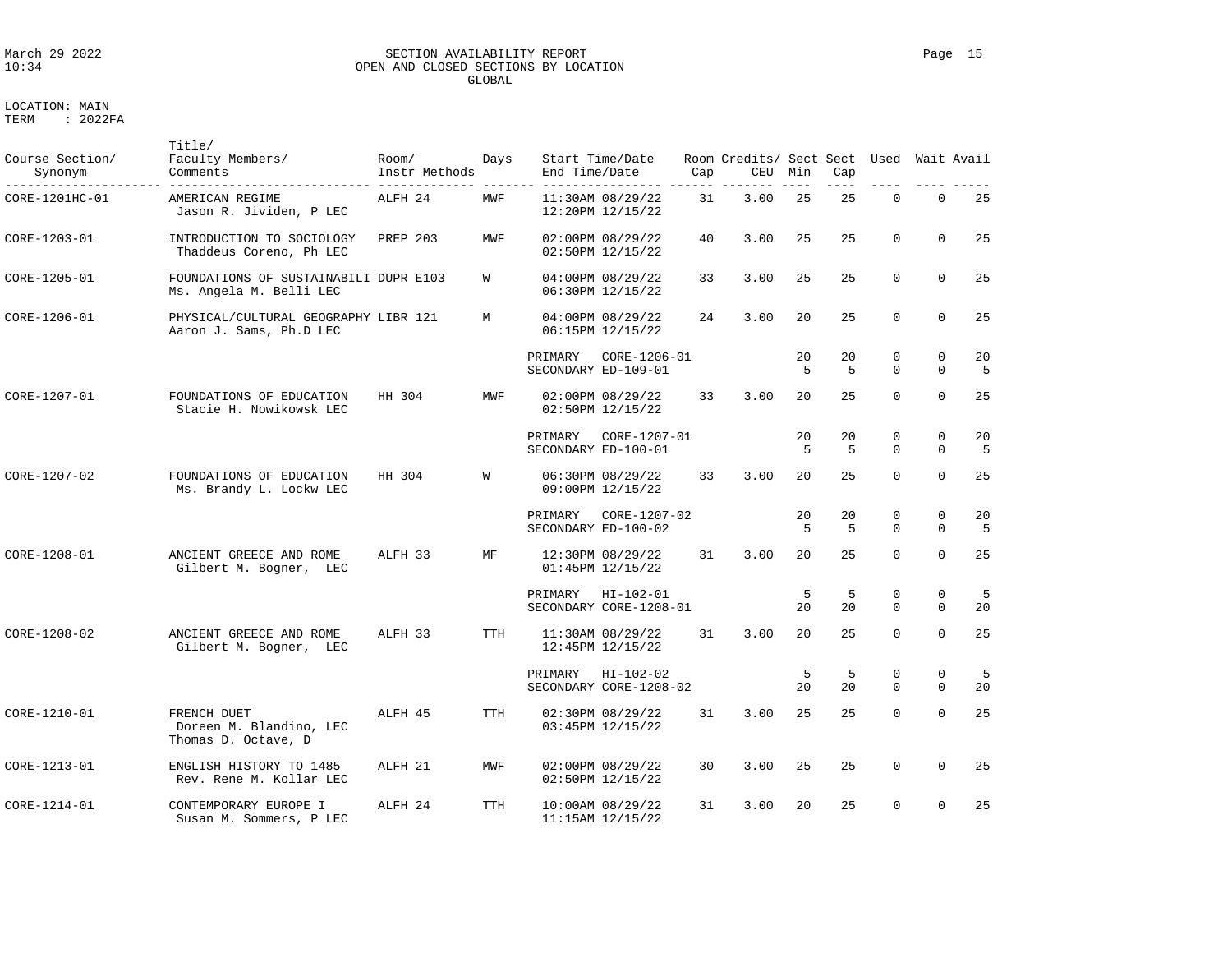March 29 2022
10:34

# SECTION AVAILABILITY REPORT
## OPEN AND CLOSED SECTIONS BY LOCATION
GLOBAL

LOCATION: MAIN
TERM : 2022FA

| Course Section/ Synonym | Title/ Faculty Members/ Comments | Room/ Instr Methods | Days | Start Time/Date End Time/Date | Room Cap | Credits/ CEU | Sect Min | Sect Cap | Used | Wait | Avail |
|---|---|---|---|---|---|---|---|---|---|---|---|
| CORE-1201HC-01 | AMERICAN REGIME<br>Jason R. Jividen, P LEC | ALFH 24 | MWF | 11:30AM 08/29/22<br>12:20PM 12/15/22 | 31 | 3.00 | 25 | 25 | 0 | 0 | 25 |
| CORE-1203-01 | INTRODUCTION TO SOCIOLOGY<br>Thaddeus Coreno, Ph LEC | PREP 203 | MWF | 02:00PM 08/29/22<br>02:50PM 12/15/22 | 40 | 3.00 | 25 | 25 | 0 | 0 | 25 |
| CORE-1205-01 | FOUNDATIONS OF SUSTAINABILI<br>Ms. Angela M. Belli LEC | DUPR E103 | W | 04:00PM 08/29/22<br>06:30PM 12/15/22 | 33 | 3.00 | 25 | 25 | 0 | 0 | 25 |
| CORE-1206-01 | PHYSICAL/CULTURAL GEOGRAPHY<br>Aaron J. Sams, Ph.D LEC | LIBR 121 | M | 04:00PM 08/29/22<br>06:15PM 12/15/22 | 24 | 3.00 | 20 | 25 | 0 | 0 | 25 |
| | | | | PRIMARY CORE-1206-01 | | | 20 | 20 | 0 | 0 | 20 |
| | | | | SECONDARY ED-109-01 | | | 5 | 5 | 0 | 0 | 5 |
| CORE-1207-01 | FOUNDATIONS OF EDUCATION<br>Stacie H. Nowikowsk LEC | HH 304 | MWF | 02:00PM 08/29/22<br>02:50PM 12/15/22 | 33 | 3.00 | 20 | 25 | 0 | 0 | 25 |
| | | | | PRIMARY CORE-1207-01 | | | 20 | 20 | 0 | 0 | 20 |
| | | | | SECONDARY ED-100-01 | | | 5 | 5 | 0 | 0 | 5 |
| CORE-1207-02 | FOUNDATIONS OF EDUCATION<br>Ms. Brandy L. Lockw LEC | HH 304 | W | 06:30PM 08/29/22<br>09:00PM 12/15/22 | 33 | 3.00 | 20 | 25 | 0 | 0 | 25 |
| | | | | PRIMARY CORE-1207-02 | | | 20 | 20 | 0 | 0 | 20 |
| | | | | SECONDARY ED-100-02 | | | 5 | 5 | 0 | 0 | 5 |
| CORE-1208-01 | ANCIENT GREECE AND ROME<br>Gilbert M. Bogner, LEC | ALFH 33 | MF | 12:30PM 08/29/22<br>01:45PM 12/15/22 | 31 | 3.00 | 20 | 25 | 0 | 0 | 25 |
| | | | | PRIMARY HI-102-01 | | | 5 | 5 | 0 | 0 | 5 |
| | | | | SECONDARY CORE-1208-01 | | | 20 | 20 | 0 | 0 | 20 |
| CORE-1208-02 | ANCIENT GREECE AND ROME<br>Gilbert M. Bogner, LEC | ALFH 33 | TTH | 11:30AM 08/29/22<br>12:45PM 12/15/22 | 31 | 3.00 | 20 | 25 | 0 | 0 | 25 |
| | | | | PRIMARY HI-102-02 | | | 5 | 5 | 0 | 0 | 5 |
| | | | | SECONDARY CORE-1208-02 | | | 20 | 20 | 0 | 0 | 20 |
| CORE-1210-01 | FRENCH DUET<br>Doreen M. Blandino, LEC<br>Thomas D. Octave, D | ALFH 45 | TTH | 02:30PM 08/29/22<br>03:45PM 12/15/22 | 31 | 3.00 | 25 | 25 | 0 | 0 | 25 |
| CORE-1213-01 | ENGLISH HISTORY TO 1485<br>Rev. Rene M. Kollar LEC | ALFH 21 | MWF | 02:00PM 08/29/22<br>02:50PM 12/15/22 | 30 | 3.00 | 25 | 25 | 0 | 0 | 25 |
| CORE-1214-01 | CONTEMPORARY EUROPE I<br>Susan M. Sommers, P LEC | ALFH 24 | TTH | 10:00AM 08/29/22<br>11:15AM 12/15/22 | 31 | 3.00 | 20 | 25 | 0 | 0 | 25 |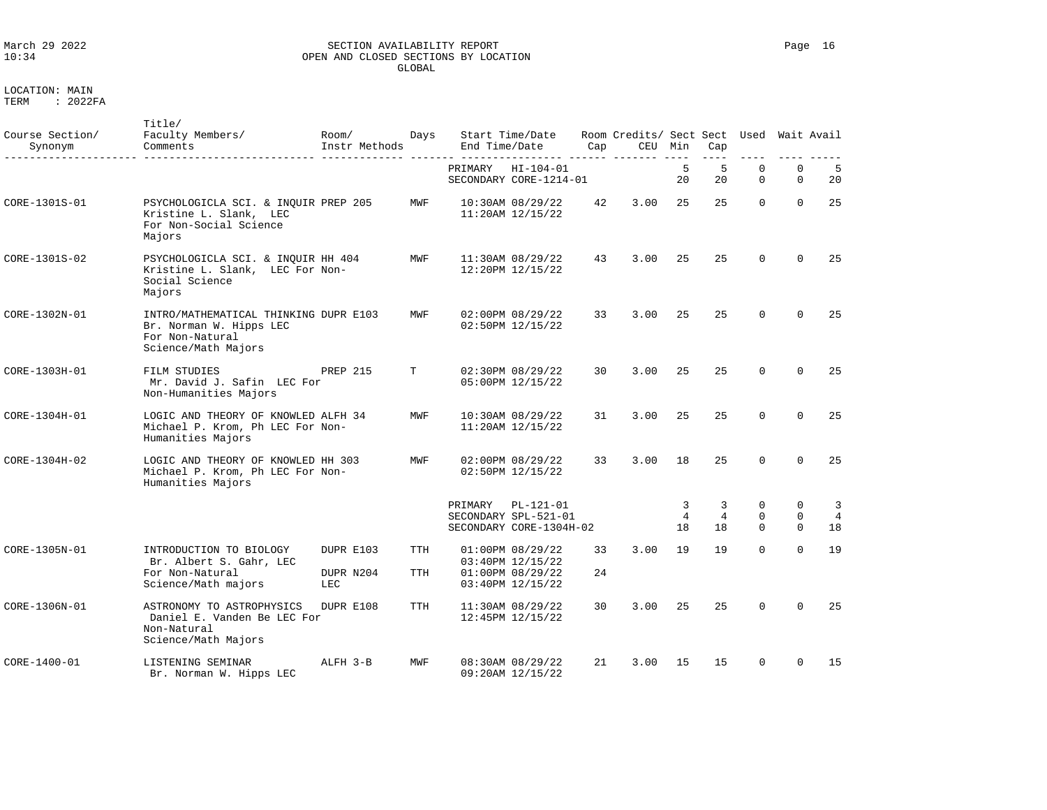SECTION AVAILABILITY REPORT
OPEN AND CLOSED SECTIONS BY LOCATION
GLOBAL

March 29 2022
10:34

LOCATION: MAIN
TERM : 2022FA

| Course Section/ Synonym | Title/ Faculty Members/ Comments | Room/ Instr Methods | Days | Start Time/Date End Time/Date | Room Cap | Credits/ CEU | Sect Min | Sect Cap | Used | Wait | Avail |
|---|---|---|---|---|---|---|---|---|---|---|---|
| | | | | PRIMARY HI-104-01 | | | 5 | 5 | 0 | 0 | 5 |
| | | | | SECONDARY CORE-1214-01 | | | 20 | 20 | 0 | 0 | 20 |
| CORE-1301S-01 | PSYCHOLOGICLA SCI. & INQUIR Kristine L. Slank, LEC For Non-Social Science Majors | PREP 205 | MWF | 10:30AM 08/29/22 11:20AM 12/15/22 | 42 | 3.00 | 25 | 25 | 0 | 0 | 25 |
| CORE-1301S-02 | PSYCHOLOGICLA SCI. & INQUIR Kristine L. Slank, LEC For Non-Social Science Majors | HH 404 | MWF | 11:30AM 08/29/22 12:20PM 12/15/22 | 43 | 3.00 | 25 | 25 | 0 | 0 | 25 |
| CORE-1302N-01 | INTRO/MATHEMATICAL THINKING Br. Norman W. Hipps LEC For Non-Natural Science/Math Majors | DUPR E103 | MWF | 02:00PM 08/29/22 02:50PM 12/15/22 | 33 | 3.00 | 25 | 25 | 0 | 0 | 25 |
| CORE-1303H-01 | FILM STUDIES Mr. David J. Safin LEC For Non-Humanities Majors | PREP 215 | T | 02:30PM 08/29/22 05:00PM 12/15/22 | 30 | 3.00 | 25 | 25 | 0 | 0 | 25 |
| CORE-1304H-01 | LOGIC AND THEORY OF KNOWLED Michael P. Krom, Ph LEC For Non-Humanities Majors | ALFH 34 | MWF | 10:30AM 08/29/22 11:20AM 12/15/22 | 31 | 3.00 | 25 | 25 | 0 | 0 | 25 |
| CORE-1304H-02 | LOGIC AND THEORY OF KNOWLED Michael P. Krom, Ph LEC For Non-Humanities Majors | HH 303 | MWF | 02:00PM 08/29/22 02:50PM 12/15/22 | 33 | 3.00 | 18 | 25 | 0 | 0 | 25 |
| | | | | PRIMARY PL-121-01 | | | 3 | 3 | 0 | 0 | 3 |
| | | | | SECONDARY SPL-521-01 | | | 4 | 4 | 0 | 0 | 4 |
| | | | | SECONDARY CORE-1304H-02 | | | 18 | 18 | 0 | 0 | 18 |
| CORE-1305N-01 | INTRODUCTION TO BIOLOGY Br. Albert S. Gahr, LEC For Non-Natural Science/Math majors | DUPR E103 | TTH | 01:00PM 08/29/22 03:40PM 12/15/22 | 33 | 3.00 | 19 | 19 | 0 | 0 | 19 |
| | | DUPR N204 LEC | TTH | 01:00PM 08/29/22 03:40PM 12/15/22 | 24 | | | | | | |
| CORE-1306N-01 | ASTRONOMY TO ASTROPHYSICS Daniel E. Vanden Be LEC For Non-Natural Science/Math Majors | DUPR E108 | TTH | 11:30AM 08/29/22 12:45PM 12/15/22 | 30 | 3.00 | 25 | 25 | 0 | 0 | 25 |
| CORE-1400-01 | LISTENING SEMINAR Br. Norman W. Hipps LEC | ALFH 3-B | MWF | 08:30AM 08/29/22 09:20AM 12/15/22 | 21 | 3.00 | 15 | 15 | 0 | 0 | 15 |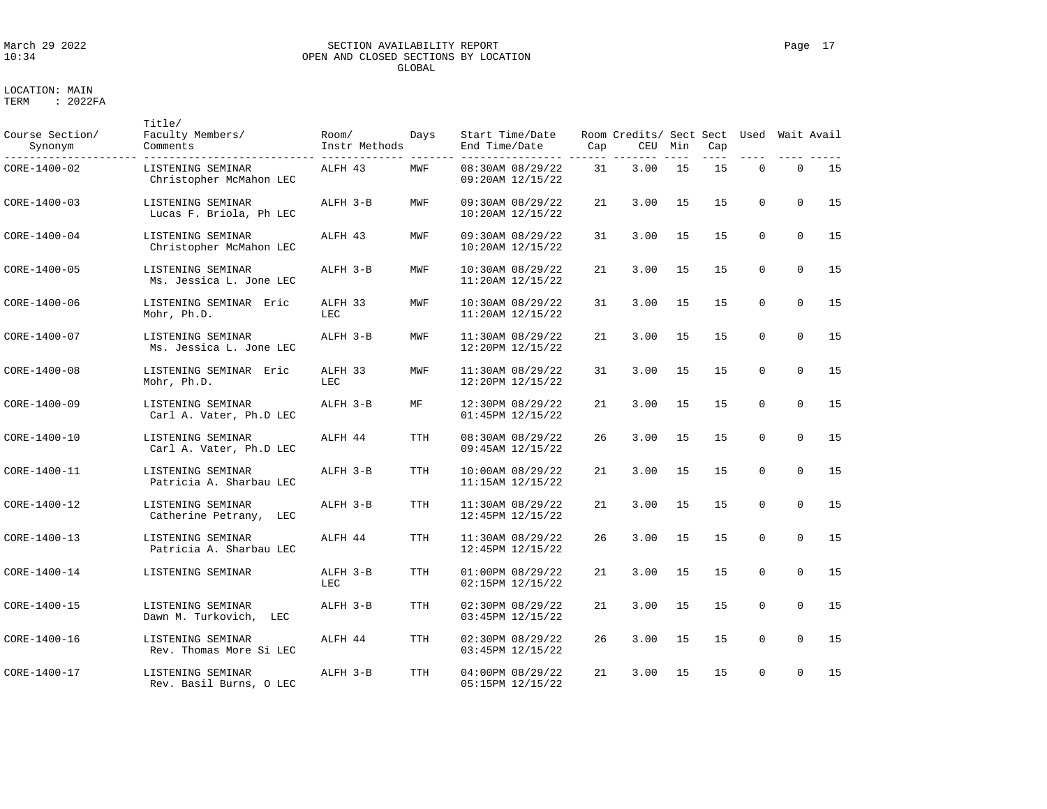SECTION AVAILABILITY REPORT
OPEN AND CLOSED SECTIONS BY LOCATION
GLOBAL

March 29 2022
10:34

LOCATION: MAIN
TERM : 2022FA

| Course Section/ Synonym | Title/ Faculty Members/ Comments | Room/ Instr Methods | Days | Start Time/Date End Time/Date | Room Cap | Credits/ CEU | Sect Min | Sect Cap | Used | Wait | Avail |
|---|---|---|---|---|---|---|---|---|---|---|---|
| CORE-1400-02 | LISTENING SEMINAR Christopher McMahon LEC | ALFH 43 | MWF | 08:30AM 08/29/22 09:20AM 12/15/22 | 31 | 3.00 | 15 | 15 | 0 | 0 | 15 |
| CORE-1400-03 | LISTENING SEMINAR Lucas F. Briola, Ph LEC | ALFH 3-B | MWF | 09:30AM 08/29/22 10:20AM 12/15/22 | 21 | 3.00 | 15 | 15 | 0 | 0 | 15 |
| CORE-1400-04 | LISTENING SEMINAR Christopher McMahon LEC | ALFH 43 | MWF | 09:30AM 08/29/22 10:20AM 12/15/22 | 31 | 3.00 | 15 | 15 | 0 | 0 | 15 |
| CORE-1400-05 | LISTENING SEMINAR Ms. Jessica L. Jone LEC | ALFH 3-B | MWF | 10:30AM 08/29/22 11:20AM 12/15/22 | 21 | 3.00 | 15 | 15 | 0 | 0 | 15 |
| CORE-1400-06 | LISTENING SEMINAR Eric Mohr, Ph.D. | ALFH 33 LEC | MWF | 10:30AM 08/29/22 11:20AM 12/15/22 | 31 | 3.00 | 15 | 15 | 0 | 0 | 15 |
| CORE-1400-07 | LISTENING SEMINAR Ms. Jessica L. Jone LEC | ALFH 3-B | MWF | 11:30AM 08/29/22 12:20PM 12/15/22 | 21 | 3.00 | 15 | 15 | 0 | 0 | 15 |
| CORE-1400-08 | LISTENING SEMINAR Eric Mohr, Ph.D. | ALFH 33 LEC | MWF | 11:30AM 08/29/22 12:20PM 12/15/22 | 31 | 3.00 | 15 | 15 | 0 | 0 | 15 |
| CORE-1400-09 | LISTENING SEMINAR Carl A. Vater, Ph.D LEC | ALFH 3-B | MF | 12:30PM 08/29/22 01:45PM 12/15/22 | 21 | 3.00 | 15 | 15 | 0 | 0 | 15 |
| CORE-1400-10 | LISTENING SEMINAR Carl A. Vater, Ph.D LEC | ALFH 44 | TTH | 08:30AM 08/29/22 09:45AM 12/15/22 | 26 | 3.00 | 15 | 15 | 0 | 0 | 15 |
| CORE-1400-11 | LISTENING SEMINAR Patricia A. Sharbau LEC | ALFH 3-B | TTH | 10:00AM 08/29/22 11:15AM 12/15/22 | 21 | 3.00 | 15 | 15 | 0 | 0 | 15 |
| CORE-1400-12 | LISTENING SEMINAR Catherine Petrany, LEC | ALFH 3-B | TTH | 11:30AM 08/29/22 12:45PM 12/15/22 | 21 | 3.00 | 15 | 15 | 0 | 0 | 15 |
| CORE-1400-13 | LISTENING SEMINAR Patricia A. Sharbau LEC | ALFH 44 | TTH | 11:30AM 08/29/22 12:45PM 12/15/22 | 26 | 3.00 | 15 | 15 | 0 | 0 | 15 |
| CORE-1400-14 | LISTENING SEMINAR | ALFH 3-B LEC | TTH | 01:00PM 08/29/22 02:15PM 12/15/22 | 21 | 3.00 | 15 | 15 | 0 | 0 | 15 |
| CORE-1400-15 | LISTENING SEMINAR Dawn M. Turkovich, LEC | ALFH 3-B | TTH | 02:30PM 08/29/22 03:45PM 12/15/22 | 21 | 3.00 | 15 | 15 | 0 | 0 | 15 |
| CORE-1400-16 | LISTENING SEMINAR Rev. Thomas More Si LEC | ALFH 44 | TTH | 02:30PM 08/29/22 03:45PM 12/15/22 | 26 | 3.00 | 15 | 15 | 0 | 0 | 15 |
| CORE-1400-17 | LISTENING SEMINAR Rev. Basil Burns, O LEC | ALFH 3-B | TTH | 04:00PM 08/29/22 05:15PM 12/15/22 | 21 | 3.00 | 15 | 15 | 0 | 0 | 15 |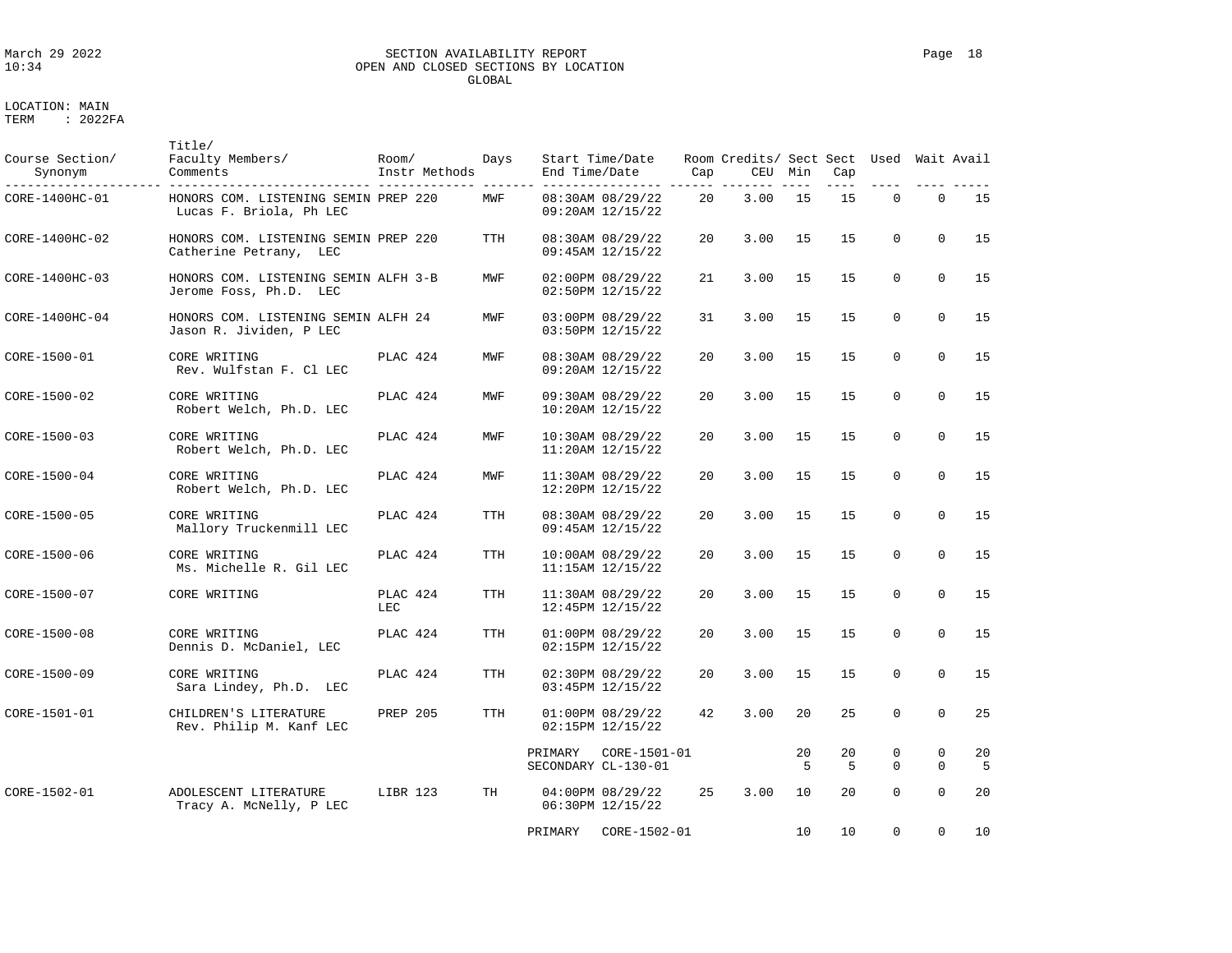March 29 2022
10:34

# SECTION AVAILABILITY REPORT
## OPEN AND CLOSED SECTIONS BY LOCATION
### GLOBAL

LOCATION: MAIN
TERM : 2022FA

| Course Section/ Synonym | Title/ Faculty Members/ Comments | Room/ Instr Methods | Days | Start Time/Date End Time/Date | Room Cap | Credits/ CEU | Sect Min | Sect Cap | Used | Wait | Avail |
|---|---|---|---|---|---|---|---|---|---|---|---|
| CORE-1400HC-01 | HONORS COM. LISTENING SEMIN Lucas F. Briola, Ph LEC | PREP 220 | MWF | 08:30AM 08/29/22 09:20AM 12/15/22 | 20 | 3.00 | 15 | 15 | 0 | 0 | 15 |
| CORE-1400HC-02 | HONORS COM. LISTENING SEMIN Catherine Petrany, LEC | PREP 220 | TTH | 08:30AM 08/29/22 09:45AM 12/15/22 | 20 | 3.00 | 15 | 15 | 0 | 0 | 15 |
| CORE-1400HC-03 | HONORS COM. LISTENING SEMIN Jerome Foss, Ph.D. LEC | ALFH 3-B | MWF | 02:00PM 08/29/22 02:50PM 12/15/22 | 21 | 3.00 | 15 | 15 | 0 | 0 | 15 |
| CORE-1400HC-04 | HONORS COM. LISTENING SEMIN Jason R. Jividen, P LEC | ALFH 24 | MWF | 03:00PM 08/29/22 03:50PM 12/15/22 | 31 | 3.00 | 15 | 15 | 0 | 0 | 15 |
| CORE-1500-01 | CORE WRITING Rev. Wulfstan F. Cl LEC | PLAC 424 | MWF | 08:30AM 08/29/22 09:20AM 12/15/22 | 20 | 3.00 | 15 | 15 | 0 | 0 | 15 |
| CORE-1500-02 | CORE WRITING Robert Welch, Ph.D. LEC | PLAC 424 | MWF | 09:30AM 08/29/22 10:20AM 12/15/22 | 20 | 3.00 | 15 | 15 | 0 | 0 | 15 |
| CORE-1500-03 | CORE WRITING Robert Welch, Ph.D. LEC | PLAC 424 | MWF | 10:30AM 08/29/22 11:20AM 12/15/22 | 20 | 3.00 | 15 | 15 | 0 | 0 | 15 |
| CORE-1500-04 | CORE WRITING Robert Welch, Ph.D. LEC | PLAC 424 | MWF | 11:30AM 08/29/22 12:20PM 12/15/22 | 20 | 3.00 | 15 | 15 | 0 | 0 | 15 |
| CORE-1500-05 | CORE WRITING Mallory Truckenmill LEC | PLAC 424 | TTH | 08:30AM 08/29/22 09:45AM 12/15/22 | 20 | 3.00 | 15 | 15 | 0 | 0 | 15 |
| CORE-1500-06 | CORE WRITING Ms. Michelle R. Gil LEC | PLAC 424 | TTH | 10:00AM 08/29/22 11:15AM 12/15/22 | 20 | 3.00 | 15 | 15 | 0 | 0 | 15 |
| CORE-1500-07 | CORE WRITING | PLAC 424 LEC | TTH | 11:30AM 08/29/22 12:45PM 12/15/22 | 20 | 3.00 | 15 | 15 | 0 | 0 | 15 |
| CORE-1500-08 | CORE WRITING Dennis D. McDaniel, LEC | PLAC 424 | TTH | 01:00PM 08/29/22 02:15PM 12/15/22 | 20 | 3.00 | 15 | 15 | 0 | 0 | 15 |
| CORE-1500-09 | CORE WRITING Sara Lindey, Ph.D. LEC | PLAC 424 | TTH | 02:30PM 08/29/22 03:45PM 12/15/22 | 20 | 3.00 | 15 | 15 | 0 | 0 | 15 |
| CORE-1501-01 | CHILDREN'S LITERATURE Rev. Philip M. Kanf LEC | PREP 205 | TTH | 01:00PM 08/29/22 02:15PM 12/15/22 | 42 | 3.00 | 20 | 25 | 0 | 0 | 25 |
| | | | | PRIMARY CORE-1501-01 | | | 20 | 20 | 0 | 0 | 20 |
| | | | | SECONDARY CL-130-01 | | | 5 | 5 | 0 | 0 | 5 |
| CORE-1502-01 | ADOLESCENT LITERATURE Tracy A. McNelly, P LEC | LIBR 123 | TH | 04:00PM 08/29/22 06:30PM 12/15/22 | 25 | 3.00 | 10 | 20 | 0 | 0 | 20 |
| | | | | PRIMARY CORE-1502-01 | | | 10 | 10 | 0 | 0 | 10 |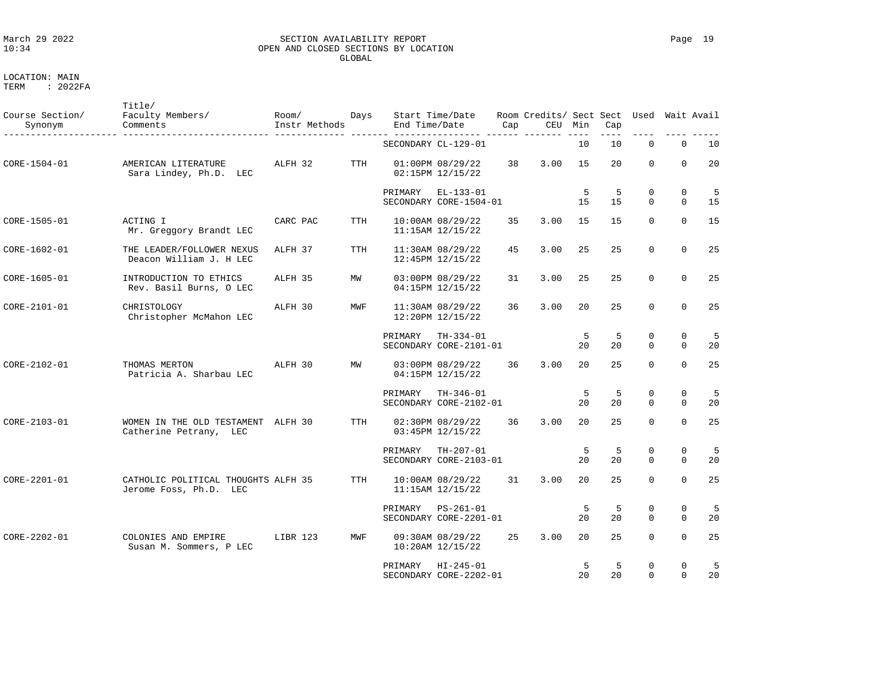SECTION AVAILABILITY REPORT
OPEN AND CLOSED SECTIONS BY LOCATION
GLOBAL

March 29 2022
10:34

LOCATION: MAIN
TERM : 2022FA

| Course Section/ Synonym | Title/ Faculty Members/ Comments | Room/ Instr Methods | Days | Start Time/Date End Time/Date | Room Cap | Credits/ CEU | Sect Min | Sect Cap | Used | Wait | Avail |
|---|---|---|---|---|---|---|---|---|---|---|---|
| | | | | SECONDARY CL-129-01 | | | 10 | 10 | 0 | 0 | 10 |
| CORE-1504-01 | AMERICAN LITERATURE Sara Lindey, Ph.D. LEC | ALFH 32 | TTH | 01:00PM 08/29/22 02:15PM 12/15/22 | 38 | 3.00 | 15 | 20 | 0 | 0 | 20 |
| | | | | PRIMARY EL-133-01 | | | 5 | 5 | 0 | 0 | 5 |
| | | | | SECONDARY CORE-1504-01 | | | 15 | 15 | 0 | 0 | 15 |
| CORE-1505-01 | ACTING I Mr. Greggory Brandt LEC | CARC PAC | TTH | 10:00AM 08/29/22 11:15AM 12/15/22 | 35 | 3.00 | 15 | 15 | 0 | 0 | 15 |
| CORE-1602-01 | THE LEADER/FOLLOWER NEXUS Deacon William J. H LEC | ALFH 37 | TTH | 11:30AM 08/29/22 12:45PM 12/15/22 | 45 | 3.00 | 25 | 25 | 0 | 0 | 25 |
| CORE-1605-01 | INTRODUCTION TO ETHICS Rev. Basil Burns, O LEC | ALFH 35 | MW | 03:00PM 08/29/22 04:15PM 12/15/22 | 31 | 3.00 | 25 | 25 | 0 | 0 | 25 |
| CORE-2101-01 | CHRISTOLOGY Christopher McMahon LEC | ALFH 30 | MWF | 11:30AM 08/29/22 12:20PM 12/15/22 | 36 | 3.00 | 20 | 25 | 0 | 0 | 25 |
| | | | | PRIMARY TH-334-01 | | | 5 | 5 | 0 | 0 | 5 |
| | | | | SECONDARY CORE-2101-01 | | | 20 | 20 | 0 | 0 | 20 |
| CORE-2102-01 | THOMAS MERTON Patricia A. Sharbau LEC | ALFH 30 | MW | 03:00PM 08/29/22 04:15PM 12/15/22 | 36 | 3.00 | 20 | 25 | 0 | 0 | 25 |
| | | | | PRIMARY TH-346-01 | | | 5 | 5 | 0 | 0 | 5 |
| | | | | SECONDARY CORE-2102-01 | | | 20 | 20 | 0 | 0 | 20 |
| CORE-2103-01 | WOMEN IN THE OLD TESTAMENT Catherine Petrany, LEC | ALFH 30 | TTH | 02:30PM 08/29/22 03:45PM 12/15/22 | 36 | 3.00 | 20 | 25 | 0 | 0 | 25 |
| | | | | PRIMARY TH-207-01 | | | 5 | 5 | 0 | 0 | 5 |
| | | | | SECONDARY CORE-2103-01 | | | 20 | 20 | 0 | 0 | 20 |
| CORE-2201-01 | CATHOLIC POLITICAL THOUGHTS Jerome Foss, Ph.D. LEC | ALFH 35 | TTH | 10:00AM 08/29/22 11:15AM 12/15/22 | 31 | 3.00 | 20 | 25 | 0 | 0 | 25 |
| | | | | PRIMARY PS-261-01 | | | 5 | 5 | 0 | 0 | 5 |
| | | | | SECONDARY CORE-2201-01 | | | 20 | 20 | 0 | 0 | 20 |
| CORE-2202-01 | COLONIES AND EMPIRE Susan M. Sommers, P LEC | LIBR 123 | MWF | 09:30AM 08/29/22 10:20AM 12/15/22 | 25 | 3.00 | 20 | 25 | 0 | 0 | 25 |
| | | | | PRIMARY HI-245-01 | | | 5 | 5 | 0 | 0 | 5 |
| | | | | SECONDARY CORE-2202-01 | | | 20 | 20 | 0 | 0 | 20 |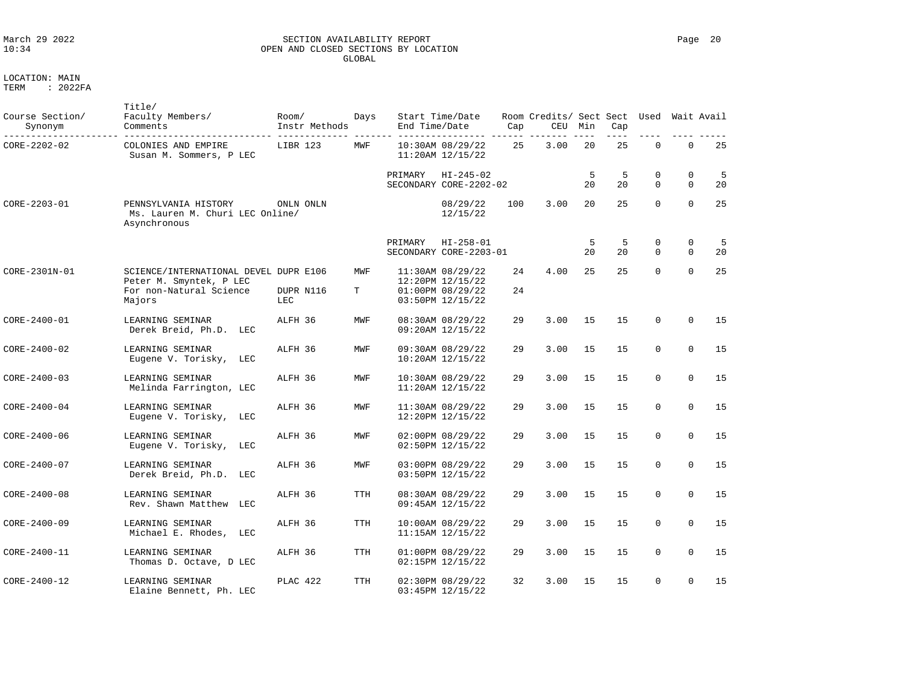SECTION AVAILABILITY REPORT
OPEN AND CLOSED SECTIONS BY LOCATION
GLOBAL

March 29 2022
10:34

LOCATION: MAIN
TERM : 2022FA

| Course Section/ Synonym | Title/ Faculty Members/ Comments | Room/ Instr Methods | Days | Start Time/Date End Time/Date | Room Cap | Credits/ CEU | Sect Min | Sect Cap | Used | Wait | Avail |
|---|---|---|---|---|---|---|---|---|---|---|---|
| CORE-2202-02 | COLONIES AND EMPIRE Susan M. Sommers, P LEC | LIBR 123 | MWF | 10:30AM 08/29/22 11:20AM 12/15/22 | 25 | 3.00 | 20 | 25 | 0 | 0 | 25 |
| | | | | PRIMARY HI-245-02 | | | 5 | 5 | 0 | 0 | 5 |
| | | | | SECONDARY CORE-2202-02 | | | 20 | 20 | 0 | 0 | 20 |
| CORE-2203-01 | PENNSYLVANIA HISTORY Ms. Lauren M. Churi LEC Online/ Asynchronous | ONLN ONLN | | 08/29/22 12/15/22 | 100 | 3.00 | 20 | 25 | 0 | 0 | 25 |
| | | | | PRIMARY HI-258-01 | | | 5 | 5 | 0 | 0 | 5 |
| | | | | SECONDARY CORE-2203-01 | | | 20 | 20 | 0 | 0 | 20 |
| CORE-2301N-01 | SCIENCE/INTERNATIONAL DEVEL Peter M. Smyntek, P LEC | DUPR E106 | MWF | 11:30AM 08/29/22 12:20PM 12/15/22 | 24 | 4.00 | 25 | 25 | 0 | 0 | 25 |
| | For non-Natural Science Majors | DUPR N116 LEC | T | 01:00PM 08/29/22 03:50PM 12/15/22 | 24 | | | | | | |
| CORE-2400-01 | LEARNING SEMINAR Derek Breid, Ph.D. LEC | ALFH 36 | MWF | 08:30AM 08/29/22 09:20AM 12/15/22 | 29 | 3.00 | 15 | 15 | 0 | 0 | 15 |
| CORE-2400-02 | LEARNING SEMINAR Eugene V. Torisky, LEC | ALFH 36 | MWF | 09:30AM 08/29/22 10:20AM 12/15/22 | 29 | 3.00 | 15 | 15 | 0 | 0 | 15 |
| CORE-2400-03 | LEARNING SEMINAR Melinda Farrington, LEC | ALFH 36 | MWF | 10:30AM 08/29/22 11:20AM 12/15/22 | 29 | 3.00 | 15 | 15 | 0 | 0 | 15 |
| CORE-2400-04 | LEARNING SEMINAR Eugene V. Torisky, LEC | ALFH 36 | MWF | 11:30AM 08/29/22 12:20PM 12/15/22 | 29 | 3.00 | 15 | 15 | 0 | 0 | 15 |
| CORE-2400-06 | LEARNING SEMINAR Eugene V. Torisky, LEC | ALFH 36 | MWF | 02:00PM 08/29/22 02:50PM 12/15/22 | 29 | 3.00 | 15 | 15 | 0 | 0 | 15 |
| CORE-2400-07 | LEARNING SEMINAR Derek Breid, Ph.D. LEC | ALFH 36 | MWF | 03:00PM 08/29/22 03:50PM 12/15/22 | 29 | 3.00 | 15 | 15 | 0 | 0 | 15 |
| CORE-2400-08 | LEARNING SEMINAR Rev. Shawn Matthew LEC | ALFH 36 | TTH | 08:30AM 08/29/22 09:45AM 12/15/22 | 29 | 3.00 | 15 | 15 | 0 | 0 | 15 |
| CORE-2400-09 | LEARNING SEMINAR Michael E. Rhodes, LEC | ALFH 36 | TTH | 10:00AM 08/29/22 11:15AM 12/15/22 | 29 | 3.00 | 15 | 15 | 0 | 0 | 15 |
| CORE-2400-11 | LEARNING SEMINAR Thomas D. Octave, D LEC | ALFH 36 | TTH | 01:00PM 08/29/22 02:15PM 12/15/22 | 29 | 3.00 | 15 | 15 | 0 | 0 | 15 |
| CORE-2400-12 | LEARNING SEMINAR Elaine Bennett, Ph. LEC | PLAC 422 | TTH | 02:30PM 08/29/22 03:45PM 12/15/22 | 32 | 3.00 | 15 | 15 | 0 | 0 | 15 |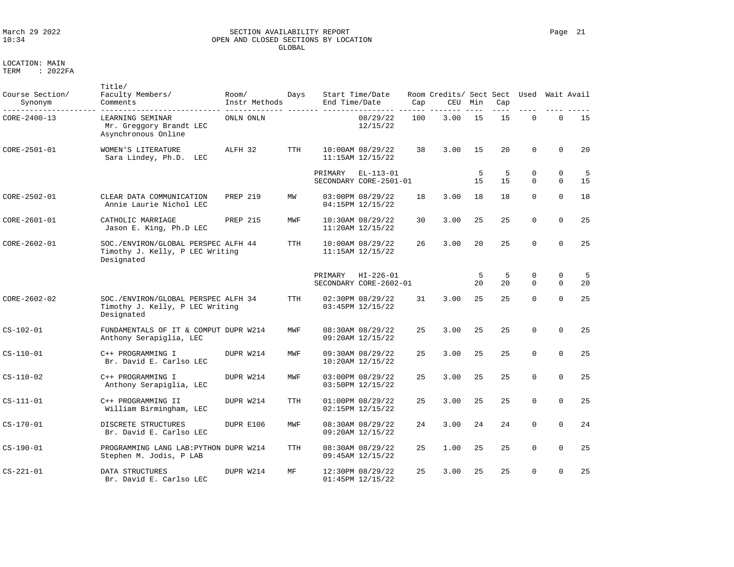SECTION AVAILABILITY REPORT
OPEN AND CLOSED SECTIONS BY LOCATION
GLOBAL

March 29 2022
10:34

LOCATION: MAIN
TERM : 2022FA

| Course Section/ Synonym | Title/ Faculty Members/ Comments | Room/ Instr Methods | Days | Start Time/Date End Time/Date | Room Cap | Credits/ CEU | Sect Min | Sect Cap | Used | Wait | Avail |
|---|---|---|---|---|---|---|---|---|---|---|---|
| CORE-2400-13 | LEARNING SEMINAR Mr. Greggory Brandt LEC Asynchronous Online | ONLN ONLN | | 08/29/22 12/15/22 | 100 | 3.00 | 15 | 15 | 0 | 0 | 15 |
| CORE-2501-01 | WOMEN'S LITERATURE Sara Lindey, Ph.D. LEC | ALFH 32 | TTH | 10:00AM 08/29/22 11:15AM 12/15/22 | 38 | 3.00 | 15 | 20 | 0 | 0 | 20 |
| | | | | PRIMARY EL-113-01 | | | 5 | 5 | 0 | 0 | 5 |
| | | | | SECONDARY CORE-2501-01 | | | 15 | 15 | 0 | 0 | 15 |
| CORE-2502-01 | CLEAR DATA COMMUNICATION Annie Laurie Nichol LEC | PREP 219 | MW | 03:00PM 08/29/22 04:15PM 12/15/22 | 18 | 3.00 | 18 | 18 | 0 | 0 | 18 |
| CORE-2601-01 | CATHOLIC MARRIAGE Jason E. King, Ph.D LEC | PREP 215 | MWF | 10:30AM 08/29/22 11:20AM 12/15/22 | 30 | 3.00 | 25 | 25 | 0 | 0 | 25 |
| CORE-2602-01 | SOC./ENVIRON/GLOBAL PERSPEC Timothy J. Kelly, P LEC Writing Designated | ALFH 44 | TTH | 10:00AM 08/29/22 11:15AM 12/15/22 | 26 | 3.00 | 20 | 25 | 0 | 0 | 25 |
| | | | | PRIMARY HI-226-01 | | | 5 | 5 | 0 | 0 | 5 |
| | | | | SECONDARY CORE-2602-01 | | | 20 | 20 | 0 | 0 | 20 |
| CORE-2602-02 | SOC./ENVIRON/GLOBAL PERSPEC Timothy J. Kelly, P LEC Writing Designated | ALFH 34 | TTH | 02:30PM 08/29/22 03:45PM 12/15/22 | 31 | 3.00 | 25 | 25 | 0 | 0 | 25 |
| CS-102-01 | FUNDAMENTALS OF IT & COMPUT Anthony Serapiglia, LEC | DUPR W214 | MWF | 08:30AM 08/29/22 09:20AM 12/15/22 | 25 | 3.00 | 25 | 25 | 0 | 0 | 25 |
| CS-110-01 | C++ PROGRAMMING I Br. David E. Carlso LEC | DUPR W214 | MWF | 09:30AM 08/29/22 10:20AM 12/15/22 | 25 | 3.00 | 25 | 25 | 0 | 0 | 25 |
| CS-110-02 | C++ PROGRAMMING I Anthony Serapiglia, LEC | DUPR W214 | MWF | 03:00PM 08/29/22 03:50PM 12/15/22 | 25 | 3.00 | 25 | 25 | 0 | 0 | 25 |
| CS-111-01 | C++ PROGRAMMING II William Birmingham, LEC | DUPR W214 | TTH | 01:00PM 08/29/22 02:15PM 12/15/22 | 25 | 3.00 | 25 | 25 | 0 | 0 | 25 |
| CS-170-01 | DISCRETE STRUCTURES Br. David E. Carlso LEC | DUPR E106 | MWF | 08:30AM 08/29/22 09:20AM 12/15/22 | 24 | 3.00 | 24 | 24 | 0 | 0 | 24 |
| CS-190-01 | PROGRAMMING LANG LAB:PYTHON Stephen M. Jodis, P LAB | DUPR W214 | TTH | 08:30AM 08/29/22 09:45AM 12/15/22 | 25 | 1.00 | 25 | 25 | 0 | 0 | 25 |
| CS-221-01 | DATA STRUCTURES Br. David E. Carlso LEC | DUPR W214 | MF | 12:30PM 08/29/22 01:45PM 12/15/22 | 25 | 3.00 | 25 | 25 | 0 | 0 | 25 |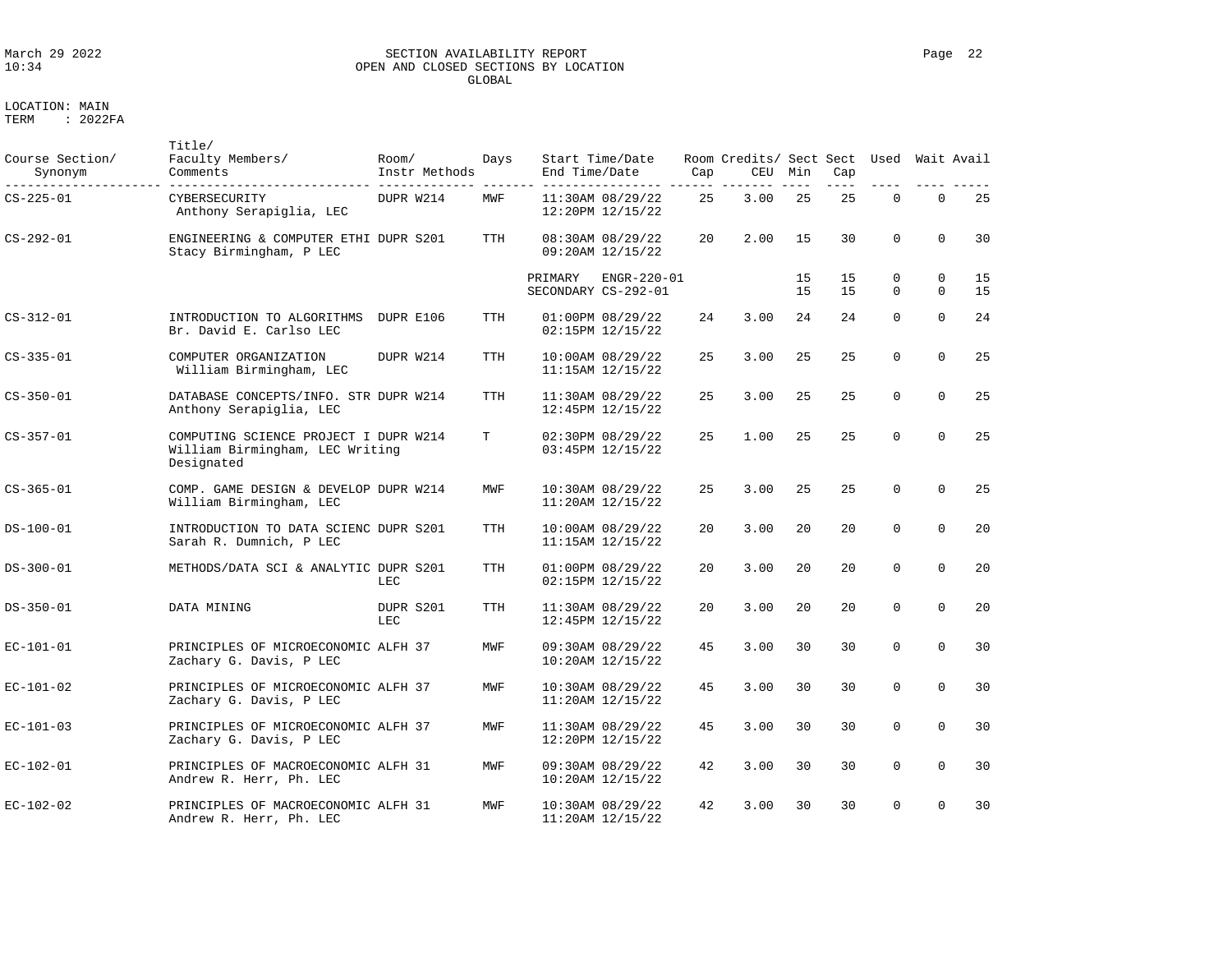SECTION AVAILABILITY REPORT
OPEN AND CLOSED SECTIONS BY LOCATION
GLOBAL

LOCATION: MAIN
TERM : 2022FA

| Course Section/ Synonym | Title/ Faculty Members/ Comments | Room/ Instr Methods | Days | Start Time/Date End Time/Date | Room Cap | Credits/ CEU | Sect Min | Sect Cap | Used | Wait | Avail |
|---|---|---|---|---|---|---|---|---|---|---|---|
| CS-225-01 | CYBERSECURITY<br>Anthony Serapiglia, LEC | DUPR W214 | MWF | 11:30AM 08/29/22<br>12:20PM 12/15/22 | 25 | 3.00 | 25 | 25 | 0 | 0 | 25 |
| CS-292-01 | ENGINEERING & COMPUTER ETHI<br>Stacy Birmingham, P LEC | DUPR S201 | TTH | 08:30AM 08/29/22<br>09:20AM 12/15/22 | 20 | 2.00 | 15 | 30 | 0 | 0 | 30 |
| | | | | PRIMARY ENGR-220-01 | | | 15 | 15 | 0 | 0 | 15 |
| | | | | SECONDARY CS-292-01 | | | 15 | 15 | 0 | 0 | 15 |
| CS-312-01 | INTRODUCTION TO ALGORITHMS<br>Br. David E. Carlso LEC | DUPR E106 | TTH | 01:00PM 08/29/22<br>02:15PM 12/15/22 | 24 | 3.00 | 24 | 24 | 0 | 0 | 24 |
| CS-335-01 | COMPUTER ORGANIZATION<br>William Birmingham, LEC | DUPR W214 | TTH | 10:00AM 08/29/22<br>11:15AM 12/15/22 | 25 | 3.00 | 25 | 25 | 0 | 0 | 25 |
| CS-350-01 | DATABASE CONCEPTS/INFO. STR<br>Anthony Serapiglia, LEC | DUPR W214 | TTH | 11:30AM 08/29/22<br>12:45PM 12/15/22 | 25 | 3.00 | 25 | 25 | 0 | 0 | 25 |
| CS-357-01 | COMPUTING SCIENCE PROJECT I<br>William Birmingham, LEC Writing Designated | DUPR W214 | T | 02:30PM 08/29/22<br>03:45PM 12/15/22 | 25 | 1.00 | 25 | 25 | 0 | 0 | 25 |
| CS-365-01 | COMP. GAME DESIGN & DEVELOP<br>William Birmingham, LEC | DUPR W214 | MWF | 10:30AM 08/29/22<br>11:20AM 12/15/22 | 25 | 3.00 | 25 | 25 | 0 | 0 | 25 |
| DS-100-01 | INTRODUCTION TO DATA SCIENC<br>Sarah R. Dumnich, P LEC | DUPR S201 | TTH | 10:00AM 08/29/22<br>11:15AM 12/15/22 | 20 | 3.00 | 20 | 20 | 0 | 0 | 20 |
| DS-300-01 | METHODS/DATA SCI & ANALYTIC | DUPR S201<br>LEC | TTH | 01:00PM 08/29/22<br>02:15PM 12/15/22 | 20 | 3.00 | 20 | 20 | 0 | 0 | 20 |
| DS-350-01 | DATA MINING | DUPR S201<br>LEC | TTH | 11:30AM 08/29/22<br>12:45PM 12/15/22 | 20 | 3.00 | 20 | 20 | 0 | 0 | 20 |
| EC-101-01 | PRINCIPLES OF MICROECONOMIC<br>Zachary G. Davis, P LEC | ALFH 37 | MWF | 09:30AM 08/29/22<br>10:20AM 12/15/22 | 45 | 3.00 | 30 | 30 | 0 | 0 | 30 |
| EC-101-02 | PRINCIPLES OF MICROECONOMIC<br>Zachary G. Davis, P LEC | ALFH 37 | MWF | 10:30AM 08/29/22<br>11:20AM 12/15/22 | 45 | 3.00 | 30 | 30 | 0 | 0 | 30 |
| EC-101-03 | PRINCIPLES OF MICROECONOMIC<br>Zachary G. Davis, P LEC | ALFH 37 | MWF | 11:30AM 08/29/22<br>12:20PM 12/15/22 | 45 | 3.00 | 30 | 30 | 0 | 0 | 30 |
| EC-102-01 | PRINCIPLES OF MACROECONOMIC<br>Andrew R. Herr, Ph. LEC | ALFH 31 | MWF | 09:30AM 08/29/22<br>10:20AM 12/15/22 | 42 | 3.00 | 30 | 30 | 0 | 0 | 30 |
| EC-102-02 | PRINCIPLES OF MACROECONOMIC<br>Andrew R. Herr, Ph. LEC | ALFH 31 | MWF | 10:30AM 08/29/22<br>11:20AM 12/15/22 | 42 | 3.00 | 30 | 30 | 0 | 0 | 30 |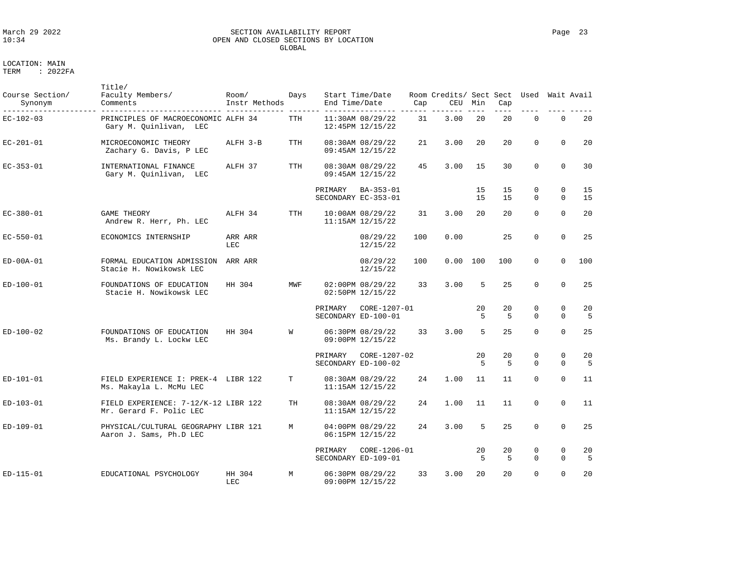March 29 2022
10:34

SECTION AVAILABILITY REPORT
OPEN AND CLOSED SECTIONS BY LOCATION
GLOBAL

LOCATION: MAIN
TERM : 2022FA

| Course Section/ Synonym | Title/ Faculty Members/ Comments | Room/ Instr Methods | Days | Start Time/Date End Time/Date | Room Cap | Credits/ CEU | Sect Min | Sect Cap | Used | Wait | Avail |
|---|---|---|---|---|---|---|---|---|---|---|---|
| EC-102-03 | PRINCIPLES OF MACROECONOMIC Gary M. Quinlivan, LEC | ALFH 34 | TTH | 11:30AM 08/29/22 12:45PM 12/15/22 | 31 | 3.00 | 20 | 20 | 0 | 0 | 20 |
| EC-201-01 | MICROECONOMIC THEORY Zachary G. Davis, P LEC | ALFH 3-B | TTH | 08:30AM 08/29/22 09:45AM 12/15/22 | 21 | 3.00 | 20 | 20 | 0 | 0 | 20 |
| EC-353-01 | INTERNATIONAL FINANCE Gary M. Quinlivan, LEC | ALFH 37 | TTH | 08:30AM 08/29/22 09:45AM 12/15/22 | 45 | 3.00 | 15 | 30 | 0 | 0 | 30 |
| | | | | PRIMARY BA-353-01 | | | 15 | 15 | 0 | 0 | 15 |
| | | | | SECONDARY EC-353-01 | | | 15 | 15 | 0 | 0 | 15 |
| EC-380-01 | GAME THEORY Andrew R. Herr, Ph. LEC | ALFH 34 | TTH | 10:00AM 08/29/22 11:15AM 12/15/22 | 31 | 3.00 | 20 | 20 | 0 | 0 | 20 |
| EC-550-01 | ECONOMICS INTERNSHIP | ARR ARR LEC | | 08/29/22 12/15/22 | 100 | 0.00 | | 25 | 0 | 0 | 25 |
| ED-00A-01 | FORMAL EDUCATION ADMISSION Stacie H. Nowikowsk LEC | ARR ARR | | 08/29/22 12/15/22 | 100 | 0.00 | 100 | 100 | 0 | 0 | 100 |
| ED-100-01 | FOUNDATIONS OF EDUCATION Stacie H. Nowikowsk LEC | HH 304 | MWF | 02:00PM 08/29/22 02:50PM 12/15/22 | 33 | 3.00 | 5 | 25 | 0 | 0 | 25 |
| | | | | PRIMARY CORE-1207-01 | | | 20 | 20 | 0 | 0 | 20 |
| | | | | SECONDARY ED-100-01 | | | 5 | 5 | 0 | 0 | 5 |
| ED-100-02 | FOUNDATIONS OF EDUCATION Ms. Brandy L. Lockw LEC | HH 304 | W | 06:30PM 08/29/22 09:00PM 12/15/22 | 33 | 3.00 | 5 | 25 | 0 | 0 | 25 |
| | | | | PRIMARY CORE-1207-02 | | | 20 | 20 | 0 | 0 | 20 |
| | | | | SECONDARY ED-100-02 | | | 5 | 5 | 0 | 0 | 5 |
| ED-101-01 | FIELD EXPERIENCE I: PREK-4 Ms. Makayla L. McMu LEC | LIBR 122 | T | 08:30AM 08/29/22 11:15AM 12/15/22 | 24 | 1.00 | 11 | 11 | 0 | 0 | 11 |
| ED-103-01 | FIELD EXPERIENCE: 7-12/K-12 Mr. Gerard F. Polic LEC | LIBR 122 | TH | 08:30AM 08/29/22 11:15AM 12/15/22 | 24 | 1.00 | 11 | 11 | 0 | 0 | 11 |
| ED-109-01 | PHYSICAL/CULTURAL GEOGRAPHY Aaron J. Sams, Ph.D LEC | LIBR 121 | M | 04:00PM 08/29/22 06:15PM 12/15/22 | 24 | 3.00 | 5 | 25 | 0 | 0 | 25 |
| | | | | PRIMARY CORE-1206-01 | | | 20 | 20 | 0 | 0 | 20 |
| | | | | SECONDARY ED-109-01 | | | 5 | 5 | 0 | 0 | 5 |
| ED-115-01 | EDUCATIONAL PSYCHOLOGY | HH 304 LEC | M | 06:30PM 08/29/22 09:00PM 12/15/22 | 33 | 3.00 | 20 | 20 | 0 | 0 | 20 |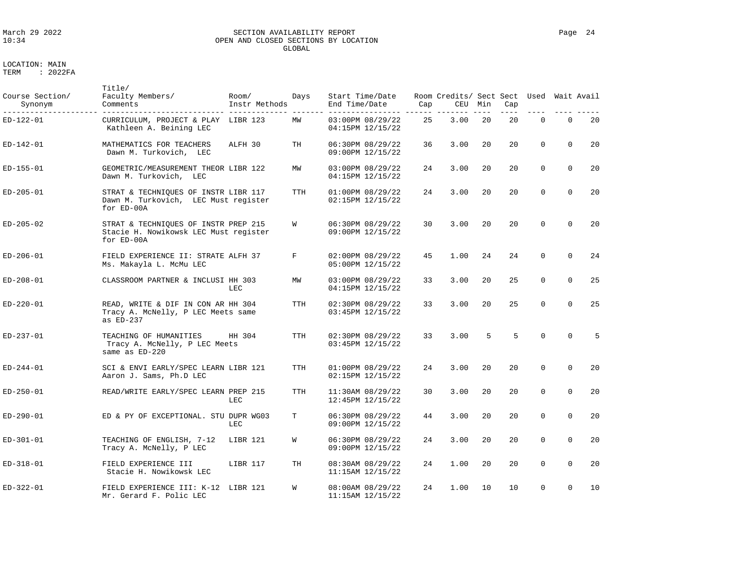# SECTION AVAILABILITY REPORT
## OPEN AND CLOSED SECTIONS BY LOCATION
### GLOBAL

March 29 2022
10:34

LOCATION: MAIN
TERM : 2022FA

| Course Section/ Synonym | Title/ Faculty Members/ Comments | Room/ Instr Methods | Days | Start Time/Date End Time/Date | Room Cap | Credits/ CEU | Sect Min | Sect Cap | Used | Wait | Avail |
|---|---|---|---|---|---|---|---|---|---|---|---|
| ED-122-01 | CURRICULUM, PROJECT & PLAY Kathleen A. Beining LEC | LIBR 123 | MW | 03:00PM 08/29/22 04:15PM 12/15/22 | 25 | 3.00 | 20 | 20 | 0 | 0 | 20 |
| ED-142-01 | MATHEMATICS FOR TEACHERS Dawn M. Turkovich, LEC | ALFH 30 | TH | 06:30PM 08/29/22 09:00PM 12/15/22 | 36 | 3.00 | 20 | 20 | 0 | 0 | 20 |
| ED-155-01 | GEOMETRIC/MEASUREMENT THEOR Dawn M. Turkovich, LEC | LIBR 122 | MW | 03:00PM 08/29/22 04:15PM 12/15/22 | 24 | 3.00 | 20 | 20 | 0 | 0 | 20 |
| ED-205-01 | STRAT & TECHNIQUES OF INSTR Dawn M. Turkovich, LEC Must register for ED-00A | LIBR 117 | TTH | 01:00PM 08/29/22 02:15PM 12/15/22 | 24 | 3.00 | 20 | 20 | 0 | 0 | 20 |
| ED-205-02 | STRAT & TECHNIQUES OF INSTR Stacie H. Nowikowsk LEC Must register for ED-00A | PREP 215 | W | 06:30PM 08/29/22 09:00PM 12/15/22 | 30 | 3.00 | 20 | 20 | 0 | 0 | 20 |
| ED-206-01 | FIELD EXPERIENCE II: STRATE Ms. Makayla L. McMu LEC | ALFH 37 | F | 02:00PM 08/29/22 05:00PM 12/15/22 | 45 | 1.00 | 24 | 24 | 0 | 0 | 24 |
| ED-208-01 | CLASSROOM PARTNER & INCLUSI | HH 303 LEC | MW | 03:00PM 08/29/22 04:15PM 12/15/22 | 33 | 3.00 | 20 | 25 | 0 | 0 | 25 |
| ED-220-01 | READ, WRITE & DIF IN CON AR Tracy A. McNelly, P LEC Meets same as ED-237 | HH 304 | TTH | 02:30PM 08/29/22 03:45PM 12/15/22 | 33 | 3.00 | 20 | 25 | 0 | 0 | 25 |
| ED-237-01 | TEACHING OF HUMANITIES Tracy A. McNelly, P LEC Meets same as ED-220 | HH 304 | TTH | 02:30PM 08/29/22 03:45PM 12/15/22 | 33 | 3.00 | 5 | 5 | 0 | 0 | 5 |
| ED-244-01 | SCI & ENVI EARLY/SPEC LEARN Aaron J. Sams, Ph.D LEC | LIBR 121 | TTH | 01:00PM 08/29/22 02:15PM 12/15/22 | 24 | 3.00 | 20 | 20 | 0 | 0 | 20 |
| ED-250-01 | READ/WRITE EARLY/SPEC LEARN | PREP 215 LEC | TTH | 11:30AM 08/29/22 12:45PM 12/15/22 | 30 | 3.00 | 20 | 20 | 0 | 0 | 20 |
| ED-290-01 | ED & PY OF EXCEPTIONAL. STU | DUPR WG03 LEC | T | 06:30PM 08/29/22 09:00PM 12/15/22 | 44 | 3.00 | 20 | 20 | 0 | 0 | 20 |
| ED-301-01 | TEACHING OF ENGLISH, 7-12 Tracy A. McNelly, P LEC | LIBR 121 | W | 06:30PM 08/29/22 09:00PM 12/15/22 | 24 | 3.00 | 20 | 20 | 0 | 0 | 20 |
| ED-318-01 | FIELD EXPERIENCE III Stacie H. Nowikowsk LEC | LIBR 117 | TH | 08:30AM 08/29/22 11:15AM 12/15/22 | 24 | 1.00 | 20 | 20 | 0 | 0 | 20 |
| ED-322-01 | FIELD EXPERIENCE III: K-12 Mr. Gerard F. Polic LEC | LIBR 121 | W | 08:00AM 08/29/22 11:15AM 12/15/22 | 24 | 1.00 | 10 | 10 | 0 | 0 | 10 |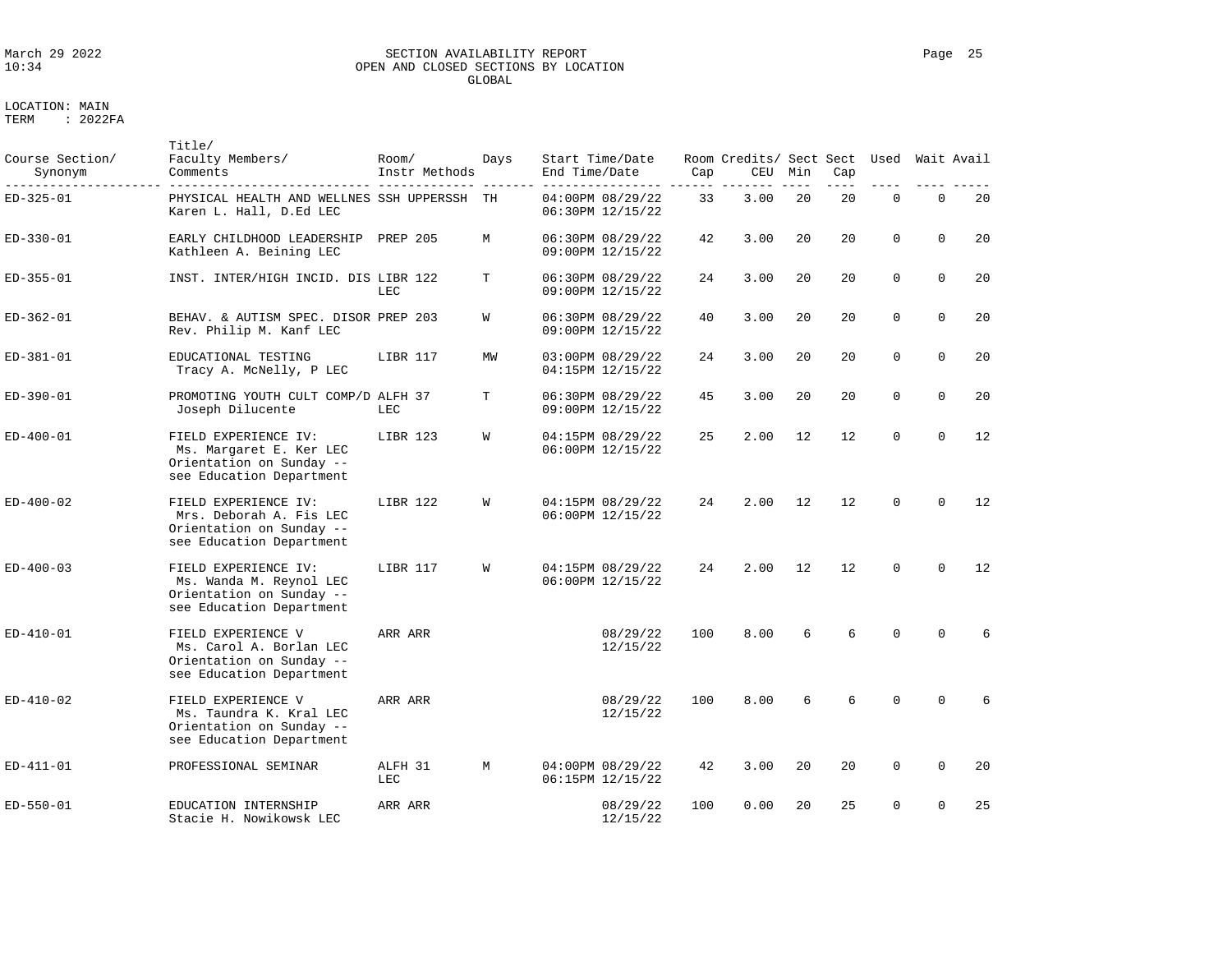March 29 2022
10:34

SECTION AVAILABILITY REPORT
OPEN AND CLOSED SECTIONS BY LOCATION
GLOBAL

LOCATION: MAIN
TERM : 2022FA

| Course Section/ Synonym | Title/ Faculty Members/ Comments | Room/ Instr Methods | Days | Start Time/Date End Time/Date | Room Cap | Credits/ CEU | Sect Min | Sect Cap | Used | Wait | Avail |
|---|---|---|---|---|---|---|---|---|---|---|---|
| ED-325-01 | PHYSICAL HEALTH AND WELLNES Karen L. Hall, D.Ed LEC | SSH UPPERSSH | TH | 04:00PM 08/29/22 06:30PM 12/15/22 | 33 | 3.00 | 20 | 20 | 0 | 0 | 20 |
| ED-330-01 | EARLY CHILDHOOD LEADERSHIP Kathleen A. Beining LEC | PREP 205 | M | 06:30PM 08/29/22 09:00PM 12/15/22 | 42 | 3.00 | 20 | 20 | 0 | 0 | 20 |
| ED-355-01 | INST. INTER/HIGH INCID. DIS | LIBR 122 LEC | T | 06:30PM 08/29/22 09:00PM 12/15/22 | 24 | 3.00 | 20 | 20 | 0 | 0 | 20 |
| ED-362-01 | BEHAV. & AUTISM SPEC. DISOR Rev. Philip M. Kanf LEC | PREP 203 | W | 06:30PM 08/29/22 09:00PM 12/15/22 | 40 | 3.00 | 20 | 20 | 0 | 0 | 20 |
| ED-381-01 | EDUCATIONAL TESTING Tracy A. McNelly, P LEC | LIBR 117 | MW | 03:00PM 08/29/22 04:15PM 12/15/22 | 24 | 3.00 | 20 | 20 | 0 | 0 | 20 |
| ED-390-01 | PROMOTING YOUTH CULT COMP/D Joseph Dilucente | ALFH 37 LEC | T | 06:30PM 08/29/22 09:00PM 12/15/22 | 45 | 3.00 | 20 | 20 | 0 | 0 | 20 |
| ED-400-01 | FIELD EXPERIENCE IV: Ms. Margaret E. Ker LEC Orientation on Sunday -- see Education Department | LIBR 123 | W | 04:15PM 08/29/22 06:00PM 12/15/22 | 25 | 2.00 | 12 | 12 | 0 | 0 | 12 |
| ED-400-02 | FIELD EXPERIENCE IV: Mrs. Deborah A. Fis LEC Orientation on Sunday -- see Education Department | LIBR 122 | W | 04:15PM 08/29/22 06:00PM 12/15/22 | 24 | 2.00 | 12 | 12 | 0 | 0 | 12 |
| ED-400-03 | FIELD EXPERIENCE IV: Ms. Wanda M. Reynol LEC Orientation on Sunday -- see Education Department | LIBR 117 | W | 04:15PM 08/29/22 06:00PM 12/15/22 | 24 | 2.00 | 12 | 12 | 0 | 0 | 12 |
| ED-410-01 | FIELD EXPERIENCE V Ms. Carol A. Borlan LEC Orientation on Sunday -- see Education Department | ARR ARR | | 08/29/22 12/15/22 | 100 | 8.00 | 6 | 6 | 0 | 0 | 6 |
| ED-410-02 | FIELD EXPERIENCE V Ms. Taundra K. Kral LEC Orientation on Sunday -- see Education Department | ARR ARR | | 08/29/22 12/15/22 | 100 | 8.00 | 6 | 6 | 0 | 0 | 6 |
| ED-411-01 | PROFESSIONAL SEMINAR | ALFH 31 LEC | M | 04:00PM 08/29/22 06:15PM 12/15/22 | 42 | 3.00 | 20 | 20 | 0 | 0 | 20 |
| ED-550-01 | EDUCATION INTERNSHIP Stacie H. Nowikowsk LEC | ARR ARR | | 08/29/22 12/15/22 | 100 | 0.00 | 20 | 25 | 0 | 0 | 25 |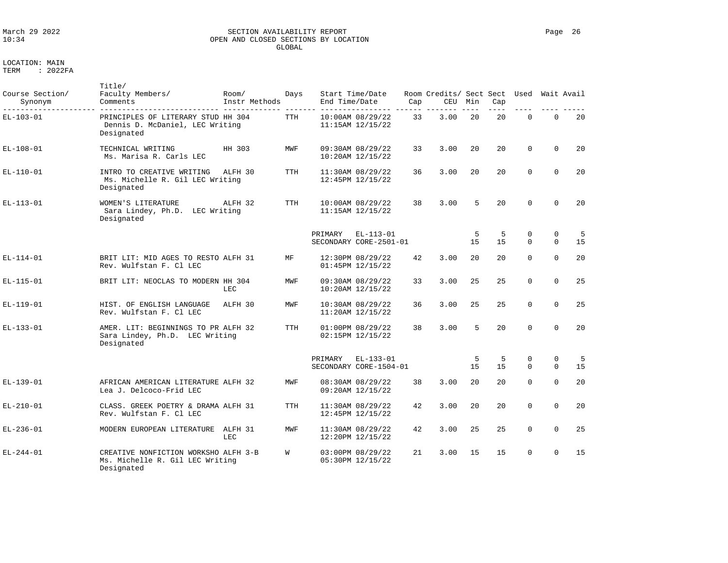SECTION AVAILABILITY REPORT
OPEN AND CLOSED SECTIONS BY LOCATION
GLOBAL

March 29 2022
10:34

LOCATION: MAIN
TERM : 2022FA

| Course Section/ Synonym | Title/ Faculty Members/ Comments | Room/ Instr Methods | Days | Start Time/Date End Time/Date | Room Cap | Credits/ CEU | Sect Min | Sect Cap | Used | Wait | Avail |
|---|---|---|---|---|---|---|---|---|---|---|---|
| EL-103-01 | PRINCIPLES OF LITERARY STUD Dennis D. McDaniel, LEC Writing Designated | HH 304 | TTH | 10:00AM 08/29/22 11:15AM 12/15/22 | 33 | 3.00 | 20 | 20 | 0 | 0 | 20 |
| EL-108-01 | TECHNICAL WRITING Ms. Marisa R. Carls LEC | HH 303 | MWF | 09:30AM 08/29/22 10:20AM 12/15/22 | 33 | 3.00 | 20 | 20 | 0 | 0 | 20 |
| EL-110-01 | INTRO TO CREATIVE WRITING Ms. Michelle R. Gil LEC Writing Designated | ALFH 30 | TTH | 11:30AM 08/29/22 12:45PM 12/15/22 | 36 | 3.00 | 20 | 20 | 0 | 0 | 20 |
| EL-113-01 | WOMEN'S LITERATURE Sara Lindey, Ph.D. LEC Writing Designated | ALFH 32 | TTH | 10:00AM 08/29/22 11:15AM 12/15/22 | 38 | 3.00 | 5 | 20 | 0 | 0 | 20 |
| | | | | PRIMARY EL-113-01 | | | 5 | 5 | 0 | 0 | 5 |
| | | | | SECONDARY CORE-2501-01 | | | 15 | 15 | 0 | 0 | 15 |
| EL-114-01 | BRIT LIT: MID AGES TO RESTO Rev. Wulfstan F. Cl LEC | ALFH 31 | MF | 12:30PM 08/29/22 01:45PM 12/15/22 | 42 | 3.00 | 20 | 20 | 0 | 0 | 20 |
| EL-115-01 | BRIT LIT: NEOCLAS TO MODERN | HH 304 LEC | MWF | 09:30AM 08/29/22 10:20AM 12/15/22 | 33 | 3.00 | 25 | 25 | 0 | 0 | 25 |
| EL-119-01 | HIST. OF ENGLISH LANGUAGE Rev. Wulfstan F. Cl LEC | ALFH 30 | MWF | 10:30AM 08/29/22 11:20AM 12/15/22 | 36 | 3.00 | 25 | 25 | 0 | 0 | 25 |
| EL-133-01 | AMER. LIT: BEGINNINGS TO PR Sara Lindey, Ph.D. LEC Writing Designated | ALFH 32 | TTH | 01:00PM 08/29/22 02:15PM 12/15/22 | 38 | 3.00 | 5 | 20 | 0 | 0 | 20 |
| | | | | PRIMARY EL-133-01 | | | 5 | 5 | 0 | 0 | 5 |
| | | | | SECONDARY CORE-1504-01 | | | 15 | 15 | 0 | 0 | 15 |
| EL-139-01 | AFRICAN AMERICAN LITERATURE Lea J. Delcoco-Frid LEC | ALFH 32 | MWF | 08:30AM 08/29/22 09:20AM 12/15/22 | 38 | 3.00 | 20 | 20 | 0 | 0 | 20 |
| EL-210-01 | CLASS. GREEK POETRY & DRAMA Rev. Wulfstan F. Cl LEC | ALFH 31 | TTH | 11:30AM 08/29/22 12:45PM 12/15/22 | 42 | 3.00 | 20 | 20 | 0 | 0 | 20 |
| EL-236-01 | MODERN EUROPEAN LITERATURE | ALFH 31 LEC | MWF | 11:30AM 08/29/22 12:20PM 12/15/22 | 42 | 3.00 | 25 | 25 | 0 | 0 | 25 |
| EL-244-01 | CREATIVE NONFICTION WORKSHO Ms. Michelle R. Gil LEC Writing Designated | ALFH 3-B | W | 03:00PM 08/29/22 05:30PM 12/15/22 | 21 | 3.00 | 15 | 15 | 0 | 0 | 15 |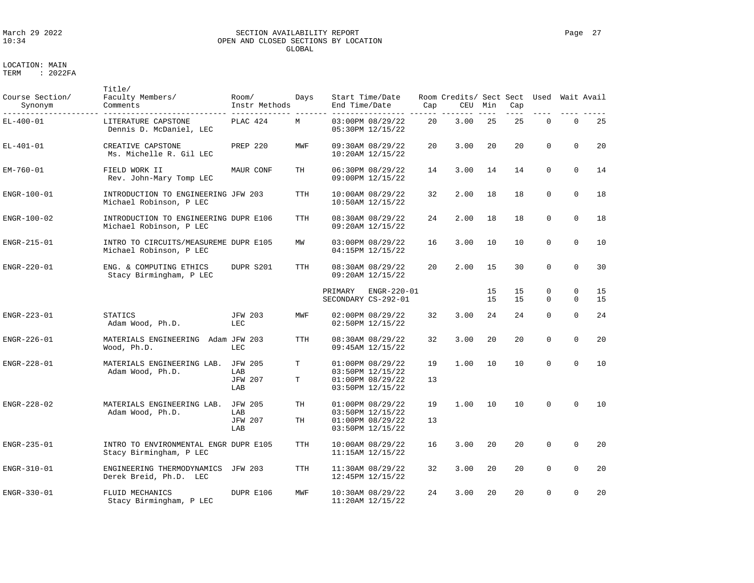SECTION AVAILABILITY REPORT
OPEN AND CLOSED SECTIONS BY LOCATION
GLOBAL

LOCATION: MAIN
TERM : 2022FA

| Course Section/ Synonym | Title/ Faculty Members/ Comments | Room/ Instr Methods | Days | Start Time/Date End Time/Date | Room Cap | Credits/ CEU | Sect Min | Sect Cap | Used | Wait | Avail |
|---|---|---|---|---|---|---|---|---|---|---|---|
| EL-400-01 | LITERATURE CAPSTONE Dennis D. McDaniel, LEC | PLAC 424 | M | 03:00PM 08/29/22 05:30PM 12/15/22 | 20 | 3.00 | 25 | 25 | 0 | 0 | 25 |
| EL-401-01 | CREATIVE CAPSTONE Ms. Michelle R. Gil LEC | PREP 220 | MWF | 09:30AM 08/29/22 10:20AM 12/15/22 | 20 | 3.00 | 20 | 20 | 0 | 0 | 20 |
| EM-760-01 | FIELD WORK II Rev. John-Mary Tomp LEC | MAUR CONF | TH | 06:30PM 08/29/22 09:00PM 12/15/22 | 14 | 3.00 | 14 | 14 | 0 | 0 | 14 |
| ENGR-100-01 | INTRODUCTION TO ENGINEERING Michael Robinson, P LEC | JFW 203 | TTH | 10:00AM 08/29/22 10:50AM 12/15/22 | 32 | 2.00 | 18 | 18 | 0 | 0 | 18 |
| ENGR-100-02 | INTRODUCTION TO ENGINEERING Michael Robinson, P LEC | DUPR E106 | TTH | 08:30AM 08/29/22 09:20AM 12/15/22 | 24 | 2.00 | 18 | 18 | 0 | 0 | 18 |
| ENGR-215-01 | INTRO TO CIRCUITS/MEASUREME Michael Robinson, P LEC | DUPR E105 | MW | 03:00PM 08/29/22 04:15PM 12/15/22 | 16 | 3.00 | 10 | 10 | 0 | 0 | 10 |
| ENGR-220-01 | ENG. & COMPUTING ETHICS Stacy Birmingham, P LEC | DUPR S201 | TTH | 08:30AM 08/29/22 09:20AM 12/15/22 | 20 | 2.00 | 15 | 30 | 0 | 0 | 30 |
| | | | | PRIMARY ENGR-220-01 | | | 15 | 15 | 0 | 0 | 15 |
| | | | | SECONDARY CS-292-01 | | | 15 | 15 | 0 | 0 | 15 |
| ENGR-223-01 | STATICS Adam Wood, Ph.D. | JFW 203 LEC | MWF | 02:00PM 08/29/22 02:50PM 12/15/22 | 32 | 3.00 | 24 | 24 | 0 | 0 | 24 |
| ENGR-226-01 | MATERIALS ENGINEERING Adam Wood, Ph.D. | JFW 203 LEC | TTH | 08:30AM 08/29/22 09:45AM 12/15/22 | 32 | 3.00 | 20 | 20 | 0 | 0 | 20 |
| ENGR-228-01 | MATERIALS ENGINEERING LAB. Adam Wood, Ph.D. | JFW 205 LAB | T | 01:00PM 08/29/22 03:50PM 12/15/22 | 19 | 1.00 | 10 | 10 | 0 | 0 | 10 |
| | | JFW 207 LAB | T | 01:00PM 08/29/22 03:50PM 12/15/22 | 13 | | | | | | |
| ENGR-228-02 | MATERIALS ENGINEERING LAB. Adam Wood, Ph.D. | JFW 205 LAB | TH | 01:00PM 08/29/22 03:50PM 12/15/22 | 19 | 1.00 | 10 | 10 | 0 | 0 | 10 |
| | | JFW 207 LAB | TH | 01:00PM 08/29/22 03:50PM 12/15/22 | 13 | | | | | | |
| ENGR-235-01 | INTRO TO ENVIRONMENTAL ENGR Stacy Birmingham, P LEC | DUPR E105 | TTH | 10:00AM 08/29/22 11:15AM 12/15/22 | 16 | 3.00 | 20 | 20 | 0 | 0 | 20 |
| ENGR-310-01 | ENGINEERING THERMODYNAMICS Derek Breid, Ph.D. LEC | JFW 203 | TTH | 11:30AM 08/29/22 12:45PM 12/15/22 | 32 | 3.00 | 20 | 20 | 0 | 0 | 20 |
| ENGR-330-01 | FLUID MECHANICS Stacy Birmingham, P LEC | DUPR E106 | MWF | 10:30AM 08/29/22 11:20AM 12/15/22 | 24 | 3.00 | 20 | 20 | 0 | 0 | 20 |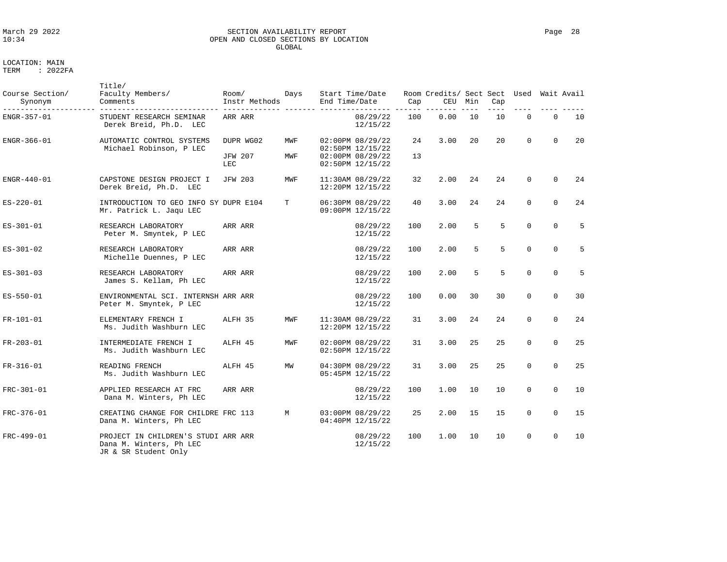SECTION AVAILABILITY REPORT
OPEN AND CLOSED SECTIONS BY LOCATION
GLOBAL

March 29 2022
10:34

LOCATION: MAIN
TERM : 2022FA

| Course Section/ Synonym | Title/ Faculty Members/ Comments | Room/ Instr Methods | Days | Start Time/Date End Time/Date | Room Cap | Credits/ CEU | Sect Min | Sect Cap | Used | Wait | Avail |
|---|---|---|---|---|---|---|---|---|---|---|---|
| ENGR-357-01 | STUDENT RESEARCH SEMINAR<br>Derek Breid, Ph.D. LEC | ARR ARR | | 08/29/22<br>12/15/22 | 100 | 0.00 | 10 | 10 | 0 | 0 | 10 |
| ENGR-366-01 | AUTOMATIC CONTROL SYSTEMS<br>Michael Robinson, P LEC | DUPR WG02 | MWF | 02:00PM 08/29/22<br>02:50PM 12/15/22 | 24 | 3.00 | 20 | 20 | 0 | 0 | 20 |
| | | JFW 207<br>LEC | MWF | 02:00PM 08/29/22<br>02:50PM 12/15/22 | 13 | | | | | | |
| ENGR-440-01 | CAPSTONE DESIGN PROJECT I<br>Derek Breid, Ph.D. LEC | JFW 203 | MWF | 11:30AM 08/29/22<br>12:20PM 12/15/22 | 32 | 2.00 | 24 | 24 | 0 | 0 | 24 |
| ES-220-01 | INTRODUCTION TO GEO INFO SY<br>Mr. Patrick L. Jaqu LEC | DUPR E104 | T | 06:30PM 08/29/22<br>09:00PM 12/15/22 | 40 | 3.00 | 24 | 24 | 0 | 0 | 24 |
| ES-301-01 | RESEARCH LABORATORY<br>Peter M. Smyntek, P LEC | ARR ARR | | 08/29/22<br>12/15/22 | 100 | 2.00 | 5 | 5 | 0 | 0 | 5 |
| ES-301-02 | RESEARCH LABORATORY<br>Michelle Duennes, P LEC | ARR ARR | | 08/29/22<br>12/15/22 | 100 | 2.00 | 5 | 5 | 0 | 0 | 5 |
| ES-301-03 | RESEARCH LABORATORY<br>James S. Kellam, Ph LEC | ARR ARR | | 08/29/22<br>12/15/22 | 100 | 2.00 | 5 | 5 | 0 | 0 | 5 |
| ES-550-01 | ENVIRONMENTAL SCI. INTERNSH<br>Peter M. Smyntek, P LEC | ARR ARR | | 08/29/22<br>12/15/22 | 100 | 0.00 | 30 | 30 | 0 | 0 | 30 |
| FR-101-01 | ELEMENTARY FRENCH I<br>Ms. Judith Washburn LEC | ALFH 35 | MWF | 11:30AM 08/29/22<br>12:20PM 12/15/22 | 31 | 3.00 | 24 | 24 | 0 | 0 | 24 |
| FR-203-01 | INTERMEDIATE FRENCH I<br>Ms. Judith Washburn LEC | ALFH 45 | MWF | 02:00PM 08/29/22<br>02:50PM 12/15/22 | 31 | 3.00 | 25 | 25 | 0 | 0 | 25 |
| FR-316-01 | READING FRENCH<br>Ms. Judith Washburn LEC | ALFH 45 | MW | 04:30PM 08/29/22<br>05:45PM 12/15/22 | 31 | 3.00 | 25 | 25 | 0 | 0 | 25 |
| FRC-301-01 | APPLIED RESEARCH AT FRC<br>Dana M. Winters, Ph LEC | ARR ARR | | 08/29/22<br>12/15/22 | 100 | 1.00 | 10 | 10 | 0 | 0 | 10 |
| FRC-376-01 | CREATING CHANGE FOR CHILDRE<br>Dana M. Winters, Ph LEC | FRC 113 | M | 03:00PM 08/29/22<br>04:40PM 12/15/22 | 25 | 2.00 | 15 | 15 | 0 | 0 | 15 |
| FRC-499-01 | PROJECT IN CHILDREN'S STUDI<br>Dana M. Winters, Ph LEC<br>JR & SR Student Only | ARR ARR | | 08/29/22<br>12/15/22 | 100 | 1.00 | 10 | 10 | 0 | 0 | 10 |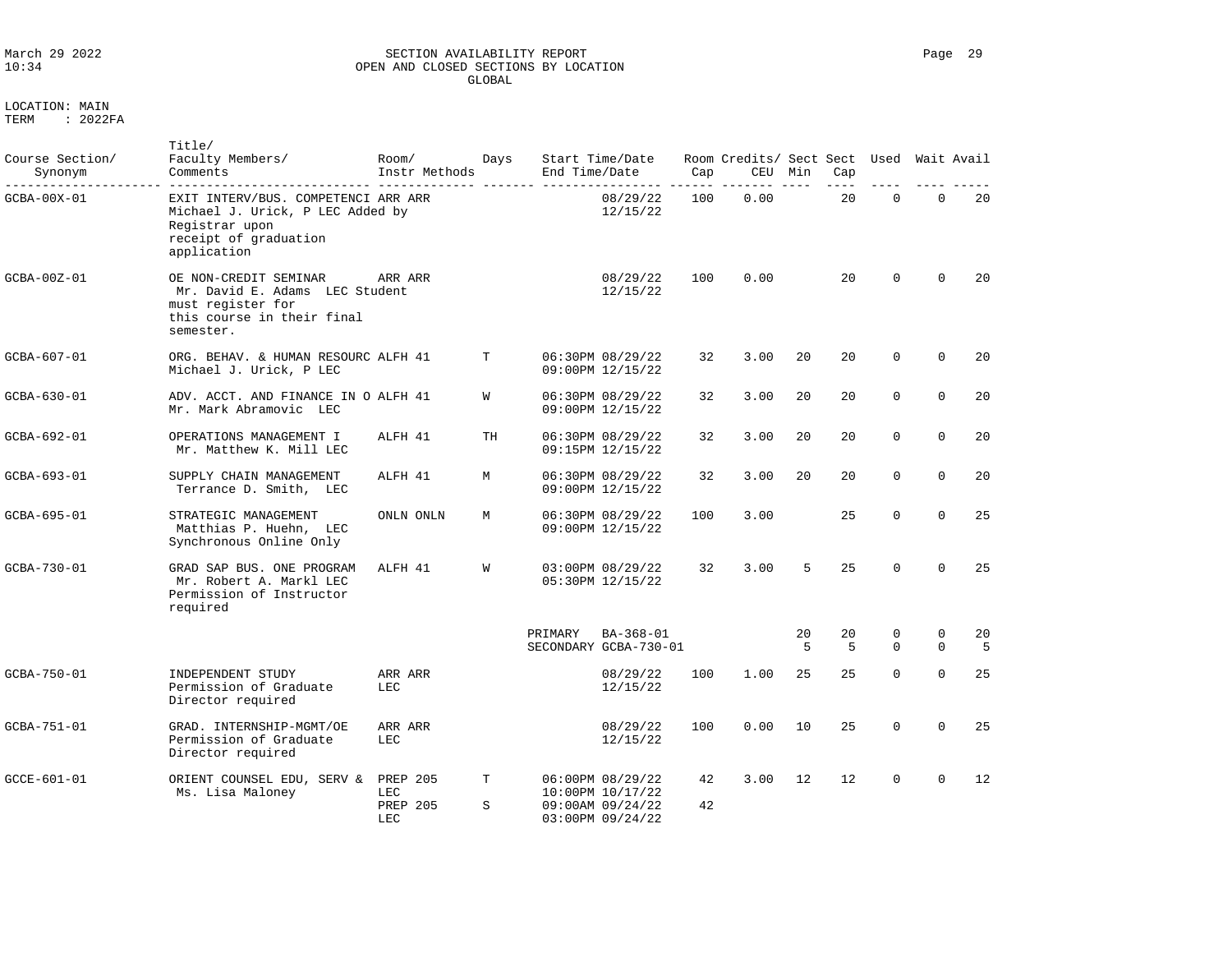SECTION AVAILABILITY REPORT
OPEN AND CLOSED SECTIONS BY LOCATION
GLOBAL

March 29 2022
10:34

LOCATION: MAIN
TERM : 2022FA

| Course Section/ Synonym | Title/ Faculty Members/ Comments | Room/ Instr Methods | Days | Start Time/Date End Time/Date | Room Cap | Credits/ CEU | Sect Min | Sect Cap | Used | Wait | Avail |
|---|---|---|---|---|---|---|---|---|---|---|---|
| GCBA-00X-01 | EXIT INTERV/BUS. COMPETENCI Michael J. Urick, P Added by Registrar upon receipt of graduation application | ARR ARR LEC | | 08/29/22 12/15/22 | 100 | 0.00 | | 20 | 0 | 0 | 20 |
| GCBA-00Z-01 | OE NON-CREDIT SEMINAR Mr. David E. Adams Student must register for this course in their final semester. | ARR ARR LEC | | 08/29/22 12/15/22 | 100 | 0.00 | | 20 | 0 | 0 | 20 |
| GCBA-607-01 | ORG. BEHAV. & HUMAN RESOURC Michael J. Urick, P | ALFH 41 LEC | T | 06:30PM 08/29/22 09:00PM 12/15/22 | 32 | 3.00 | 20 | 20 | 0 | 0 | 20 |
| GCBA-630-01 | ADV. ACCT. AND FINANCE IN O Mr. Mark Abramovic | ALFH 41 LEC | W | 06:30PM 08/29/22 09:00PM 12/15/22 | 32 | 3.00 | 20 | 20 | 0 | 0 | 20 |
| GCBA-692-01 | OPERATIONS MANAGEMENT I Mr. Matthew K. Mill | ALFH 41 LEC | TH | 06:30PM 08/29/22 09:15PM 12/15/22 | 32 | 3.00 | 20 | 20 | 0 | 0 | 20 |
| GCBA-693-01 | SUPPLY CHAIN MANAGEMENT Terrance D. Smith, | ALFH 41 LEC | M | 06:30PM 08/29/22 09:00PM 12/15/22 | 32 | 3.00 | 20 | 20 | 0 | 0 | 20 |
| GCBA-695-01 | STRATEGIC MANAGEMENT Matthias P. Huehn, Synchronous Online Only | ONLN ONLN LEC | M | 06:30PM 08/29/22 09:00PM 12/15/22 | 100 | 3.00 | | 25 | 0 | 0 | 25 |
| GCBA-730-01 | GRAD SAP BUS. ONE PROGRAM Mr. Robert A. Markl Permission of Instructor required | ALFH 41 LEC | W | 03:00PM 08/29/22 05:30PM 12/15/22 | 32 | 3.00 | 5 | 25 | 0 | 0 | 25 |
| | | | | PRIMARY BA-368-01 | | | 20 | 20 | 0 | 0 | 20 |
| | | | | SECONDARY GCBA-730-01 | | | 5 | 5 | 0 | 0 | 5 |
| GCBA-750-01 | INDEPENDENT STUDY Permission of Graduate Director required | ARR ARR LEC | | 08/29/22 12/15/22 | 100 | 1.00 | 25 | 25 | 0 | 0 | 25 |
| GCBA-751-01 | GRAD. INTERNSHIP-MGMT/OE Permission of Graduate Director required | ARR ARR LEC | | 08/29/22 12/15/22 | 100 | 0.00 | 10 | 25 | 0 | 0 | 25 |
| GCCE-601-01 | ORIENT COUNSEL EDU, SERV & Ms. Lisa Maloney | PREP 205 LEC | T | 06:00PM 08/29/22 10:00PM 10/17/22 | 42 | 3.00 | 12 | 12 | 0 | 0 | 12 |
| | | PREP 205 LEC | S | 09:00AM 09/24/22 03:00PM 09/24/22 | 42 | | | | | | |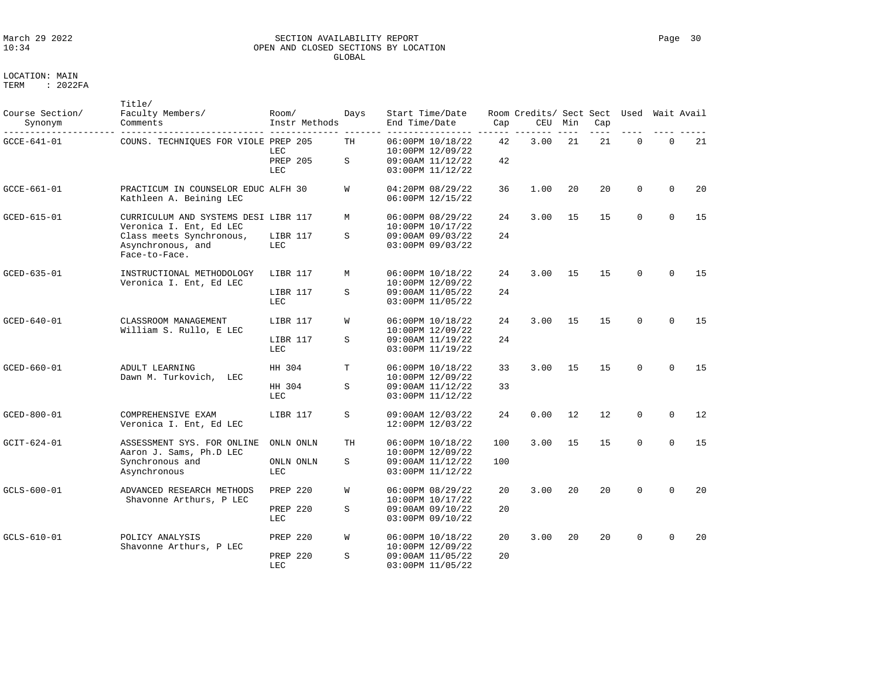SECTION AVAILABILITY REPORT
OPEN AND CLOSED SECTIONS BY LOCATION
GLOBAL

March 29 2022
10:34

LOCATION: MAIN
TERM : 2022FA

| Course Section/ Synonym | Title/ Faculty Members/ Comments | Room/ Instr Methods | Days | Start Time/Date End Time/Date | Room Cap | Credits/ CEU | Sect Min | Sect Cap | Used | Wait | Avail |
|---|---|---|---|---|---|---|---|---|---|---|---|
| GCCE-641-01 | COUNS. TECHNIQUES FOR VIOLE | PREP 205 LEC | TH | 06:00PM 10/18/22 10:00PM 12/09/22 | 42 | 3.00 | 21 | 21 | 0 | 0 | 21 |
| | | PREP 205 LEC | S | 09:00AM 11/12/22 03:00PM 11/12/22 | 42 | | | | | | |
| GCCE-661-01 | PRACTICUM IN COUNSELOR EDUC Kathleen A. Beining LEC | ALFH 30 | W | 04:20PM 08/29/22 06:00PM 12/15/22 | 36 | 1.00 | 20 | 20 | 0 | 0 | 20 |
| GCED-615-01 | CURRICULUM AND SYSTEMS DESI Veronica I. Ent, Ed LEC | LIBR 117 | M | 06:00PM 08/29/22 10:00PM 10/17/22 | 24 | 3.00 | 15 | 15 | 0 | 0 | 15 |
| | Class meets Synchronous, Asynchronous, and Face-to-Face. | LIBR 117 LEC | S | 09:00AM 09/03/22 03:00PM 09/03/22 | 24 | | | | | | |
| GCED-635-01 | INSTRUCTIONAL METHODOLOGY Veronica I. Ent, Ed LEC | LIBR 117 | M | 06:00PM 10/18/22 10:00PM 12/09/22 | 24 | 3.00 | 15 | 15 | 0 | 0 | 15 |
| | | LIBR 117 LEC | S | 09:00AM 11/05/22 03:00PM 11/05/22 | 24 | | | | | | |
| GCED-640-01 | CLASSROOM MANAGEMENT William S. Rullo, E LEC | LIBR 117 | W | 06:00PM 10/18/22 10:00PM 12/09/22 | 24 | 3.00 | 15 | 15 | 0 | 0 | 15 |
| | | LIBR 117 LEC | S | 09:00AM 11/19/22 03:00PM 11/19/22 | 24 | | | | | | |
| GCED-660-01 | ADULT LEARNING Dawn M. Turkovich, LEC | HH 304 | T | 06:00PM 10/18/22 10:00PM 12/09/22 | 33 | 3.00 | 15 | 15 | 0 | 0 | 15 |
| | | HH 304 LEC | S | 09:00AM 11/12/22 03:00PM 11/12/22 | 33 | | | | | | |
| GCED-800-01 | COMPREHENSIVE EXAM Veronica I. Ent, Ed LEC | LIBR 117 | S | 09:00AM 12/03/22 12:00PM 12/03/22 | 24 | 0.00 | 12 | 12 | 0 | 0 | 12 |
| GCIT-624-01 | ASSESSMENT SYS. FOR ONLINE Aaron J. Sams, Ph.D LEC | ONLN ONLN | TH | 06:00PM 10/18/22 10:00PM 12/09/22 | 100 | 3.00 | 15 | 15 | 0 | 0 | 15 |
| | Synchronous and Asynchronous | ONLN ONLN LEC | S | 09:00AM 11/12/22 03:00PM 11/12/22 | 100 | | | | | | |
| GCLS-600-01 | ADVANCED RESEARCH METHODS Shavonne Arthurs, P LEC | PREP 220 | W | 06:00PM 08/29/22 10:00PM 10/17/22 | 20 | 3.00 | 20 | 20 | 0 | 0 | 20 |
| | | PREP 220 LEC | S | 09:00AM 09/10/22 03:00PM 09/10/22 | 20 | | | | | | |
| GCLS-610-01 | POLICY ANALYSIS Shavonne Arthurs, P LEC | PREP 220 | W | 06:00PM 10/18/22 10:00PM 12/09/22 | 20 | 3.00 | 20 | 20 | 0 | 0 | 20 |
| | | PREP 220 LEC | S | 09:00AM 11/05/22 03:00PM 11/05/22 | 20 | | | | | | |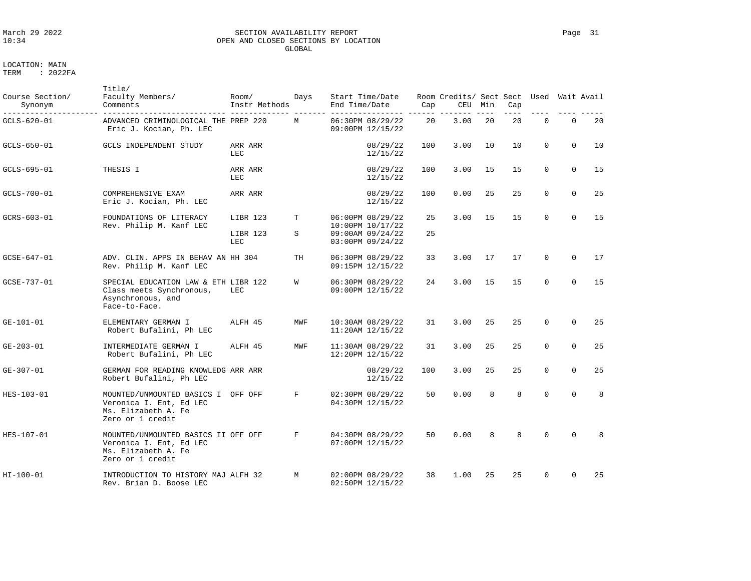SECTION AVAILABILITY REPORT
OPEN AND CLOSED SECTIONS BY LOCATION
GLOBAL

March 29 2022
10:34

LOCATION: MAIN
TERM : 2022FA

| Course Section/ Synonym | Title/ Faculty Members/ Comments | Room/ Instr Methods | Days | Start Time/Date End Time/Date | Room Cap | Credits/ CEU | Sect Min | Sect Cap | Used | Wait | Avail |
|---|---|---|---|---|---|---|---|---|---|---|---|
| GCLS-620-01 | ADVANCED CRIMINOLOGICAL THE Eric J. Kocian, Ph. | PREP 220 LEC | M | 06:30PM 08/29/22 09:00PM 12/15/22 | 20 | 3.00 | 20 | 20 | 0 | 0 | 20 |
| GCLS-650-01 | GCLS INDEPENDENT STUDY | ARR ARR LEC | | 08/29/22 12/15/22 | 100 | 3.00 | 10 | 10 | 0 | 0 | 10 |
| GCLS-695-01 | THESIS I | ARR ARR LEC | | 08/29/22 12/15/22 | 100 | 3.00 | 15 | 15 | 0 | 0 | 15 |
| GCLS-700-01 | COMPREHENSIVE EXAM Eric J. Kocian, Ph. | ARR ARR LEC | | 08/29/22 12/15/22 | 100 | 0.00 | 25 | 25 | 0 | 0 | 25 |
| GCRS-603-01 | FOUNDATIONS OF LITERACY Rev. Philip M. Kanf | LIBR 123 LEC | T | 06:00PM 08/29/22 10:00PM 10/17/22 | 25 | 3.00 | 15 | 15 | 0 | 0 | 15 |
| | | LIBR 123 LEC | S | 09:00AM 09/24/22 03:00PM 09/24/22 | 25 | | | | | | |
| GCSE-647-01 | ADV. CLIN. APPS IN BEHAV AN Rev. Philip M. Kanf | HH 304 LEC | TH | 06:30PM 08/29/22 09:15PM 12/15/22 | 33 | 3.00 | 17 | 17 | 0 | 0 | 17 |
| GCSE-737-01 | SPECIAL EDUCATION LAW & ETH Class meets Synchronous, Asynchronous, and Face-to-Face. | LIBR 122 LEC | W | 06:30PM 08/29/22 09:00PM 12/15/22 | 24 | 3.00 | 15 | 15 | 0 | 0 | 15 |
| GE-101-01 | ELEMENTARY GERMAN I Robert Bufalini, Ph | ALFH 45 LEC | MWF | 10:30AM 08/29/22 11:20AM 12/15/22 | 31 | 3.00 | 25 | 25 | 0 | 0 | 25 |
| GE-203-01 | INTERMEDIATE GERMAN I Robert Bufalini, Ph | ALFH 45 LEC | MWF | 11:30AM 08/29/22 12:20PM 12/15/22 | 31 | 3.00 | 25 | 25 | 0 | 0 | 25 |
| GE-307-01 | GERMAN FOR READING KNOWLEDG Robert Bufalini, Ph | ARR ARR LEC | | 08/29/22 12/15/22 | 100 | 3.00 | 25 | 25 | 0 | 0 | 25 |
| HES-103-01 | MOUNTED/UNMOUNTED BASICS I Veronica I. Ent, Ed Ms. Elizabeth A. Fe Zero or 1 credit | OFF OFF LEC | F | 02:30PM 08/29/22 04:30PM 12/15/22 | 50 | 0.00 | 8 | 8 | 0 | 0 | 8 |
| HES-107-01 | MOUNTED/UNMOUNTED BASICS II Veronica I. Ent, Ed Ms. Elizabeth A. Fe Zero or 1 credit | OFF OFF LEC | F | 04:30PM 08/29/22 07:00PM 12/15/22 | 50 | 0.00 | 8 | 8 | 0 | 0 | 8 |
| HI-100-01 | INTRODUCTION TO HISTORY MAJ Rev. Brian D. Boose | ALFH 32 LEC | M | 02:00PM 08/29/22 02:50PM 12/15/22 | 38 | 1.00 | 25 | 25 | 0 | 0 | 25 |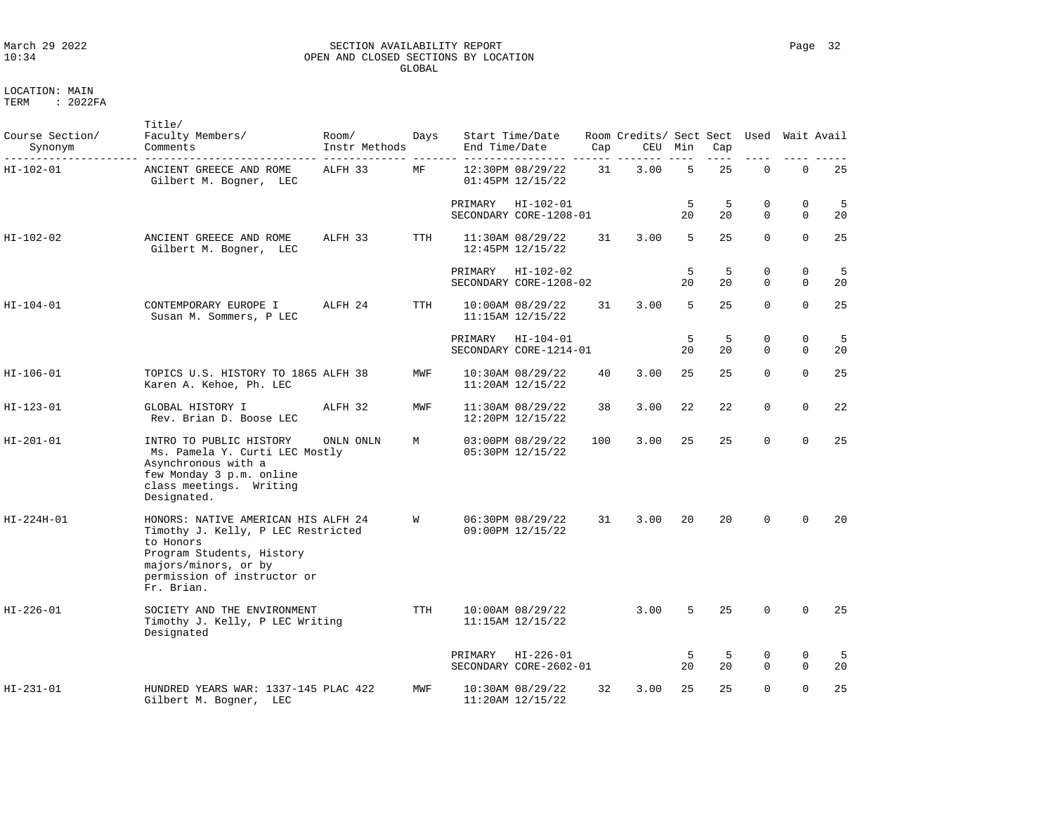SECTION AVAILABILITY REPORT
OPEN AND CLOSED SECTIONS BY LOCATION
GLOBAL

March 29 2022
10:34

LOCATION: MAIN
TERM : 2022FA

| Course Section/ Synonym | Title/ Faculty Members/ Comments | Room/ Instr Methods | Days | Start Time/Date End Time/Date | Room Cap | Credits/ CEU | Sect Min | Sect Cap | Used | Wait | Avail |
|---|---|---|---|---|---|---|---|---|---|---|---|
| HI-102-01 | ANCIENT GREECE AND ROME Gilbert M. Bogner, LEC | ALFH 33 | MF | 12:30PM 08/29/22 01:45PM 12/15/22 | 31 | 3.00 | 5 | 25 | 0 | 0 | 25 |
| | | | | PRIMARY HI-102-01 | | | 5 | 5 | 0 | 0 | 5 |
| | | | | SECONDARY CORE-1208-01 | | | 20 | 20 | 0 | 0 | 20 |
| HI-102-02 | ANCIENT GREECE AND ROME Gilbert M. Bogner, LEC | ALFH 33 | TTH | 11:30AM 08/29/22 12:45PM 12/15/22 | 31 | 3.00 | 5 | 25 | 0 | 0 | 25 |
| | | | | PRIMARY HI-102-02 | | | 5 | 5 | 0 | 0 | 5 |
| | | | | SECONDARY CORE-1208-02 | | | 20 | 20 | 0 | 0 | 20 |
| HI-104-01 | CONTEMPORARY EUROPE I Susan M. Sommers, P LEC | ALFH 24 | TTH | 10:00AM 08/29/22 11:15AM 12/15/22 | 31 | 3.00 | 5 | 25 | 0 | 0 | 25 |
| | | | | PRIMARY HI-104-01 | | | 5 | 5 | 0 | 0 | 5 |
| | | | | SECONDARY CORE-1214-01 | | | 20 | 20 | 0 | 0 | 20 |
| HI-106-01 | TOPICS U.S. HISTORY TO 1865 Karen A. Kehoe, Ph. LEC | ALFH 38 | MWF | 10:30AM 08/29/22 11:20AM 12/15/22 | 40 | 3.00 | 25 | 25 | 0 | 0 | 25 |
| HI-123-01 | GLOBAL HISTORY I Rev. Brian D. Boose LEC | ALFH 32 | MWF | 11:30AM 08/29/22 12:20PM 12/15/22 | 38 | 3.00 | 22 | 22 | 0 | 0 | 22 |
| HI-201-01 | INTRO TO PUBLIC HISTORY Ms. Pamela Y. Curti LEC Mostly Asynchronous with a few Monday 3 p.m. online class meetings. Writing Designated. | ONLN ONLN | M | 03:00PM 08/29/22 05:30PM 12/15/22 | 100 | 3.00 | 25 | 25 | 0 | 0 | 25 |
| HI-224H-01 | HONORS: NATIVE AMERICAN HIS Timothy J. Kelly, P LEC Restricted to Honors Program Students, History majors/minors, or by permission of instructor or Fr. Brian. | ALFH 24 | W | 06:30PM 08/29/22 09:00PM 12/15/22 | 31 | 3.00 | 20 | 20 | 0 | 0 | 20 |
| HI-226-01 | SOCIETY AND THE ENVIRONMENT Timothy J. Kelly, P LEC Writing Designated | | TTH | 10:00AM 08/29/22 11:15AM 12/15/22 | | 3.00 | 5 | 25 | 0 | 0 | 25 |
| | | | | PRIMARY HI-226-01 | | | 5 | 5 | 0 | 0 | 5 |
| | | | | SECONDARY CORE-2602-01 | | | 20 | 20 | 0 | 0 | 20 |
| HI-231-01 | HUNDRED YEARS WAR: 1337-145 Gilbert M. Bogner, LEC | PLAC 422 | MWF | 10:30AM 08/29/22 11:20AM 12/15/22 | 32 | 3.00 | 25 | 25 | 0 | 0 | 25 |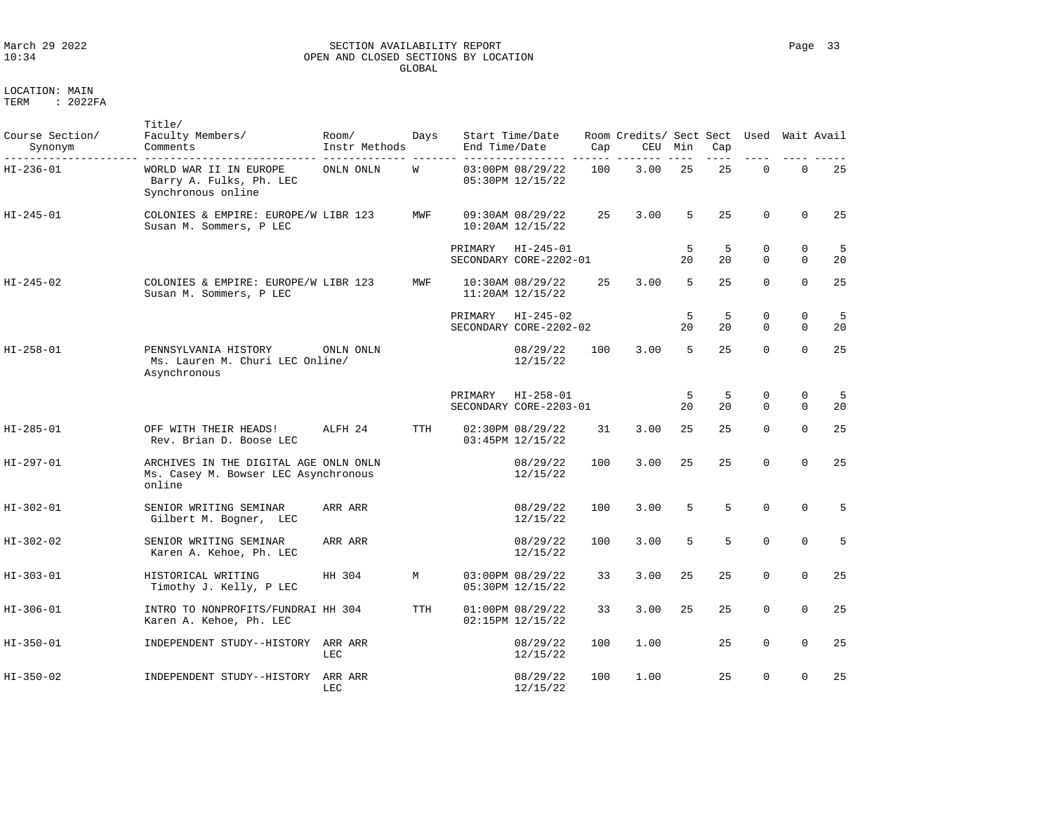SECTION AVAILABILITY REPORT
OPEN AND CLOSED SECTIONS BY LOCATION
GLOBAL

March 29 2022
10:34

LOCATION: MAIN
TERM : 2022FA

| Course Section/ Synonym | Title/ Faculty Members/ Comments | Room/ Instr Methods | Days | Start Time/Date End Time/Date | Room Cap | Credits/ CEU | Sect Min | Sect Cap | Used | Wait | Avail |
|---|---|---|---|---|---|---|---|---|---|---|---|
| HI-236-01 | WORLD WAR II IN EUROPE Barry A. Fulks, Ph. LEC Synchronous online | ONLN ONLN | W | 03:00PM 08/29/22 05:30PM 12/15/22 | 100 | 3.00 | 25 | 25 | 0 | 0 | 25 |
| HI-245-01 | COLONIES & EMPIRE: EUROPE/W Susan M. Sommers, P LEC | LIBR 123 | MWF | 09:30AM 08/29/22 10:20AM 12/15/22 | 25 | 3.00 | 5 | 25 | 0 | 0 | 25 |
| | | | | PRIMARY HI-245-01 | | | 5 | 5 | 0 | 0 | 5 |
| | | | | SECONDARY CORE-2202-01 | | | 20 | 20 | 0 | 0 | 20 |
| HI-245-02 | COLONIES & EMPIRE: EUROPE/W Susan M. Sommers, P LEC | LIBR 123 | MWF | 10:30AM 08/29/22 11:20AM 12/15/22 | 25 | 3.00 | 5 | 25 | 0 | 0 | 25 |
| | | | | PRIMARY HI-245-02 | | | 5 | 5 | 0 | 0 | 5 |
| | | | | SECONDARY CORE-2202-02 | | | 20 | 20 | 0 | 0 | 20 |
| HI-258-01 | PENNSYLVANIA HISTORY Ms. Lauren M. Churi LEC Online/ Asynchronous | ONLN ONLN | | 08/29/22 12/15/22 | 100 | 3.00 | 5 | 25 | 0 | 0 | 25 |
| | | | | PRIMARY HI-258-01 | | | 5 | 5 | 0 | 0 | 5 |
| | | | | SECONDARY CORE-2203-01 | | | 20 | 20 | 0 | 0 | 20 |
| HI-285-01 | OFF WITH THEIR HEADS! Rev. Brian D. Boose LEC | ALFH 24 | TTH | 02:30PM 08/29/22 03:45PM 12/15/22 | 31 | 3.00 | 25 | 25 | 0 | 0 | 25 |
| HI-297-01 | ARCHIVES IN THE DIGITAL AGE Ms. Casey M. Bowser LEC Asynchronous online | ONLN ONLN | | 08/29/22 12/15/22 | 100 | 3.00 | 25 | 25 | 0 | 0 | 25 |
| HI-302-01 | SENIOR WRITING SEMINAR Gilbert M. Bogner, LEC | ARR ARR | | 08/29/22 12/15/22 | 100 | 3.00 | 5 | 5 | 0 | 0 | 5 |
| HI-302-02 | SENIOR WRITING SEMINAR Karen A. Kehoe, Ph. LEC | ARR ARR | | 08/29/22 12/15/22 | 100 | 3.00 | 5 | 5 | 0 | 0 | 5 |
| HI-303-01 | HISTORICAL WRITING Timothy J. Kelly, P LEC | HH 304 | M | 03:00PM 08/29/22 05:30PM 12/15/22 | 33 | 3.00 | 25 | 25 | 0 | 0 | 25 |
| HI-306-01 | INTRO TO NONPROFITS/FUNDRAI Karen A. Kehoe, Ph. LEC | HH 304 | TTH | 01:00PM 08/29/22 02:15PM 12/15/22 | 33 | 3.00 | 25 | 25 | 0 | 0 | 25 |
| HI-350-01 | INDEPENDENT STUDY--HISTORY | ARR ARR LEC | | 08/29/22 12/15/22 | 100 | 1.00 | | 25 | 0 | 0 | 25 |
| HI-350-02 | INDEPENDENT STUDY--HISTORY | ARR ARR LEC | | 08/29/22 12/15/22 | 100 | 1.00 | | 25 | 0 | 0 | 25 |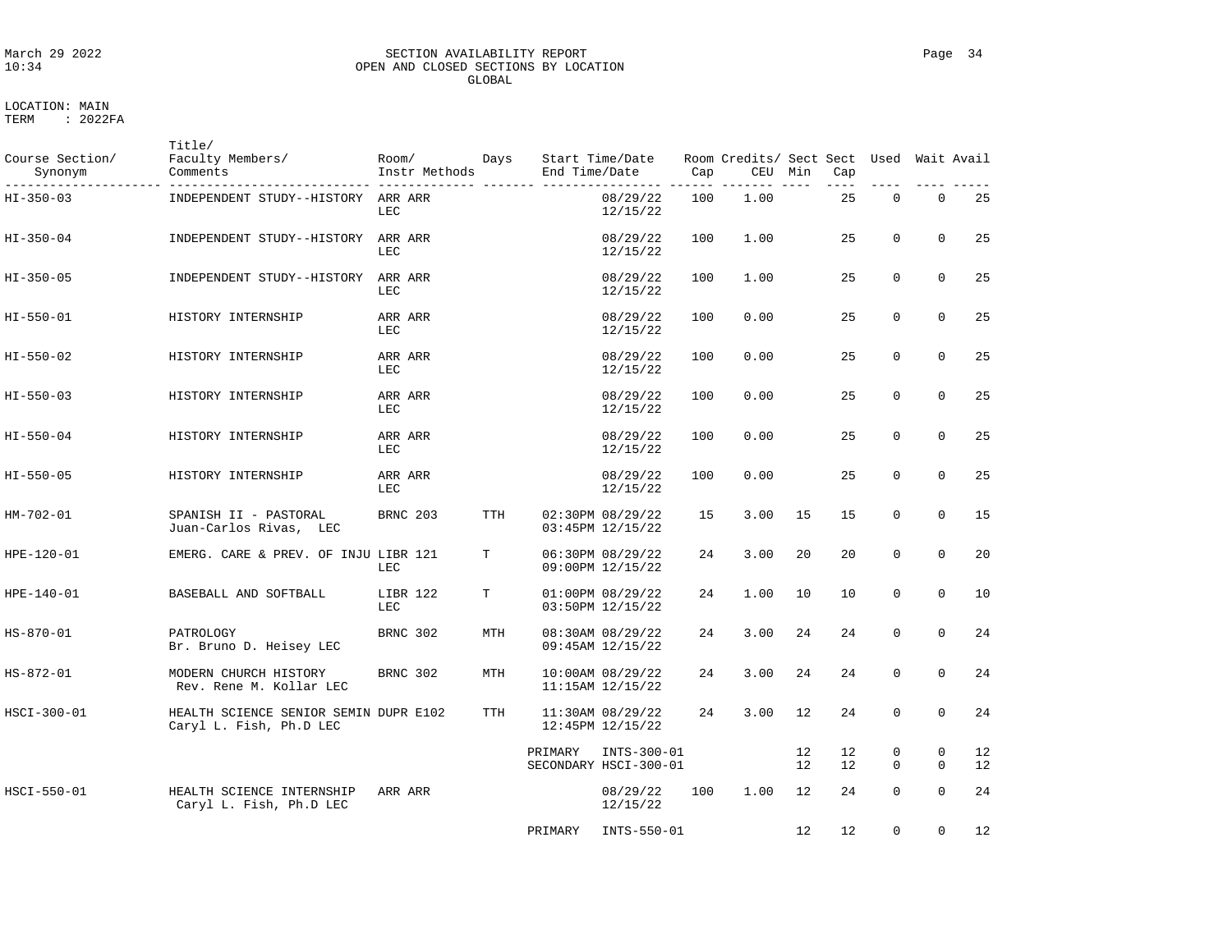March 29 2022
10:34

SECTION AVAILABILITY REPORT
OPEN AND CLOSED SECTIONS BY LOCATION
GLOBAL

LOCATION: MAIN
TERM : 2022FA

| Course Section/ Synonym | Title/ Faculty Members/ Comments | Room/ Instr Methods | Days | Start Time/Date End Time/Date | Room Cap | Credits/ CEU | Sect Min | Sect Cap | Used | Wait | Avail |
|---|---|---|---|---|---|---|---|---|---|---|---|
| HI-350-03 | INDEPENDENT STUDY--HISTORY | ARR ARR LEC | | 08/29/22 12/15/22 | 100 | 1.00 | | 25 | 0 | 0 | 25 |
| HI-350-04 | INDEPENDENT STUDY--HISTORY | ARR ARR LEC | | 08/29/22 12/15/22 | 100 | 1.00 | | 25 | 0 | 0 | 25 |
| HI-350-05 | INDEPENDENT STUDY--HISTORY | ARR ARR LEC | | 08/29/22 12/15/22 | 100 | 1.00 | | 25 | 0 | 0 | 25 |
| HI-550-01 | HISTORY INTERNSHIP | ARR ARR LEC | | 08/29/22 12/15/22 | 100 | 0.00 | | 25 | 0 | 0 | 25 |
| HI-550-02 | HISTORY INTERNSHIP | ARR ARR LEC | | 08/29/22 12/15/22 | 100 | 0.00 | | 25 | 0 | 0 | 25 |
| HI-550-03 | HISTORY INTERNSHIP | ARR ARR LEC | | 08/29/22 12/15/22 | 100 | 0.00 | | 25 | 0 | 0 | 25 |
| HI-550-04 | HISTORY INTERNSHIP | ARR ARR LEC | | 08/29/22 12/15/22 | 100 | 0.00 | | 25 | 0 | 0 | 25 |
| HI-550-05 | HISTORY INTERNSHIP | ARR ARR LEC | | 08/29/22 12/15/22 | 100 | 0.00 | | 25 | 0 | 0 | 25 |
| HM-702-01 | SPANISH II - PASTORAL Juan-Carlos Rivas, LEC | BRNC 203 | TTH | 02:30PM 08/29/22 03:45PM 12/15/22 | 15 | 3.00 | 15 | 15 | 0 | 0 | 15 |
| HPE-120-01 | EMERG. CARE & PREV. OF INJU | LIBR 121 LEC | T | 06:30PM 08/29/22 09:00PM 12/15/22 | 24 | 3.00 | 20 | 20 | 0 | 0 | 20 |
| HPE-140-01 | BASEBALL AND SOFTBALL | LIBR 122 LEC | T | 01:00PM 08/29/22 03:50PM 12/15/22 | 24 | 1.00 | 10 | 10 | 0 | 0 | 10 |
| HS-870-01 | PATROLOGY Br. Bruno D. Heisey LEC | BRNC 302 | MTH | 08:30AM 08/29/22 09:45AM 12/15/22 | 24 | 3.00 | 24 | 24 | 0 | 0 | 24 |
| HS-872-01 | MODERN CHURCH HISTORY Rev. Rene M. Kollar LEC | BRNC 302 | MTH | 10:00AM 08/29/22 11:15AM 12/15/22 | 24 | 3.00 | 24 | 24 | 0 | 0 | 24 |
| HSCI-300-01 | HEALTH SCIENCE SENIOR SEMIN Caryl L. Fish, Ph.D LEC | DUPR E102 | TTH | 11:30AM 08/29/22 12:45PM 12/15/22 | 24 | 3.00 | 12 | 24 | 0 | 0 | 24 |
| | | | | PRIMARY INTS-300-01 | | | 12 | 12 | 0 | 0 | 12 |
| | | | | SECONDARY HSCI-300-01 | | | 12 | 12 | 0 | 0 | 12 |
| HSCI-550-01 | HEALTH SCIENCE INTERNSHIP Caryl L. Fish, Ph.D LEC | ARR ARR | | 08/29/22 12/15/22 | 100 | 1.00 | 12 | 24 | 0 | 0 | 24 |
| | | | | PRIMARY INTS-550-01 | | | 12 | 12 | 0 | 0 | 12 |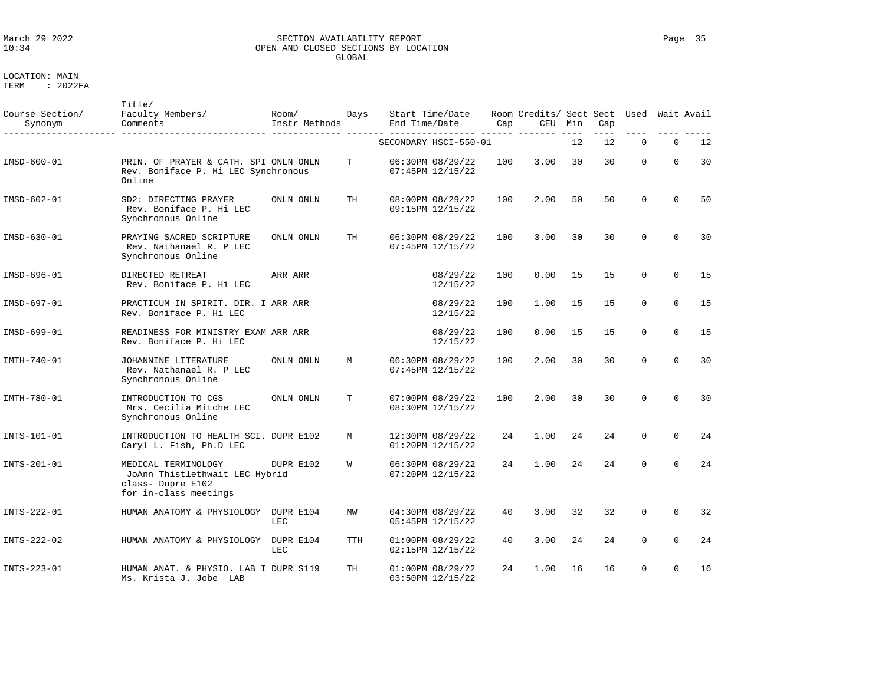SECTION AVAILABILITY REPORT
OPEN AND CLOSED SECTIONS BY LOCATION
GLOBAL

March 29 2022
10:34

LOCATION: MAIN
TERM : 2022FA

| Course Section/ Synonym | Title/ Faculty Members/ Comments | Room/ Instr Methods | Days | Start Time/Date End Time/Date | Room Cap | Credits/ CEU | Sect Min | Sect Cap | Used | Wait | Avail |
|---|---|---|---|---|---|---|---|---|---|---|---|
| | | | | SECONDARY HSCI-550-01 | | | 12 | 12 | 0 | 0 | 12 |
| IMSD-600-01 | PRIN. OF PRAYER & CATH. SPI Rev. Boniface P. Hi LEC Synchronous Online | ONLN ONLN | T | 06:30PM 08/29/22 07:45PM 12/15/22 | 100 | 3.00 | 30 | 30 | 0 | 0 | 30 |
| IMSD-602-01 | SD2: DIRECTING PRAYER Rev. Boniface P. Hi LEC Synchronous Online | ONLN ONLN | TH | 08:00PM 08/29/22 09:15PM 12/15/22 | 100 | 2.00 | 50 | 50 | 0 | 0 | 50 |
| IMSD-630-01 | PRAYING SACRED SCRIPTURE Rev. Nathanael R. P LEC Synchronous Online | ONLN ONLN | TH | 06:30PM 08/29/22 07:45PM 12/15/22 | 100 | 3.00 | 30 | 30 | 0 | 0 | 30 |
| IMSD-696-01 | DIRECTED RETREAT Rev. Boniface P. Hi LEC | ARR ARR | | 08/29/22 12/15/22 | 100 | 0.00 | 15 | 15 | 0 | 0 | 15 |
| IMSD-697-01 | PRACTICUM IN SPIRIT. DIR. I Rev. Boniface P. Hi LEC | ARR ARR | | 08/29/22 12/15/22 | 100 | 1.00 | 15 | 15 | 0 | 0 | 15 |
| IMSD-699-01 | READINESS FOR MINISTRY EXAM Rev. Boniface P. Hi LEC | ARR ARR | | 08/29/22 12/15/22 | 100 | 0.00 | 15 | 15 | 0 | 0 | 15 |
| IMTH-740-01 | JOHANNINE LITERATURE Rev. Nathanael R. P LEC Synchronous Online | ONLN ONLN | M | 06:30PM 08/29/22 07:45PM 12/15/22 | 100 | 2.00 | 30 | 30 | 0 | 0 | 30 |
| IMTH-780-01 | INTRODUCTION TO CGS Mrs. Cecilia Mitche LEC Synchronous Online | ONLN ONLN | T | 07:00PM 08/29/22 08:30PM 12/15/22 | 100 | 2.00 | 30 | 30 | 0 | 0 | 30 |
| INTS-101-01 | INTRODUCTION TO HEALTH SCI. Caryl L. Fish, Ph.D LEC | DUPR E102 | M | 12:30PM 08/29/22 01:20PM 12/15/22 | 24 | 1.00 | 24 | 24 | 0 | 0 | 24 |
| INTS-201-01 | MEDICAL TERMINOLOGY JoAnn Thistlethwait LEC Hybrid class- Dupre E102 for in-class meetings | DUPR E102 | W | 06:30PM 08/29/22 07:20PM 12/15/22 | 24 | 1.00 | 24 | 24 | 0 | 0 | 24 |
| INTS-222-01 | HUMAN ANATOMY & PHYSIOLOGY | DUPR E104 LEC | MW | 04:30PM 08/29/22 05:45PM 12/15/22 | 40 | 3.00 | 32 | 32 | 0 | 0 | 32 |
| INTS-222-02 | HUMAN ANATOMY & PHYSIOLOGY | DUPR E104 LEC | TTH | 01:00PM 08/29/22 02:15PM 12/15/22 | 40 | 3.00 | 24 | 24 | 0 | 0 | 24 |
| INTS-223-01 | HUMAN ANAT. & PHYSIO. LAB I Ms. Krista J. Jobe LAB | DUPR S119 | TH | 01:00PM 08/29/22 03:50PM 12/15/22 | 24 | 1.00 | 16 | 16 | 0 | 0 | 16 |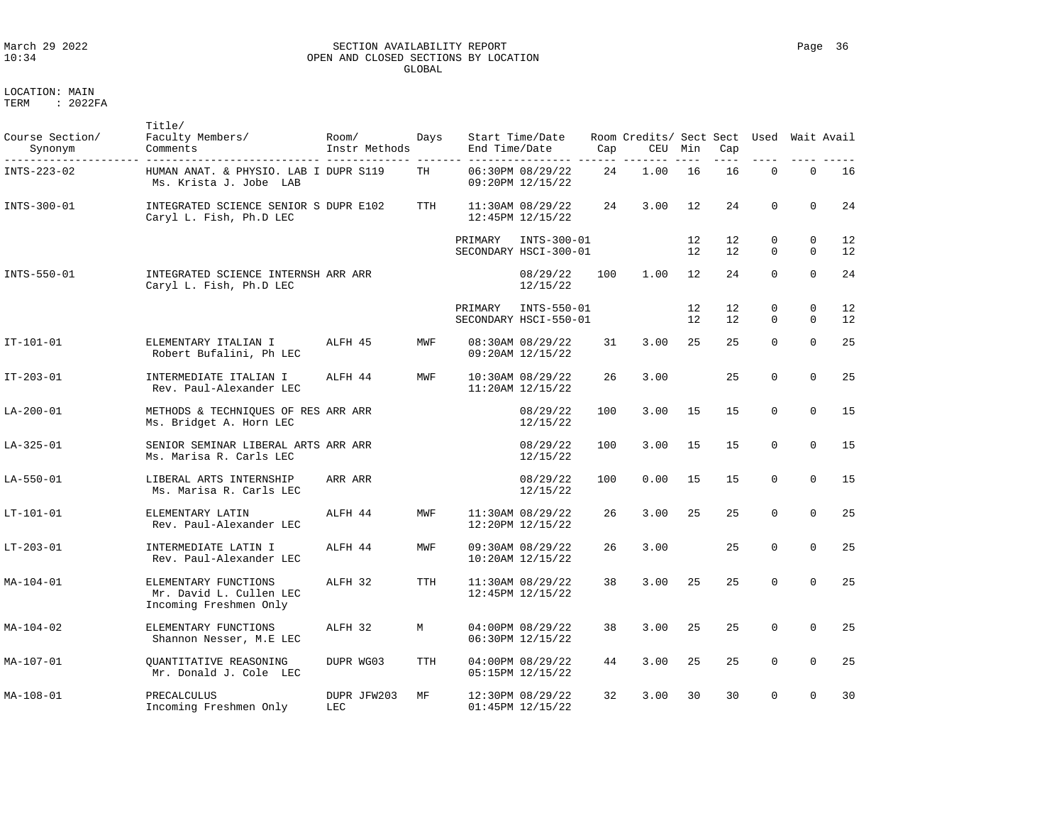SECTION AVAILABILITY REPORT
OPEN AND CLOSED SECTIONS BY LOCATION
GLOBAL

March 29 2022
10:34

LOCATION: MAIN
TERM : 2022FA

| Course Section/ Synonym | Title/ Faculty Members/ Comments | Room/ Instr Methods | Days | Start Time/Date End Time/Date | Room Cap | Credits/ CEU | Sect Min | Sect Cap | Used | Wait | Avail |
|---|---|---|---|---|---|---|---|---|---|---|---|
| INTS-223-02 | HUMAN ANAT. & PHYSIO. LAB I Ms. Krista J. Jobe LAB | DUPR S119 | TH | 06:30PM 08/29/22 09:20PM 12/15/22 | 24 | 1.00 | 16 | 16 | 0 | 0 | 16 |
| INTS-300-01 | INTEGRATED SCIENCE SENIOR S Caryl L. Fish, Ph.D LEC | DUPR E102 | TTH | 11:30AM 08/29/22 12:45PM 12/15/22 | 24 | 3.00 | 12 | 24 | 0 | 0 | 24 |
| | | | | PRIMARY INTS-300-01 | | | 12 | 12 | 0 | 0 | 12 |
| | | | | SECONDARY HSCI-300-01 | | | 12 | 12 | 0 | 0 | 12 |
| INTS-550-01 | INTEGRATED SCIENCE INTERNSH Caryl L. Fish, Ph.D LEC | ARR ARR | | 08/29/22 12/15/22 | 100 | 1.00 | 12 | 24 | 0 | 0 | 24 |
| | | | | PRIMARY INTS-550-01 | | | 12 | 12 | 0 | 0 | 12 |
| | | | | SECONDARY HSCI-550-01 | | | 12 | 12 | 0 | 0 | 12 |
| IT-101-01 | ELEMENTARY ITALIAN I Robert Bufalini, Ph LEC | ALFH 45 | MWF | 08:30AM 08/29/22 09:20AM 12/15/22 | 31 | 3.00 | 25 | 25 | 0 | 0 | 25 |
| IT-203-01 | INTERMEDIATE ITALIAN I Rev. Paul-Alexander LEC | ALFH 44 | MWF | 10:30AM 08/29/22 11:20AM 12/15/22 | 26 | 3.00 | | 25 | 0 | 0 | 25 |
| LA-200-01 | METHODS & TECHNIQUES OF RES Ms. Bridget A. Horn LEC | ARR ARR | | 08/29/22 12/15/22 | 100 | 3.00 | 15 | 15 | 0 | 0 | 15 |
| LA-325-01 | SENIOR SEMINAR LIBERAL ARTS Ms. Marisa R. Carls LEC | ARR ARR | | 08/29/22 12/15/22 | 100 | 3.00 | 15 | 15 | 0 | 0 | 15 |
| LA-550-01 | LIBERAL ARTS INTERNSHIP Ms. Marisa R. Carls LEC | ARR ARR | | 08/29/22 12/15/22 | 100 | 0.00 | 15 | 15 | 0 | 0 | 15 |
| LT-101-01 | ELEMENTARY LATIN Rev. Paul-Alexander LEC | ALFH 44 | MWF | 11:30AM 08/29/22 12:20PM 12/15/22 | 26 | 3.00 | 25 | 25 | 0 | 0 | 25 |
| LT-203-01 | INTERMEDIATE LATIN I Rev. Paul-Alexander LEC | ALFH 44 | MWF | 09:30AM 08/29/22 10:20AM 12/15/22 | 26 | 3.00 | | 25 | 0 | 0 | 25 |
| MA-104-01 | ELEMENTARY FUNCTIONS Mr. David L. Cullen LEC Incoming Freshmen Only | ALFH 32 | TTH | 11:30AM 08/29/22 12:45PM 12/15/22 | 38 | 3.00 | 25 | 25 | 0 | 0 | 25 |
| MA-104-02 | ELEMENTARY FUNCTIONS Shannon Nesser, M.E LEC | ALFH 32 | M | 04:00PM 08/29/22 06:30PM 12/15/22 | 38 | 3.00 | 25 | 25 | 0 | 0 | 25 |
| MA-107-01 | QUANTITATIVE REASONING Mr. Donald J. Cole LEC | DUPR WG03 | TTH | 04:00PM 08/29/22 05:15PM 12/15/22 | 44 | 3.00 | 25 | 25 | 0 | 0 | 25 |
| MA-108-01 | PRECALCULUS Incoming Freshmen Only | DUPR JFW203 LEC | MF | 12:30PM 08/29/22 01:45PM 12/15/22 | 32 | 3.00 | 30 | 30 | 0 | 0 | 30 |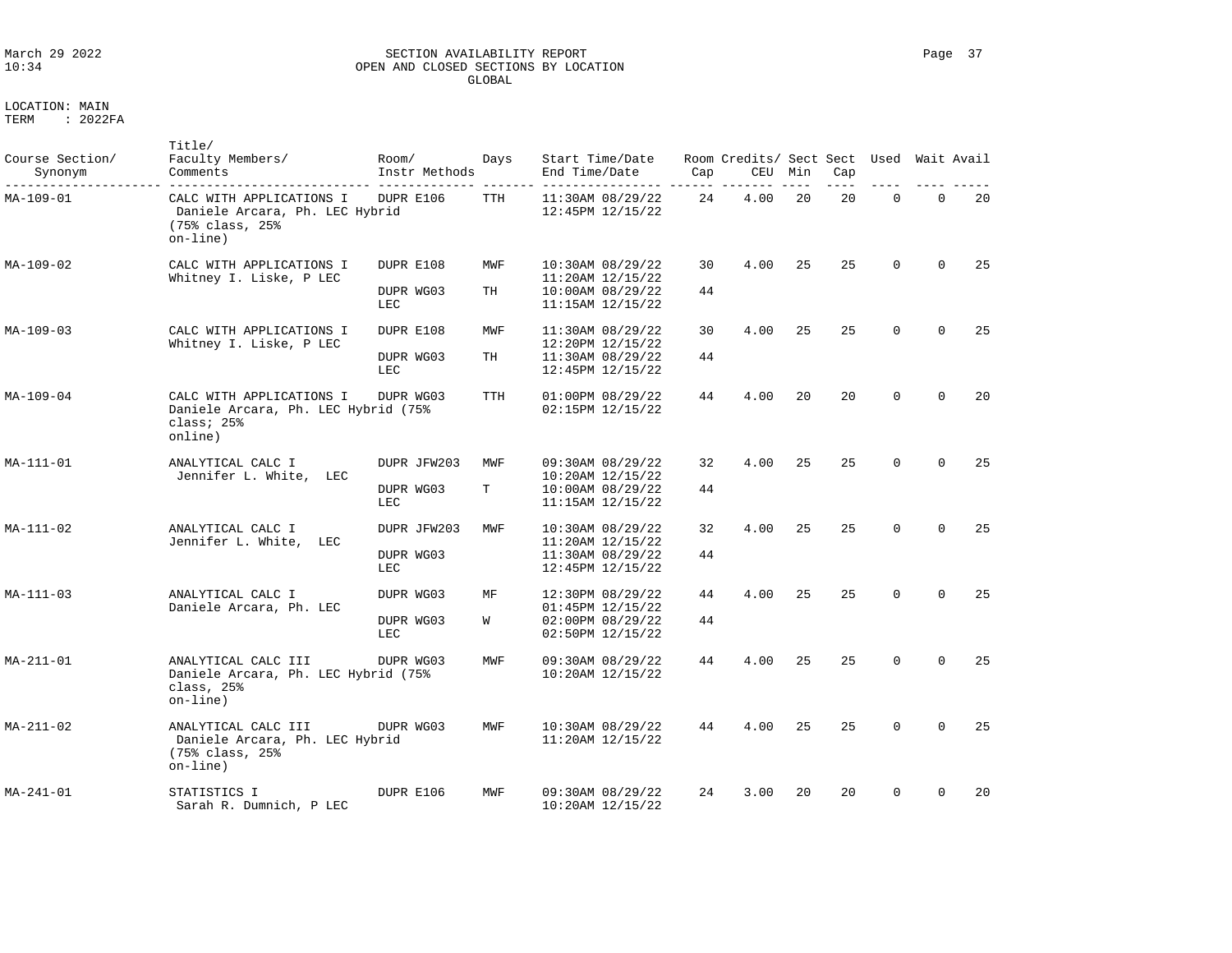SECTION AVAILABILITY REPORT
OPEN AND CLOSED SECTIONS BY LOCATION
GLOBAL

March 29 2022
10:34

LOCATION: MAIN
TERM : 2022FA

| Course Section/ Synonym | Title/ Faculty Members/ Comments | Room/ Instr Methods | Days | Start Time/Date End Time/Date | Room Cap | Credits/ CEU | Sect Min | Sect Cap | Used | Wait | Avail |
|---|---|---|---|---|---|---|---|---|---|---|---|
| MA-109-01 | CALC WITH APPLICATIONS I Daniele Arcara, Ph. LEC Hybrid (75% class, 25% on-line) | DUPR E106 | TTH | 11:30AM 08/29/22 12:45PM 12/15/22 | 24 | 4.00 | 20 | 20 | 0 | 0 | 20 |
| MA-109-02 | CALC WITH APPLICATIONS I Whitney I. Liske, P LEC | DUPR E108 | MWF | 10:30AM 08/29/22 11:20AM 12/15/22 | 30 | 4.00 | 25 | 25 | 0 | 0 | 25 |
| | | DUPR WG03 LEC | TH | 10:00AM 08/29/22 11:15AM 12/15/22 | 44 | | | | | | |
| MA-109-03 | CALC WITH APPLICATIONS I Whitney I. Liske, P LEC | DUPR E108 | MWF | 11:30AM 08/29/22 12:20PM 12/15/22 | 30 | 4.00 | 25 | 25 | 0 | 0 | 25 |
| | | DUPR WG03 LEC | TH | 11:30AM 08/29/22 12:45PM 12/15/22 | 44 | | | | | | |
| MA-109-04 | CALC WITH APPLICATIONS I Daniele Arcara, Ph. LEC Hybrid (75% class; 25% online) | DUPR WG03 | TTH | 01:00PM 08/29/22 02:15PM 12/15/22 | 44 | 4.00 | 20 | 20 | 0 | 0 | 20 |
| MA-111-01 | ANALYTICAL CALC I Jennifer L. White, LEC | DUPR JFW203 | MWF | 09:30AM 08/29/22 10:20AM 12/15/22 | 32 | 4.00 | 25 | 25 | 0 | 0 | 25 |
| | | DUPR WG03 LEC | T | 10:00AM 08/29/22 11:15AM 12/15/22 | 44 | | | | | | |
| MA-111-02 | ANALYTICAL CALC I Jennifer L. White, LEC | DUPR JFW203 | MWF | 10:30AM 08/29/22 11:20AM 12/15/22 | 32 | 4.00 | 25 | 25 | 0 | 0 | 25 |
| | | DUPR WG03 LEC | | 11:30AM 08/29/22 12:45PM 12/15/22 | 44 | | | | | | |
| MA-111-03 | ANALYTICAL CALC I Daniele Arcara, Ph. LEC | DUPR WG03 | MF | 12:30PM 08/29/22 01:45PM 12/15/22 | 44 | 4.00 | 25 | 25 | 0 | 0 | 25 |
| | | DUPR WG03 LEC | W | 02:00PM 08/29/22 02:50PM 12/15/22 | 44 | | | | | | |
| MA-211-01 | ANALYTICAL CALC III Daniele Arcara, Ph. LEC Hybrid (75% class, 25% on-line) | DUPR WG03 | MWF | 09:30AM 08/29/22 10:20AM 12/15/22 | 44 | 4.00 | 25 | 25 | 0 | 0 | 25 |
| MA-211-02 | ANALYTICAL CALC III Daniele Arcara, Ph. LEC Hybrid (75% class, 25% on-line) | DUPR WG03 | MWF | 10:30AM 08/29/22 11:20AM 12/15/22 | 44 | 4.00 | 25 | 25 | 0 | 0 | 25 |
| MA-241-01 | STATISTICS I Sarah R. Dumnich, P LEC | DUPR E106 | MWF | 09:30AM 08/29/22 10:20AM 12/15/22 | 24 | 3.00 | 20 | 20 | 0 | 0 | 20 |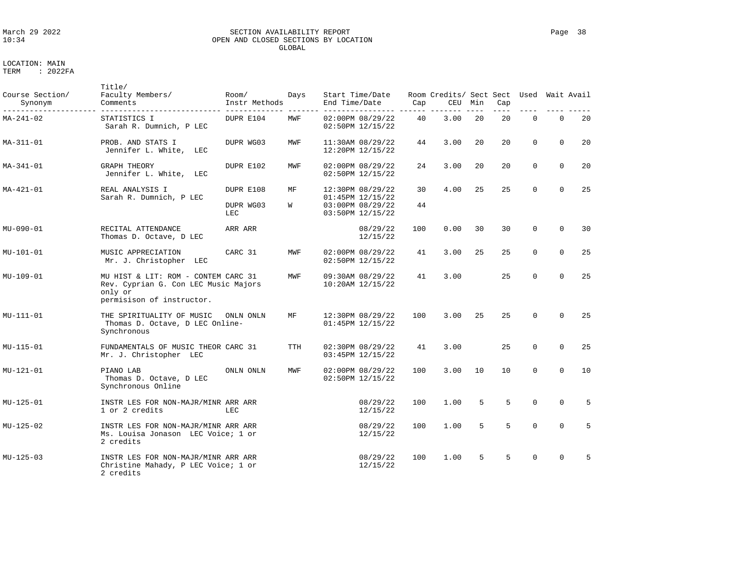SECTION AVAILABILITY REPORT
OPEN AND CLOSED SECTIONS BY LOCATION
GLOBAL

March 29 2022
10:34

LOCATION: MAIN
TERM : 2022FA

| Course Section/ Synonym | Title/ Faculty Members/ Comments | Room/ Instr Methods | Days | Start Time/Date End Time/Date | Room Cap | Credits/ CEU | Sect Min | Sect Cap | Used | Wait | Avail |
|---|---|---|---|---|---|---|---|---|---|---|---|
| MA-241-02 | STATISTICS I<br>Sarah R. Dumnich, P LEC | DUPR E104 | MWF | 02:00PM 08/29/22<br>02:50PM 12/15/22 | 40 | 3.00 | 20 | 20 | 0 | 0 | 20 |
| MA-311-01 | PROB. AND STATS I<br>Jennifer L. White, LEC | DUPR WG03 | MWF | 11:30AM 08/29/22<br>12:20PM 12/15/22 | 44 | 3.00 | 20 | 20 | 0 | 0 | 20 |
| MA-341-01 | GRAPH THEORY<br>Jennifer L. White, LEC | DUPR E102 | MWF | 02:00PM 08/29/22<br>02:50PM 12/15/22 | 24 | 3.00 | 20 | 20 | 0 | 0 | 20 |
| MA-421-01 | REAL ANALYSIS I<br>Sarah R. Dumnich, P LEC | DUPR E108 | MF | 12:30PM 08/29/22<br>01:45PM 12/15/22 | 30 | 4.00 | 25 | 25 | 0 | 0 | 25 |
| | | DUPR WG03<br>LEC | W | 03:00PM 08/29/22<br>03:50PM 12/15/22 | 44 | | | | | | |
| MU-090-01 | RECITAL ATTENDANCE<br>Thomas D. Octave, D LEC | ARR ARR | | 08/29/22<br>12/15/22 | 100 | 0.00 | 30 | 30 | 0 | 0 | 30 |
| MU-101-01 | MUSIC APPRECIATION<br>Mr. J. Christopher LEC | CARC 31 | MWF | 02:00PM 08/29/22<br>02:50PM 12/15/22 | 41 | 3.00 | 25 | 25 | 0 | 0 | 25 |
| MU-109-01 | MU HIST & LIT: ROM - CONTEM<br>Rev. Cyprian G. Con LEC Music Majors only or permisison of instructor. | CARC 31 | MWF | 09:30AM 08/29/22<br>10:20AM 12/15/22 | 41 | 3.00 | | 25 | 0 | 0 | 25 |
| MU-111-01 | THE SPIRITUALITY OF MUSIC<br>Thomas D. Octave, D LEC Online-Synchronous | ONLN ONLN | MF | 12:30PM 08/29/22<br>01:45PM 12/15/22 | 100 | 3.00 | 25 | 25 | 0 | 0 | 25 |
| MU-115-01 | FUNDAMENTALS OF MUSIC THEOR<br>Mr. J. Christopher LEC | CARC 31 | TTH | 02:30PM 08/29/22<br>03:45PM 12/15/22 | 41 | 3.00 | | 25 | 0 | 0 | 25 |
| MU-121-01 | PIANO LAB<br>Thomas D. Octave, D LEC Synchronous Online | ONLN ONLN | MWF | 02:00PM 08/29/22<br>02:50PM 12/15/22 | 100 | 3.00 | 10 | 10 | 0 | 0 | 10 |
| MU-125-01 | INSTR LES FOR NON-MAJR/MINR<br>1 or 2 credits | ARR ARR<br>LEC | | 08/29/22<br>12/15/22 | 100 | 1.00 | 5 | 5 | 0 | 0 | 5 |
| MU-125-02 | INSTR LES FOR NON-MAJR/MINR<br>Ms. Louisa Jonason LEC Voice; 1 or 2 credits | ARR ARR | | 08/29/22<br>12/15/22 | 100 | 1.00 | 5 | 5 | 0 | 0 | 5 |
| MU-125-03 | INSTR LES FOR NON-MAJR/MINR<br>Christine Mahady, P LEC Voice; 1 or 2 credits | ARR ARR | | 08/29/22<br>12/15/22 | 100 | 1.00 | 5 | 5 | 0 | 0 | 5 |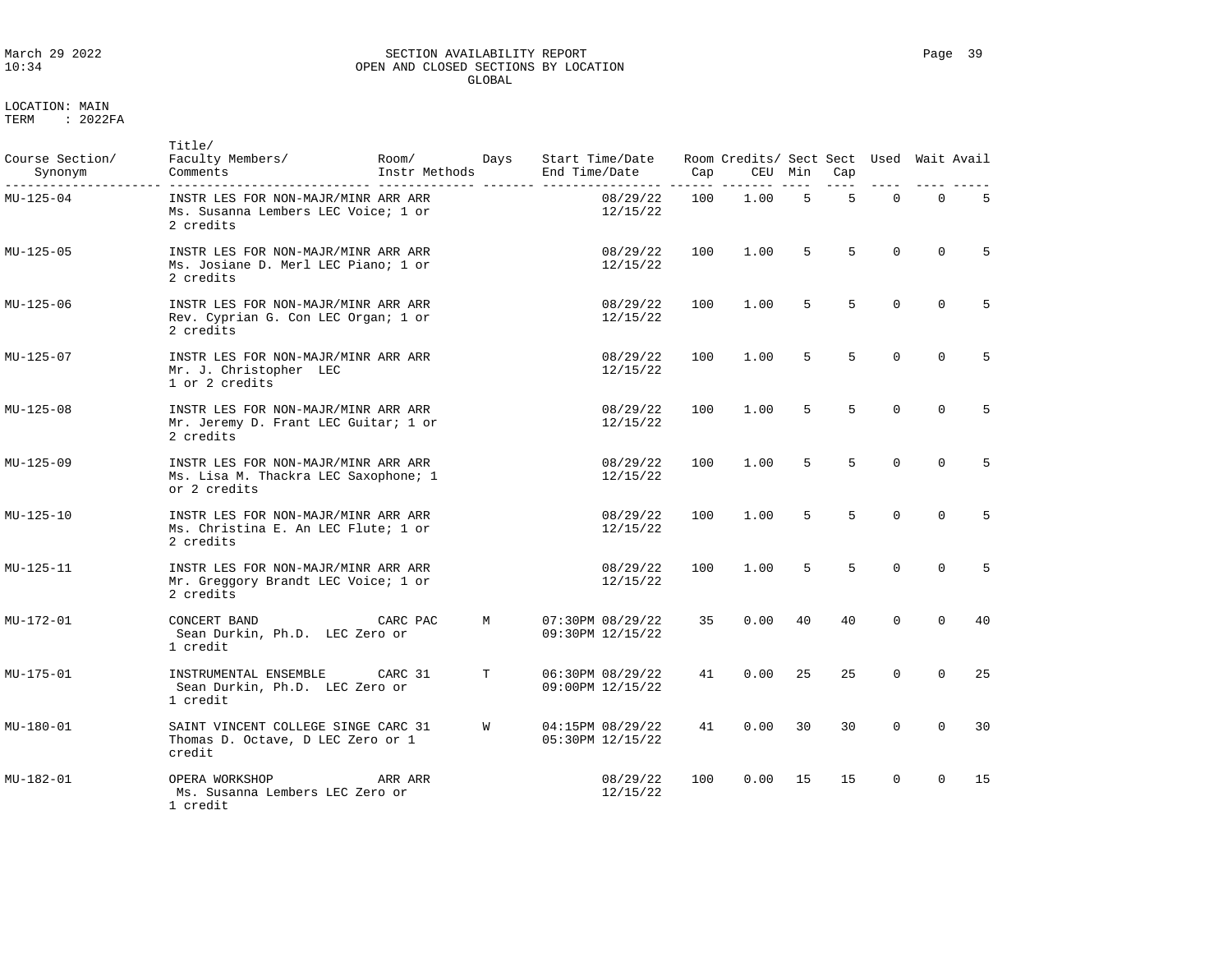SECTION AVAILABILITY REPORT
OPEN AND CLOSED SECTIONS BY LOCATION
GLOBAL

March 29 2022
10:34

LOCATION: MAIN
TERM : 2022FA

| Course Section/ Synonym | Title/ Faculty Members/ Comments | Room/ Instr Methods | Days | Start Time/Date End Time/Date | Room Cap | Credits/ CEU | Sect Min | Sect Cap | Used | Wait | Avail |
|---|---|---|---|---|---|---|---|---|---|---|---|
| MU-125-04 | INSTR LES FOR NON-MAJR/MINR Ms. Susanna Lembers Voice; 1 or 2 credits | ARR ARR LEC | | 08/29/22 12/15/22 | 100 | 1.00 | 5 | 5 | 0 | 0 | 5 |
| MU-125-05 | INSTR LES FOR NON-MAJR/MINR Ms. Josiane D. Merl Piano; 1 or 2 credits | ARR ARR LEC | | 08/29/22 12/15/22 | 100 | 1.00 | 5 | 5 | 0 | 0 | 5 |
| MU-125-06 | INSTR LES FOR NON-MAJR/MINR Rev. Cyprian G. Con Organ; 1 or 2 credits | ARR ARR LEC | | 08/29/22 12/15/22 | 100 | 1.00 | 5 | 5 | 0 | 0 | 5 |
| MU-125-07 | INSTR LES FOR NON-MAJR/MINR Mr. J. Christopher 1 or 2 credits | ARR ARR LEC | | 08/29/22 12/15/22 | 100 | 1.00 | 5 | 5 | 0 | 0 | 5 |
| MU-125-08 | INSTR LES FOR NON-MAJR/MINR Mr. Jeremy D. Frant Guitar; 1 or 2 credits | ARR ARR LEC | | 08/29/22 12/15/22 | 100 | 1.00 | 5 | 5 | 0 | 0 | 5 |
| MU-125-09 | INSTR LES FOR NON-MAJR/MINR Ms. Lisa M. Thackra Saxophone; 1 or 2 credits | ARR ARR LEC | | 08/29/22 12/15/22 | 100 | 1.00 | 5 | 5 | 0 | 0 | 5 |
| MU-125-10 | INSTR LES FOR NON-MAJR/MINR Ms. Christina E. An Flute; 1 or 2 credits | ARR ARR LEC | | 08/29/22 12/15/22 | 100 | 1.00 | 5 | 5 | 0 | 0 | 5 |
| MU-125-11 | INSTR LES FOR NON-MAJR/MINR Mr. Greggory Brandt Voice; 1 or 2 credits | ARR ARR LEC | | 08/29/22 12/15/22 | 100 | 1.00 | 5 | 5 | 0 | 0 | 5 |
| MU-172-01 | CONCERT BAND Sean Durkin, Ph.D. Zero or 1 credit | CARC PAC LEC | M | 07:30PM 08/29/22 09:30PM 12/15/22 | 35 | 0.00 | 40 | 40 | 0 | 0 | 40 |
| MU-175-01 | INSTRUMENTAL ENSEMBLE Sean Durkin, Ph.D. Zero or 1 credit | CARC 31 LEC | T | 06:30PM 08/29/22 09:00PM 12/15/22 | 41 | 0.00 | 25 | 25 | 0 | 0 | 25 |
| MU-180-01 | SAINT VINCENT COLLEGE SINGE Thomas D. Octave, D Zero or 1 credit | CARC 31 LEC | W | 04:15PM 08/29/22 05:30PM 12/15/22 | 41 | 0.00 | 30 | 30 | 0 | 0 | 30 |
| MU-182-01 | OPERA WORKSHOP Ms. Susanna Lembers Zero or 1 credit | ARR ARR LEC | | 08/29/22 12/15/22 | 100 | 0.00 | 15 | 15 | 0 | 0 | 15 |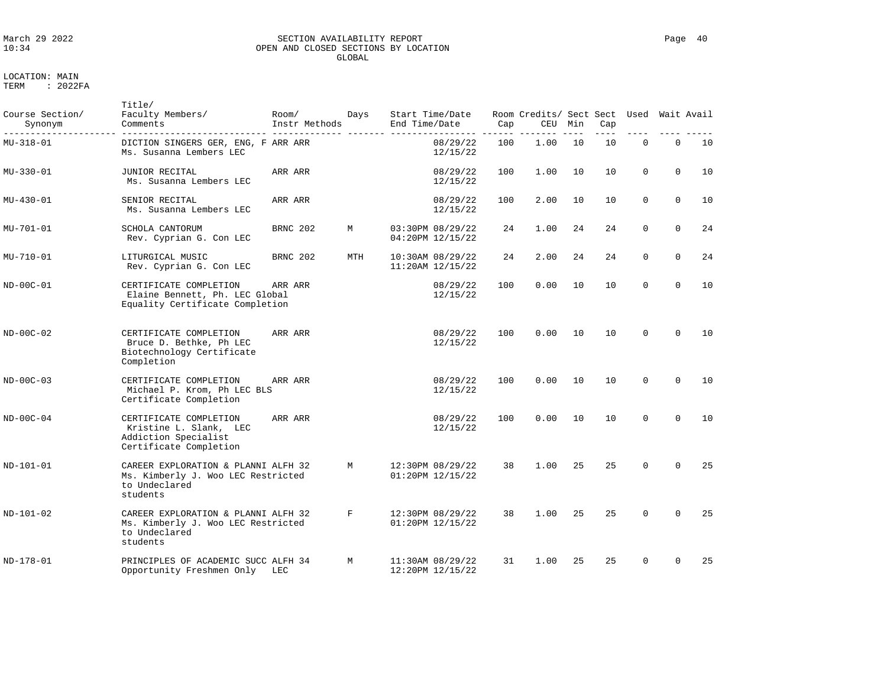# SECTION AVAILABILITY REPORT
## OPEN AND CLOSED SECTIONS BY LOCATION
### GLOBAL

March 29 2022
10:34

LOCATION: MAIN
TERM : 2022FA

| Course Section/ Synonym | Title/ Faculty Members/ Comments | Room/ Instr Methods | Days | Start Time/Date End Time/Date | Room Cap | Credits/ CEU | Sect Min | Sect Cap | Used | Wait | Avail |
|---|---|---|---|---|---|---|---|---|---|---|---|
| MU-318-01 | DICTION SINGERS GER, ENG, F Ms. Susanna Lembers | ARR ARR LEC | | 08/29/22 12/15/22 | 100 | 1.00 | 10 | 10 | 0 | 0 | 10 |
| MU-330-01 | JUNIOR RECITAL Ms. Susanna Lembers | ARR ARR LEC | | 08/29/22 12/15/22 | 100 | 1.00 | 10 | 10 | 0 | 0 | 10 |
| MU-430-01 | SENIOR RECITAL Ms. Susanna Lembers | ARR ARR LEC | | 08/29/22 12/15/22 | 100 | 2.00 | 10 | 10 | 0 | 0 | 10 |
| MU-701-01 | SCHOLA CANTORUM Rev. Cyprian G. Con | BRNC 202 LEC | M | 03:30PM 08/29/22 04:20PM 12/15/22 | 24 | 1.00 | 24 | 24 | 0 | 0 | 24 |
| MU-710-01 | LITURGICAL MUSIC Rev. Cyprian G. Con | BRNC 202 LEC | MTH | 10:30AM 08/29/22 11:20AM 12/15/22 | 24 | 2.00 | 24 | 24 | 0 | 0 | 24 |
| ND-00C-01 | CERTIFICATE COMPLETION Elaine Bennett, Ph. Global Equality Certificate Completion | ARR ARR LEC | | 08/29/22 12/15/22 | 100 | 0.00 | 10 | 10 | 0 | 0 | 10 |
| ND-00C-02 | CERTIFICATE COMPLETION Bruce D. Bethke, Ph Biotechnology Certificate Completion | ARR ARR LEC | | 08/29/22 12/15/22 | 100 | 0.00 | 10 | 10 | 0 | 0 | 10 |
| ND-00C-03 | CERTIFICATE COMPLETION Michael P. Krom, Ph BLS Certificate Completion | ARR ARR LEC | | 08/29/22 12/15/22 | 100 | 0.00 | 10 | 10 | 0 | 0 | 10 |
| ND-00C-04 | CERTIFICATE COMPLETION Kristine L. Slank, Addiction Specialist Certificate Completion | ARR ARR LEC | | 08/29/22 12/15/22 | 100 | 0.00 | 10 | 10 | 0 | 0 | 10 |
| ND-101-01 | CAREER EXPLORATION & PLANNI Ms. Kimberly J. Woo Restricted to Undeclared students | ALFH 32 LEC | M | 12:30PM 08/29/22 01:20PM 12/15/22 | 38 | 1.00 | 25 | 25 | 0 | 0 | 25 |
| ND-101-02 | CAREER EXPLORATION & PLANNI Ms. Kimberly J. Woo Restricted to Undeclared students | ALFH 32 LEC | F | 12:30PM 08/29/22 01:20PM 12/15/22 | 38 | 1.00 | 25 | 25 | 0 | 0 | 25 |
| ND-178-01 | PRINCIPLES OF ACADEMIC SUCC Opportunity Freshmen Only | ALFH 34 LEC | M | 11:30AM 08/29/22 12:20PM 12/15/22 | 31 | 1.00 | 25 | 25 | 0 | 0 | 25 |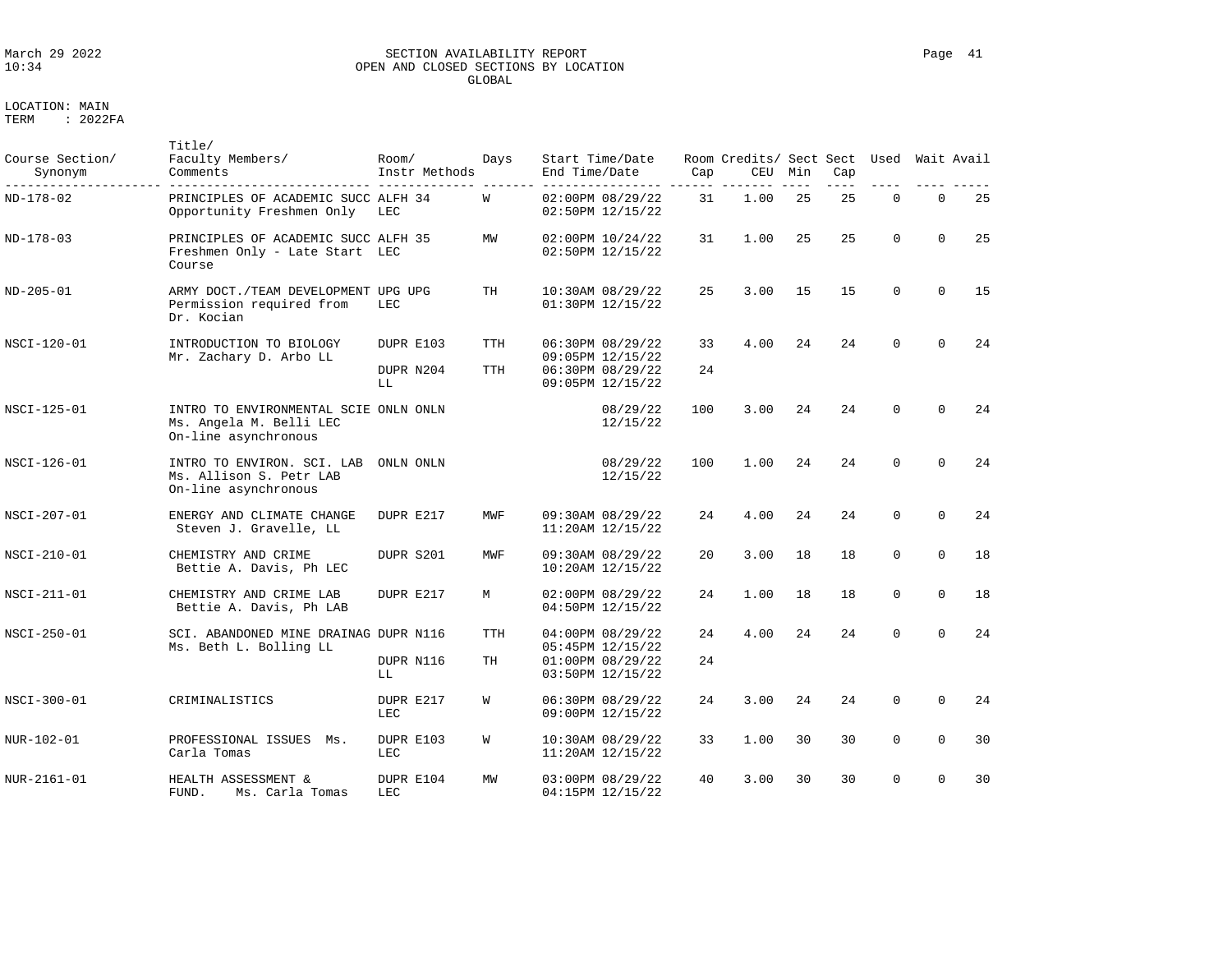SECTION AVAILABILITY REPORT
OPEN AND CLOSED SECTIONS BY LOCATION
GLOBAL

March 29 2022
10:34

LOCATION: MAIN
TERM : 2022FA

| Course Section/ Synonym | Title/ Faculty Members/ Comments | Room/ Instr Methods | Days | Start Time/Date End Time/Date | Room Cap | Credits/ CEU | Sect Min | Sect Cap | Used | Wait | Avail |
|---|---|---|---|---|---|---|---|---|---|---|---|
| ND-178-02 | PRINCIPLES OF ACADEMIC SUCC Opportunity Freshmen Only | ALFH 34 LEC | W | 02:00PM 08/29/22 02:50PM 12/15/22 | 31 | 1.00 | 25 | 25 | 0 | 0 | 25 |
| ND-178-03 | PRINCIPLES OF ACADEMIC SUCC Freshmen Only - Late Start Course | ALFH 35 LEC | MW | 02:00PM 10/24/22 02:50PM 12/15/22 | 31 | 1.00 | 25 | 25 | 0 | 0 | 25 |
| ND-205-01 | ARMY DOCT./TEAM DEVELOPMENT Permission required from Dr. Kocian | UPG UPG LEC | TH | 10:30AM 08/29/22 01:30PM 12/15/22 | 25 | 3.00 | 15 | 15 | 0 | 0 | 15 |
| NSCI-120-01 | INTRODUCTION TO BIOLOGY Mr. Zachary D. Arbo LL | DUPR E103 | TTH | 06:30PM 08/29/22 09:05PM 12/15/22 | 33 | 4.00 | 24 | 24 | 0 | 0 | 24 |
| | | DUPR N204 LL | TTH | 06:30PM 08/29/22 09:05PM 12/15/22 | 24 | | | | | | |
| NSCI-125-01 | INTRO TO ENVIRONMENTAL SCIE Ms. Angela M. Belli LEC On-line asynchronous | ONLN ONLN | | 08/29/22 12/15/22 | 100 | 3.00 | 24 | 24 | 0 | 0 | 24 |
| NSCI-126-01 | INTRO TO ENVIRON. SCI. LAB Ms. Allison S. Petr LAB On-line asynchronous | ONLN ONLN | | 08/29/22 12/15/22 | 100 | 1.00 | 24 | 24 | 0 | 0 | 24 |
| NSCI-207-01 | ENERGY AND CLIMATE CHANGE Steven J. Gravelle, LL | DUPR E217 | MWF | 09:30AM 08/29/22 11:20AM 12/15/22 | 24 | 4.00 | 24 | 24 | 0 | 0 | 24 |
| NSCI-210-01 | CHEMISTRY AND CRIME Bettie A. Davis, Ph LEC | DUPR S201 | MWF | 09:30AM 08/29/22 10:20AM 12/15/22 | 20 | 3.00 | 18 | 18 | 0 | 0 | 18 |
| NSCI-211-01 | CHEMISTRY AND CRIME LAB Bettie A. Davis, Ph LAB | DUPR E217 | M | 02:00PM 08/29/22 04:50PM 12/15/22 | 24 | 1.00 | 18 | 18 | 0 | 0 | 18 |
| NSCI-250-01 | SCI. ABANDONED MINE DRAINAG Ms. Beth L. Bolling LL | DUPR N116 | TTH | 04:00PM 08/29/22 05:45PM 12/15/22 | 24 | 4.00 | 24 | 24 | 0 | 0 | 24 |
| | | DUPR N116 LL | TH | 01:00PM 08/29/22 03:50PM 12/15/22 | 24 | | | | | | |
| NSCI-300-01 | CRIMINALISTICS | DUPR E217 LEC | W | 06:30PM 08/29/22 09:00PM 12/15/22 | 24 | 3.00 | 24 | 24 | 0 | 0 | 24 |
| NUR-102-01 | PROFESSIONAL ISSUES Ms. Carla Tomas | DUPR E103 LEC | W | 10:30AM 08/29/22 11:20AM 12/15/22 | 33 | 1.00 | 30 | 30 | 0 | 0 | 30 |
| NUR-2161-01 | HEALTH ASSESSMENT & FUND. Ms. Carla Tomas | DUPR E104 LEC | MW | 03:00PM 08/29/22 04:15PM 12/15/22 | 40 | 3.00 | 30 | 30 | 0 | 0 | 30 |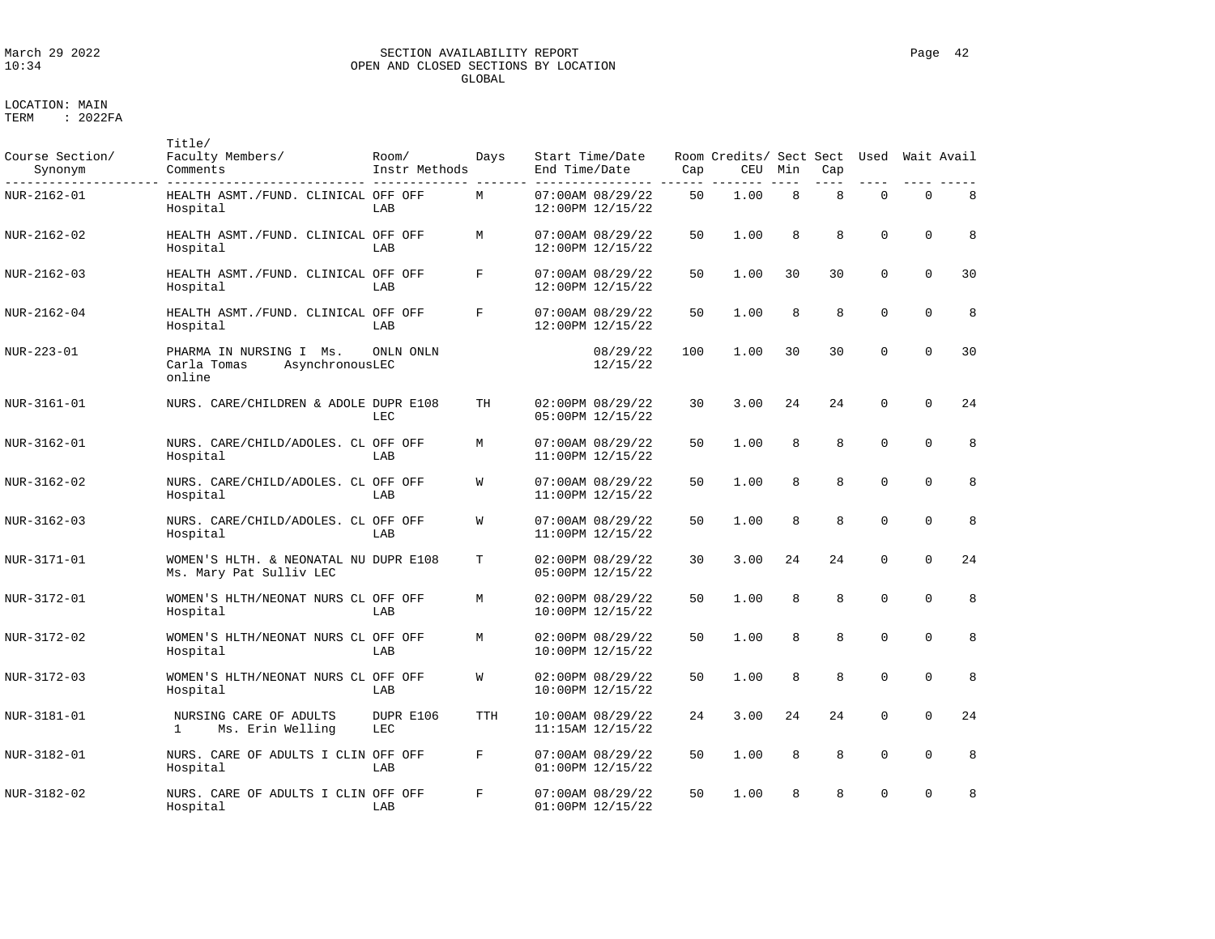SECTION AVAILABILITY REPORT
OPEN AND CLOSED SECTIONS BY LOCATION
GLOBAL

March 29 2022
10:34

LOCATION: MAIN
TERM : 2022FA

| Course Section/ Synonym | Title/ Faculty Members/ Comments | Room/ Instr Methods | Days | Start Time/Date End Time/Date | Room Cap | Credits/ CEU | Sect Min | Sect Cap | Used | Wait | Avail |
|---|---|---|---|---|---|---|---|---|---|---|---|
| NUR-2162-01 | HEALTH ASMT./FUND. CLINICAL Hospital | OFF OFF LAB | M | 07:00AM 08/29/22 12:00PM 12/15/22 | 50 | 1.00 | 8 | 8 | 0 | 0 | 8 |
| NUR-2162-02 | HEALTH ASMT./FUND. CLINICAL Hospital | OFF OFF LAB | M | 07:00AM 08/29/22 12:00PM 12/15/22 | 50 | 1.00 | 8 | 8 | 0 | 0 | 8 |
| NUR-2162-03 | HEALTH ASMT./FUND. CLINICAL Hospital | OFF OFF LAB | F | 07:00AM 08/29/22 12:00PM 12/15/22 | 50 | 1.00 | 30 | 30 | 0 | 0 | 30 |
| NUR-2162-04 | HEALTH ASMT./FUND. CLINICAL Hospital | OFF OFF LAB | F | 07:00AM 08/29/22 12:00PM 12/15/22 | 50 | 1.00 | 8 | 8 | 0 | 0 | 8 |
| NUR-223-01 | PHARMA IN NURSING I Ms. Carla Tomas Asynchronous online | ONLN ONLN LEC | | 08/29/22 12/15/22 | 100 | 1.00 | 30 | 30 | 0 | 0 | 30 |
| NUR-3161-01 | NURS. CARE/CHILDREN & ADOLE | DUPR E108 LEC | TH | 02:00PM 08/29/22 05:00PM 12/15/22 | 30 | 3.00 | 24 | 24 | 0 | 0 | 24 |
| NUR-3162-01 | NURS. CARE/CHILD/ADOLES. CL Hospital | OFF OFF LAB | M | 07:00AM 08/29/22 11:00PM 12/15/22 | 50 | 1.00 | 8 | 8 | 0 | 0 | 8 |
| NUR-3162-02 | NURS. CARE/CHILD/ADOLES. CL Hospital | OFF OFF LAB | W | 07:00AM 08/29/22 11:00PM 12/15/22 | 50 | 1.00 | 8 | 8 | 0 | 0 | 8 |
| NUR-3162-03 | NURS. CARE/CHILD/ADOLES. CL Hospital | OFF OFF LAB | W | 07:00AM 08/29/22 11:00PM 12/15/22 | 50 | 1.00 | 8 | 8 | 0 | 0 | 8 |
| NUR-3171-01 | WOMEN'S HLTH. & NEONATAL NU Ms. Mary Pat Sulliv | DUPR E108 LEC | T | 02:00PM 08/29/22 05:00PM 12/15/22 | 30 | 3.00 | 24 | 24 | 0 | 0 | 24 |
| NUR-3172-01 | WOMEN'S HLTH/NEONAT NURS CL Hospital | OFF OFF LAB | M | 02:00PM 08/29/22 10:00PM 12/15/22 | 50 | 1.00 | 8 | 8 | 0 | 0 | 8 |
| NUR-3172-02 | WOMEN'S HLTH/NEONAT NURS CL Hospital | OFF OFF LAB | M | 02:00PM 08/29/22 10:00PM 12/15/22 | 50 | 1.00 | 8 | 8 | 0 | 0 | 8 |
| NUR-3172-03 | WOMEN'S HLTH/NEONAT NURS CL Hospital | OFF OFF LAB | W | 02:00PM 08/29/22 10:00PM 12/15/22 | 50 | 1.00 | 8 | 8 | 0 | 0 | 8 |
| NUR-3181-01 | NURSING CARE OF ADULTS 1 Ms. Erin Welling | DUPR E106 LEC | TTH | 10:00AM 08/29/22 11:15AM 12/15/22 | 24 | 3.00 | 24 | 24 | 0 | 0 | 24 |
| NUR-3182-01 | NURS. CARE OF ADULTS I CLIN Hospital | OFF OFF LAB | F | 07:00AM 08/29/22 01:00PM 12/15/22 | 50 | 1.00 | 8 | 8 | 0 | 0 | 8 |
| NUR-3182-02 | NURS. CARE OF ADULTS I CLIN Hospital | OFF OFF LAB | F | 07:00AM 08/29/22 01:00PM 12/15/22 | 50 | 1.00 | 8 | 8 | 0 | 0 | 8 |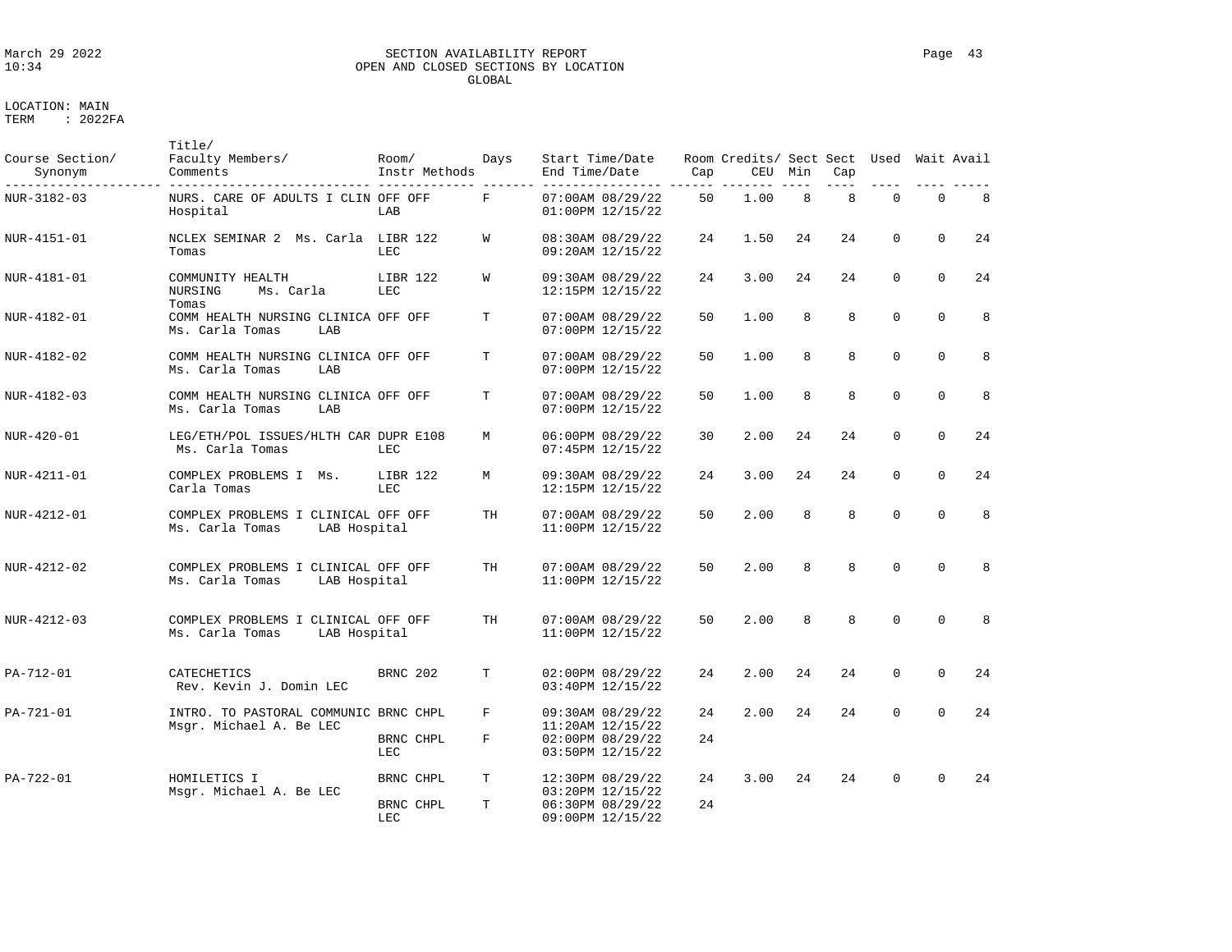March 29 2022
10:34

SECTION AVAILABILITY REPORT
OPEN AND CLOSED SECTIONS BY LOCATION
GLOBAL

LOCATION: MAIN
TERM : 2022FA

| Course Section/ Synonym | Title/ Faculty Members/ Comments | Room/ Instr Methods | Days | Start Time/Date End Time/Date | Room Cap | Credits/ CEU | Sect Min | Sect Cap | Used | Wait | Avail |
|---|---|---|---|---|---|---|---|---|---|---|---|
| NUR-3182-03 | NURS. CARE OF ADULTS I CLIN Hospital | OFF OFF LAB | F | 07:00AM 08/29/22 01:00PM 12/15/22 | 50 | 1.00 | 8 | 8 | 0 | 0 | 8 |
| NUR-4151-01 | NCLEX SEMINAR 2 Ms. Carla Tomas | LIBR 122 LEC | W | 08:30AM 08/29/22 09:20AM 12/15/22 | 24 | 1.50 | 24 | 24 | 0 | 0 | 24 |
| NUR-4181-01 | COMMUNITY HEALTH NURSING Ms. Carla Tomas | LIBR 122 LEC | W | 09:30AM 08/29/22 12:15PM 12/15/22 | 24 | 3.00 | 24 | 24 | 0 | 0 | 24 |
| NUR-4182-01 | COMM HEALTH NURSING CLINICA Ms. Carla Tomas LAB | OFF OFF | T | 07:00AM 08/29/22 07:00PM 12/15/22 | 50 | 1.00 | 8 | 8 | 0 | 0 | 8 |
| NUR-4182-02 | COMM HEALTH NURSING CLINICA Ms. Carla Tomas LAB | OFF OFF | T | 07:00AM 08/29/22 07:00PM 12/15/22 | 50 | 1.00 | 8 | 8 | 0 | 0 | 8 |
| NUR-4182-03 | COMM HEALTH NURSING CLINICA Ms. Carla Tomas LAB | OFF OFF | T | 07:00AM 08/29/22 07:00PM 12/15/22 | 50 | 1.00 | 8 | 8 | 0 | 0 | 8 |
| NUR-420-01 | LEG/ETH/POL ISSUES/HLTH CAR Ms. Carla Tomas | DUPR E108 LEC | M | 06:00PM 08/29/22 07:45PM 12/15/22 | 30 | 2.00 | 24 | 24 | 0 | 0 | 24 |
| NUR-4211-01 | COMPLEX PROBLEMS I Ms. Carla Tomas | LIBR 122 LEC | M | 09:30AM 08/29/22 12:15PM 12/15/22 | 24 | 3.00 | 24 | 24 | 0 | 0 | 24 |
| NUR-4212-01 | COMPLEX PROBLEMS I CLINICAL Ms. Carla Tomas LAB Hospital | OFF OFF | TH | 07:00AM 08/29/22 11:00PM 12/15/22 | 50 | 2.00 | 8 | 8 | 0 | 0 | 8 |
| NUR-4212-02 | COMPLEX PROBLEMS I CLINICAL Ms. Carla Tomas LAB Hospital | OFF OFF | TH | 07:00AM 08/29/22 11:00PM 12/15/22 | 50 | 2.00 | 8 | 8 | 0 | 0 | 8 |
| NUR-4212-03 | COMPLEX PROBLEMS I CLINICAL Ms. Carla Tomas LAB Hospital | OFF OFF | TH | 07:00AM 08/29/22 11:00PM 12/15/22 | 50 | 2.00 | 8 | 8 | 0 | 0 | 8 |
| PA-712-01 | CATECHETICS Rev. Kevin J. Domin LEC | BRNC 202 | T | 02:00PM 08/29/22 03:40PM 12/15/22 | 24 | 2.00 | 24 | 24 | 0 | 0 | 24 |
| PA-721-01 | INTRO. TO PASTORAL COMMUNIC Msgr. Michael A. Be LEC | BRNC CHPL | F | 09:30AM 08/29/22 11:20AM 12/15/22 | 24 | 2.00 | 24 | 24 | 0 | 0 | 24 |
| | | BRNC CHPL LEC | F | 02:00PM 08/29/22 03:50PM 12/15/22 | 24 | | | | | | |
| PA-722-01 | HOMILETICS I Msgr. Michael A. Be LEC | BRNC CHPL | T | 12:30PM 08/29/22 03:20PM 12/15/22 | 24 | 3.00 | 24 | 24 | 0 | 0 | 24 |
| | | BRNC CHPL LEC | T | 06:30PM 08/29/22 09:00PM 12/15/22 | 24 | | | | | | |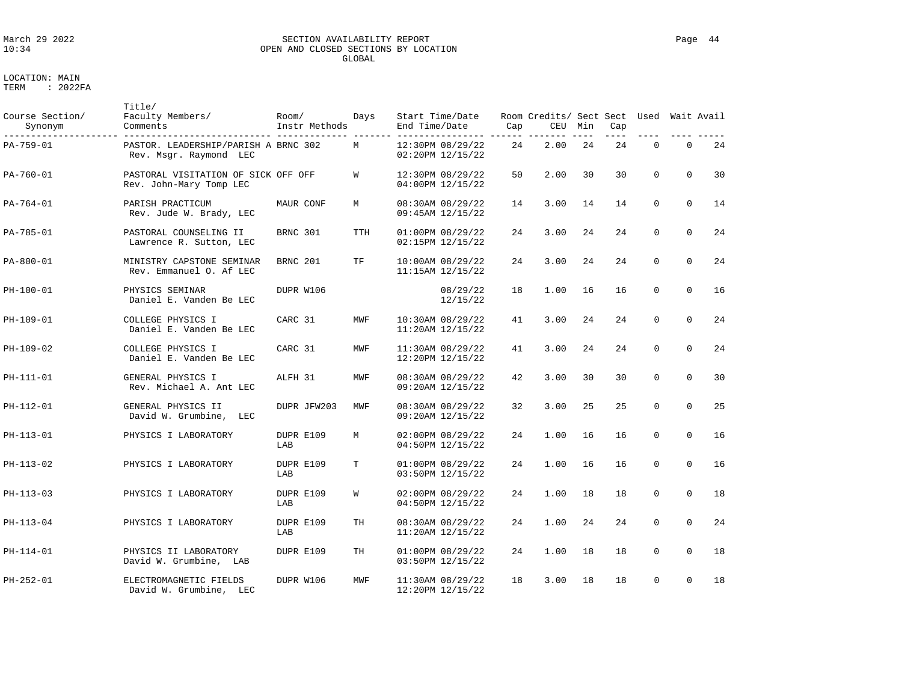SECTION AVAILABILITY REPORT
OPEN AND CLOSED SECTIONS BY LOCATION
GLOBAL

March 29 2022
10:34

LOCATION: MAIN
TERM : 2022FA

| Course Section/ Synonym | Title/ Faculty Members/ Comments | Room/ Instr Methods | Days | Start Time/Date End Time/Date | Room Cap | Credits/ CEU | Sect Min | Sect Cap | Used | Wait | Avail |
|---|---|---|---|---|---|---|---|---|---|---|---|
| PA-759-01 | PASTOR. LEADERSHIP/PARISH A Rev. Msgr. Raymond LEC | BRNC 302 | M | 12:30PM 08/29/22 02:20PM 12/15/22 | 24 | 2.00 | 24 | 24 | 0 | 0 | 24 |
| PA-760-01 | PASTORAL VISITATION OF SICK Rev. John-Mary Tomp LEC | OFF OFF | W | 12:30PM 08/29/22 04:00PM 12/15/22 | 50 | 2.00 | 30 | 30 | 0 | 0 | 30 |
| PA-764-01 | PARISH PRACTICUM Rev. Jude W. Brady, LEC | MAUR CONF | M | 08:30AM 08/29/22 09:45AM 12/15/22 | 14 | 3.00 | 14 | 14 | 0 | 0 | 14 |
| PA-785-01 | PASTORAL COUNSELING II Lawrence R. Sutton, LEC | BRNC 301 | TTH | 01:00PM 08/29/22 02:15PM 12/15/22 | 24 | 3.00 | 24 | 24 | 0 | 0 | 24 |
| PA-800-01 | MINISTRY CAPSTONE SEMINAR Rev. Emmanuel O. Af LEC | BRNC 201 | TF | 10:00AM 08/29/22 11:15AM 12/15/22 | 24 | 3.00 | 24 | 24 | 0 | 0 | 24 |
| PH-100-01 | PHYSICS SEMINAR Daniel E. Vanden Be LEC | DUPR W106 | | 08/29/22 12/15/22 | 18 | 1.00 | 16 | 16 | 0 | 0 | 16 |
| PH-109-01 | COLLEGE PHYSICS I Daniel E. Vanden Be LEC | CARC 31 | MWF | 10:30AM 08/29/22 11:20AM 12/15/22 | 41 | 3.00 | 24 | 24 | 0 | 0 | 24 |
| PH-109-02 | COLLEGE PHYSICS I Daniel E. Vanden Be LEC | CARC 31 | MWF | 11:30AM 08/29/22 12:20PM 12/15/22 | 41 | 3.00 | 24 | 24 | 0 | 0 | 24 |
| PH-111-01 | GENERAL PHYSICS I Rev. Michael A. Ant LEC | ALFH 31 | MWF | 08:30AM 08/29/22 09:20AM 12/15/22 | 42 | 3.00 | 30 | 30 | 0 | 0 | 30 |
| PH-112-01 | GENERAL PHYSICS II David W. Grumbine, LEC | DUPR JFW203 | MWF | 08:30AM 08/29/22 09:20AM 12/15/22 | 32 | 3.00 | 25 | 25 | 0 | 0 | 25 |
| PH-113-01 | PHYSICS I LABORATORY | DUPR E109 LAB | M | 02:00PM 08/29/22 04:50PM 12/15/22 | 24 | 1.00 | 16 | 16 | 0 | 0 | 16 |
| PH-113-02 | PHYSICS I LABORATORY | DUPR E109 LAB | T | 01:00PM 08/29/22 03:50PM 12/15/22 | 24 | 1.00 | 16 | 16 | 0 | 0 | 16 |
| PH-113-03 | PHYSICS I LABORATORY | DUPR E109 LAB | W | 02:00PM 08/29/22 04:50PM 12/15/22 | 24 | 1.00 | 18 | 18 | 0 | 0 | 18 |
| PH-113-04 | PHYSICS I LABORATORY | DUPR E109 LAB | TH | 08:30AM 08/29/22 11:20AM 12/15/22 | 24 | 1.00 | 24 | 24 | 0 | 0 | 24 |
| PH-114-01 | PHYSICS II LABORATORY David W. Grumbine, LAB | DUPR E109 | TH | 01:00PM 08/29/22 03:50PM 12/15/22 | 24 | 1.00 | 18 | 18 | 0 | 0 | 18 |
| PH-252-01 | ELECTROMAGNETIC FIELDS David W. Grumbine, LEC | DUPR W106 | MWF | 11:30AM 08/29/22 12:20PM 12/15/22 | 18 | 3.00 | 18 | 18 | 0 | 0 | 18 |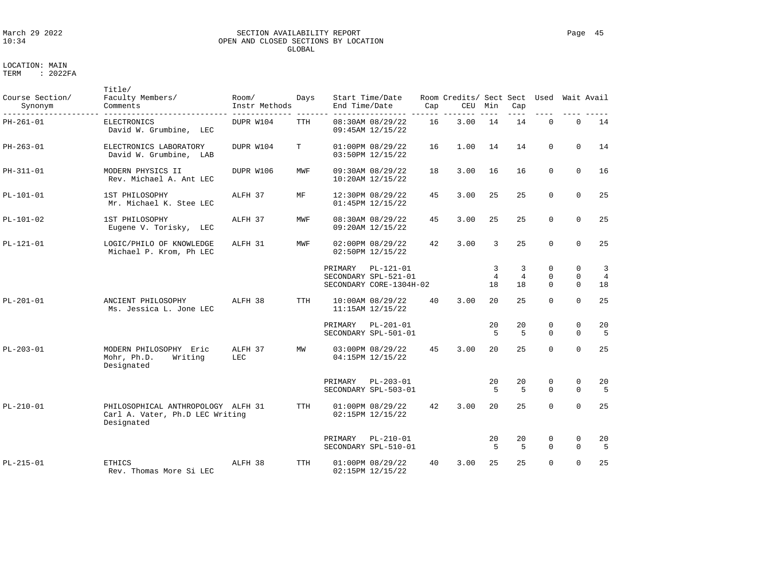March 29 2022
10:34

SECTION AVAILABILITY REPORT
OPEN AND CLOSED SECTIONS BY LOCATION
GLOBAL

LOCATION: MAIN
TERM : 2022FA

| Course Section/ Synonym | Title/ Faculty Members/ Comments | Room/ Instr Methods | Days | Start Time/Date End Time/Date | Room Cap | Credits/ CEU | Sect Min | Sect Cap | Used | Wait | Avail |
|---|---|---|---|---|---|---|---|---|---|---|---|
| PH-261-01 | ELECTRONICS David W. Grumbine, LEC | DUPR W104 | TTH | 08:30AM 08/29/22 09:45AM 12/15/22 | 16 | 3.00 | 14 | 14 | 0 | 0 | 14 |
| PH-263-01 | ELECTRONICS LABORATORY David W. Grumbine, LAB | DUPR W104 | T | 01:00PM 08/29/22 03:50PM 12/15/22 | 16 | 1.00 | 14 | 14 | 0 | 0 | 14 |
| PH-311-01 | MODERN PHYSICS II Rev. Michael A. Ant LEC | DUPR W106 | MWF | 09:30AM 08/29/22 10:20AM 12/15/22 | 18 | 3.00 | 16 | 16 | 0 | 0 | 16 |
| PL-101-01 | 1ST PHILOSOPHY Mr. Michael K. Stee LEC | ALFH 37 | MF | 12:30PM 08/29/22 01:45PM 12/15/22 | 45 | 3.00 | 25 | 25 | 0 | 0 | 25 |
| PL-101-02 | 1ST PHILOSOPHY Eugene V. Torisky, LEC | ALFH 37 | MWF | 08:30AM 08/29/22 09:20AM 12/15/22 | 45 | 3.00 | 25 | 25 | 0 | 0 | 25 |
| PL-121-01 | LOGIC/PHILO OF KNOWLEDGE Michael P. Krom, Ph LEC | ALFH 31 | MWF | 02:00PM 08/29/22 02:50PM 12/15/22 | 42 | 3.00 | 3 | 25 | 0 | 0 | 25 |
| | | | | PRIMARY PL-121-01 | | | 3 | 3 | 0 | 0 | 3 |
| | | | | SECONDARY SPL-521-01 | | | 4 | 4 | 0 | 0 | 4 |
| | | | | SECONDARY CORE-1304H-02 | | | 18 | 18 | 0 | 0 | 18 |
| PL-201-01 | ANCIENT PHILOSOPHY Ms. Jessica L. Jone LEC | ALFH 38 | TTH | 10:00AM 08/29/22 11:15AM 12/15/22 | 40 | 3.00 | 20 | 25 | 0 | 0 | 25 |
| | | | | PRIMARY PL-201-01 | | | 20 | 20 | 0 | 0 | 20 |
| | | | | SECONDARY SPL-501-01 | | | 5 | 5 | 0 | 0 | 5 |
| PL-203-01 | MODERN PHILOSOPHY Eric Mohr, Ph.D. Writing Designated | ALFH 37 LEC | MW | 03:00PM 08/29/22 04:15PM 12/15/22 | 45 | 3.00 | 20 | 25 | 0 | 0 | 25 |
| | | | | PRIMARY PL-203-01 | | | 20 | 20 | 0 | 0 | 20 |
| | | | | SECONDARY SPL-503-01 | | | 5 | 5 | 0 | 0 | 5 |
| PL-210-01 | PHILOSOPHICAL ANTHROPOLOGY Carl A. Vater, Ph.D LEC Writing Designated | ALFH 31 | TTH | 01:00PM 08/29/22 02:15PM 12/15/22 | 42 | 3.00 | 20 | 25 | 0 | 0 | 25 |
| | | | | PRIMARY PL-210-01 | | | 20 | 20 | 0 | 0 | 20 |
| | | | | SECONDARY SPL-510-01 | | | 5 | 5 | 0 | 0 | 5 |
| PL-215-01 | ETHICS Rev. Thomas More Si LEC | ALFH 38 | TTH | 01:00PM 08/29/22 02:15PM 12/15/22 | 40 | 3.00 | 25 | 25 | 0 | 0 | 25 |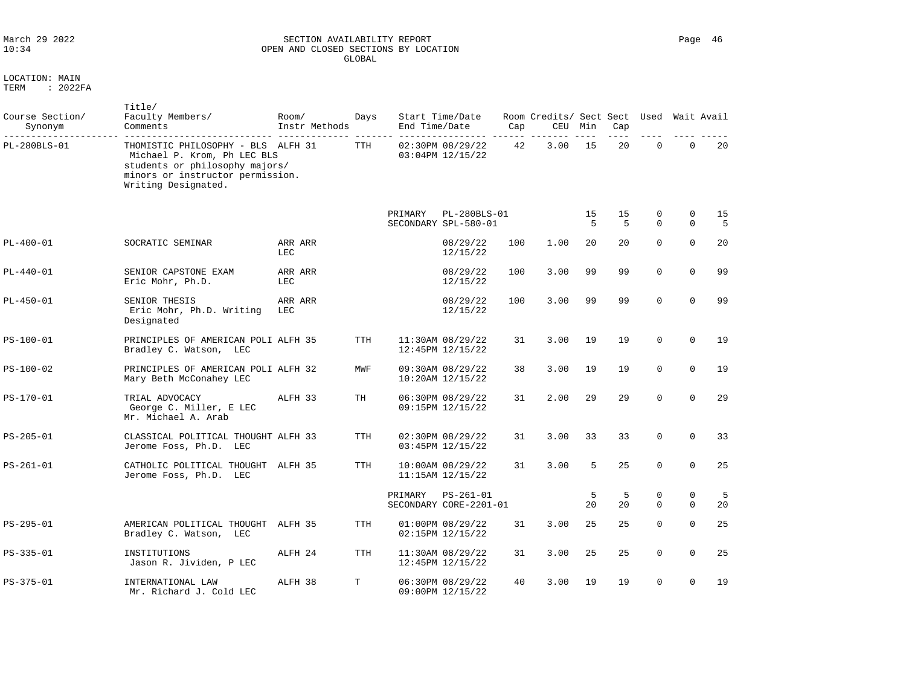March 29 2022
10:34

SECTION AVAILABILITY REPORT
OPEN AND CLOSED SECTIONS BY LOCATION
GLOBAL

LOCATION: MAIN
TERM : 2022FA

| Course Section/ Synonym | Title/ Faculty Members/ Comments | Room/ Instr Methods | Days | Start Time/Date End Time/Date | Room Cap | Credits/ CEU | Sect Min | Sect Cap | Used | Wait | Avail |
|---|---|---|---|---|---|---|---|---|---|---|---|
| PL-280BLS-01 | THOMISTIC PHILOSOPHY - BLS Michael P. Krom, Ph LEC BLS students or philosophy majors/ minors or instructor permission. Writing Designated. | ALFH 31 | TTH | 02:30PM 08/29/22 03:04PM 12/15/22 | 42 | 3.00 | 15 | 20 | 0 | 0 | 20 |
| | | | | PRIMARY PL-280BLS-01 | | | 15 | 15 | 0 | 0 | 15 |
| | | | | SECONDARY SPL-580-01 | | | 5 | 5 | 0 | 0 | 5 |
| PL-400-01 | SOCRATIC SEMINAR | ARR ARR LEC | | 08/29/22 12/15/22 | 100 | 1.00 | 20 | 20 | 0 | 0 | 20 |
| PL-440-01 | SENIOR CAPSTONE EXAM Eric Mohr, Ph.D. | ARR ARR LEC | | 08/29/22 12/15/22 | 100 | 3.00 | 99 | 99 | 0 | 0 | 99 |
| PL-450-01 | SENIOR THESIS Eric Mohr, Ph.D. Writing Designated | ARR ARR LEC | | 08/29/22 12/15/22 | 100 | 3.00 | 99 | 99 | 0 | 0 | 99 |
| PS-100-01 | PRINCIPLES OF AMERICAN POLI Bradley C. Watson, LEC | ALFH 35 | TTH | 11:30AM 08/29/22 12:45PM 12/15/22 | 31 | 3.00 | 19 | 19 | 0 | 0 | 19 |
| PS-100-02 | PRINCIPLES OF AMERICAN POLI Mary Beth McConahey LEC | ALFH 32 | MWF | 09:30AM 08/29/22 10:20AM 12/15/22 | 38 | 3.00 | 19 | 19 | 0 | 0 | 19 |
| PS-170-01 | TRIAL ADVOCACY George C. Miller, E LEC Mr. Michael A. Arab | ALFH 33 | TH | 06:30PM 08/29/22 09:15PM 12/15/22 | 31 | 2.00 | 29 | 29 | 0 | 0 | 29 |
| PS-205-01 | CLASSICAL POLITICAL THOUGHT Jerome Foss, Ph.D. LEC | ALFH 33 | TTH | 02:30PM 08/29/22 03:45PM 12/15/22 | 31 | 3.00 | 33 | 33 | 0 | 0 | 33 |
| PS-261-01 | CATHOLIC POLITICAL THOUGHT Jerome Foss, Ph.D. LEC | ALFH 35 | TTH | 10:00AM 08/29/22 11:15AM 12/15/22 | 31 | 3.00 | 5 | 25 | 0 | 0 | 25 |
| | | | | PRIMARY PS-261-01 | | | 5 | 5 | 0 | 0 | 5 |
| | | | | SECONDARY CORE-2201-01 | | | 20 | 20 | 0 | 0 | 20 |
| PS-295-01 | AMERICAN POLITICAL THOUGHT Bradley C. Watson, LEC | ALFH 35 | TTH | 01:00PM 08/29/22 02:15PM 12/15/22 | 31 | 3.00 | 25 | 25 | 0 | 0 | 25 |
| PS-335-01 | INSTITUTIONS Jason R. Jividen, P LEC | ALFH 24 | TTH | 11:30AM 08/29/22 12:45PM 12/15/22 | 31 | 3.00 | 25 | 25 | 0 | 0 | 25 |
| PS-375-01 | INTERNATIONAL LAW Mr. Richard J. Cold LEC | ALFH 38 | T | 06:30PM 08/29/22 09:00PM 12/15/22 | 40 | 3.00 | 19 | 19 | 0 | 0 | 19 |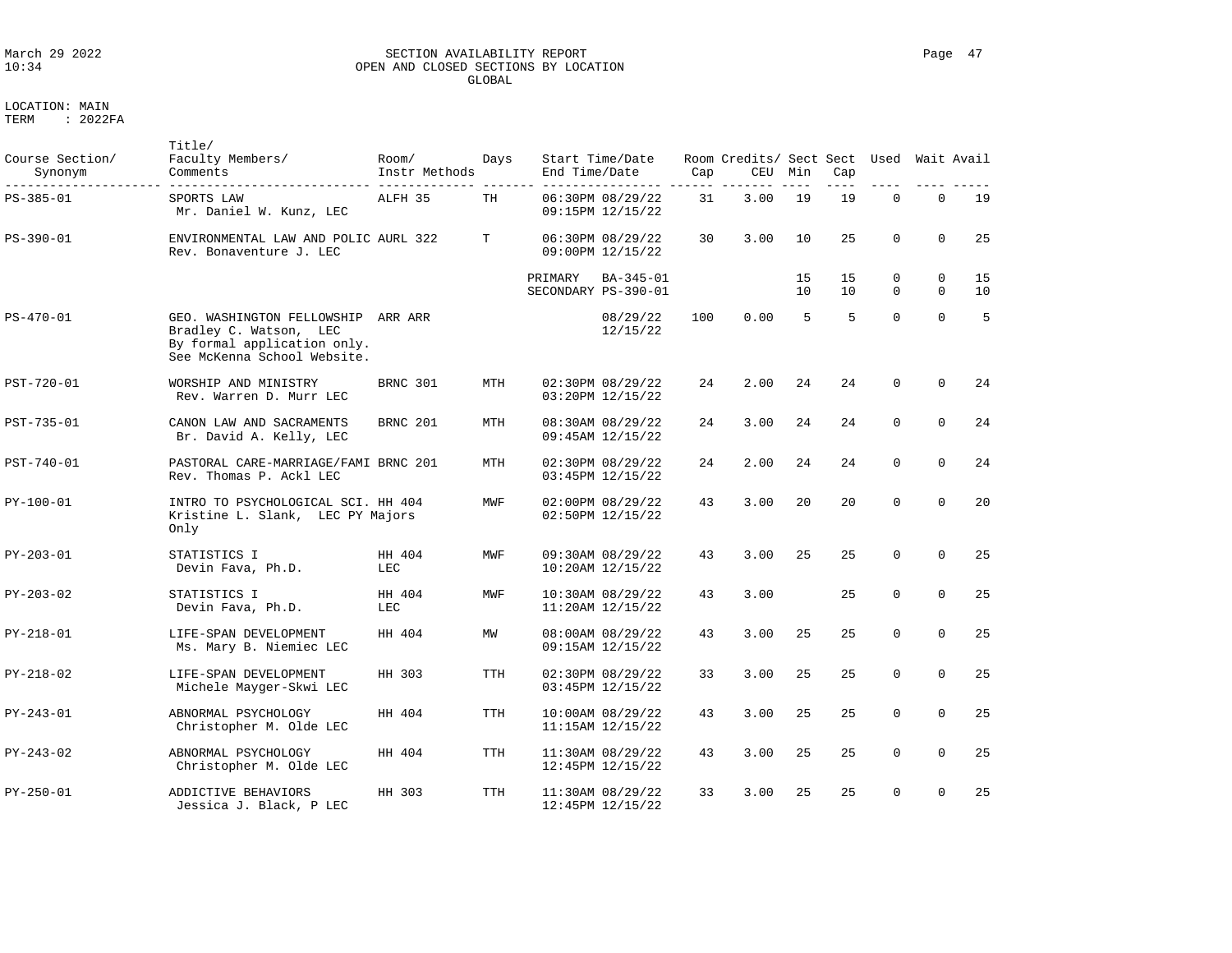# SECTION AVAILABILITY REPORT
## OPEN AND CLOSED SECTIONS BY LOCATION
### GLOBAL

March 29 2022
10:34

LOCATION: MAIN
TERM : 2022FA

| Course Section/ Synonym | Title/ Faculty Members/ Comments | Room/ Instr Methods | Days | Start Time/Date End Time/Date | Room Cap | Credits/ CEU | Sect Min | Sect Cap | Used | Wait | Avail |
|---|---|---|---|---|---|---|---|---|---|---|---|
| PS-385-01 | SPORTS LAW Mr. Daniel W. Kunz, LEC | ALFH 35 | TH | 06:30PM 08/29/22 09:15PM 12/15/22 | 31 | 3.00 | 19 | 19 | 0 | 0 | 19 |
| PS-390-01 | ENVIRONMENTAL LAW AND POLIC Rev. Bonaventure J. LEC | AURL 322 | T | 06:30PM 08/29/22 09:00PM 12/15/22 | 30 | 3.00 | 10 | 25 | 0 | 0 | 25 |
| | | | | PRIMARY BA-345-01 | | | 15 | 15 | 0 | 0 | 15 |
| | | | | SECONDARY PS-390-01 | | | 10 | 10 | 0 | 0 | 10 |
| PS-470-01 | GEO. WASHINGTON FELLOWSHIP Bradley C. Watson, LEC By formal application only. See McKenna School Website. | ARR ARR | | 08/29/22 12/15/22 | 100 | 0.00 | 5 | 5 | 0 | 0 | 5 |
| PST-720-01 | WORSHIP AND MINISTRY Rev. Warren D. Murr LEC | BRNC 301 | MTH | 02:30PM 08/29/22 03:20PM 12/15/22 | 24 | 2.00 | 24 | 24 | 0 | 0 | 24 |
| PST-735-01 | CANON LAW AND SACRAMENTS Br. David A. Kelly, LEC | BRNC 201 | MTH | 08:30AM 08/29/22 09:45AM 12/15/22 | 24 | 3.00 | 24 | 24 | 0 | 0 | 24 |
| PST-740-01 | PASTORAL CARE-MARRIAGE/FAMI Rev. Thomas P. Ackl LEC | BRNC 201 | MTH | 02:30PM 08/29/22 03:45PM 12/15/22 | 24 | 2.00 | 24 | 24 | 0 | 0 | 24 |
| PY-100-01 | INTRO TO PSYCHOLOGICAL SCI. Kristine L. Slank, LEC PY Majors Only | HH 404 | MWF | 02:00PM 08/29/22 02:50PM 12/15/22 | 43 | 3.00 | 20 | 20 | 0 | 0 | 20 |
| PY-203-01 | STATISTICS I Devin Fava, Ph.D. | HH 404 LEC | MWF | 09:30AM 08/29/22 10:20AM 12/15/22 | 43 | 3.00 | 25 | 25 | 0 | 0 | 25 |
| PY-203-02 | STATISTICS I Devin Fava, Ph.D. | HH 404 LEC | MWF | 10:30AM 08/29/22 11:20AM 12/15/22 | 43 | 3.00 | | 25 | 0 | 0 | 25 |
| PY-218-01 | LIFE-SPAN DEVELOPMENT Ms. Mary B. Niemiec LEC | HH 404 | MW | 08:00AM 08/29/22 09:15AM 12/15/22 | 43 | 3.00 | 25 | 25 | 0 | 0 | 25 |
| PY-218-02 | LIFE-SPAN DEVELOPMENT Michele Mayger-Skwi LEC | HH 303 | TTH | 02:30PM 08/29/22 03:45PM 12/15/22 | 33 | 3.00 | 25 | 25 | 0 | 0 | 25 |
| PY-243-01 | ABNORMAL PSYCHOLOGY Christopher M. Olde LEC | HH 404 | TTH | 10:00AM 08/29/22 11:15AM 12/15/22 | 43 | 3.00 | 25 | 25 | 0 | 0 | 25 |
| PY-243-02 | ABNORMAL PSYCHOLOGY Christopher M. Olde LEC | HH 404 | TTH | 11:30AM 08/29/22 12:45PM 12/15/22 | 43 | 3.00 | 25 | 25 | 0 | 0 | 25 |
| PY-250-01 | ADDICTIVE BEHAVIORS Jessica J. Black, P LEC | HH 303 | TTH | 11:30AM 08/29/22 12:45PM 12/15/22 | 33 | 3.00 | 25 | 25 | 0 | 0 | 25 |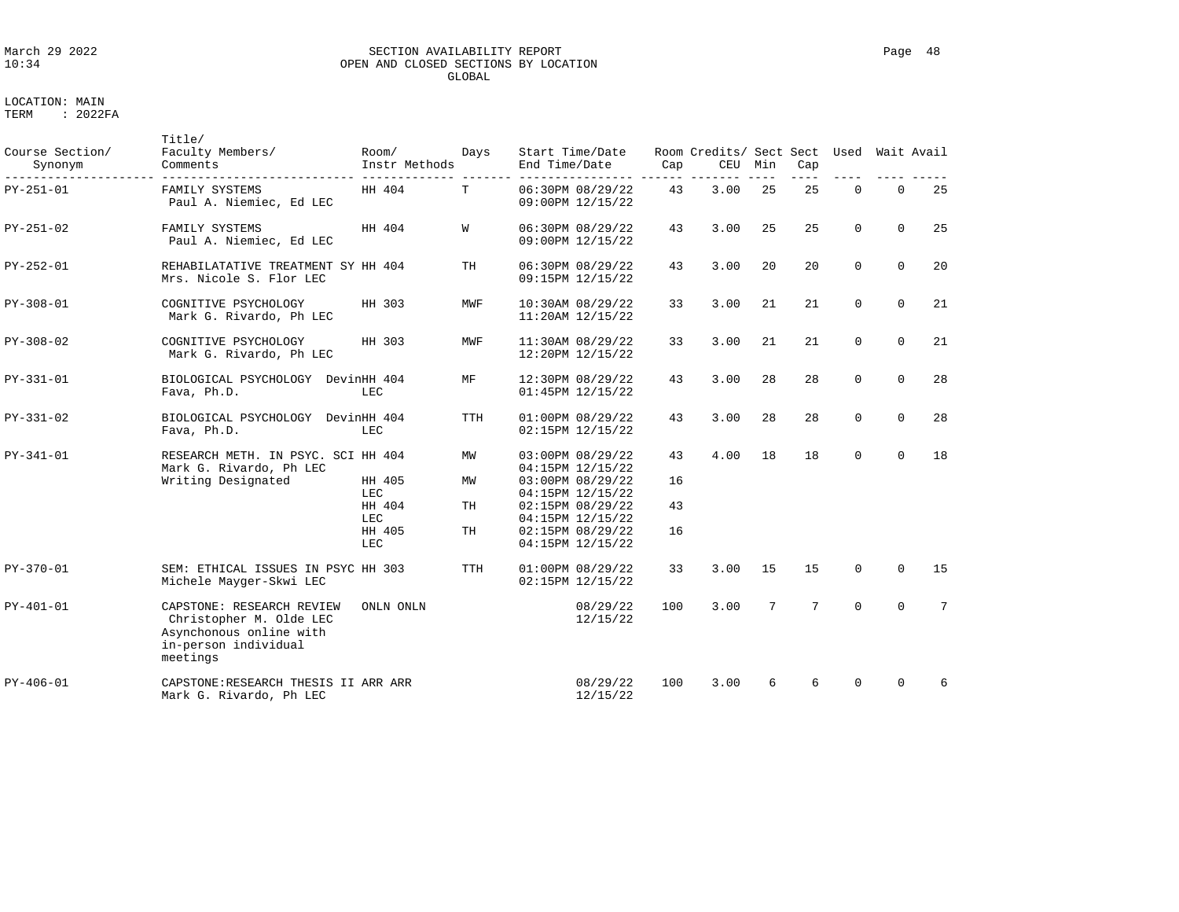SECTION AVAILABILITY REPORT
OPEN AND CLOSED SECTIONS BY LOCATION
GLOBAL

March 29 2022
10:34

LOCATION: MAIN
TERM : 2022FA

| Course Section/ Synonym | Title/ Faculty Members/ Comments | Room/ Instr Methods | Days | Start Time/Date End Time/Date | Room Cap | Credits/ CEU | Sect Min | Sect Cap | Used | Wait | Avail |
|---|---|---|---|---|---|---|---|---|---|---|---|
| PY-251-01 | FAMILY SYSTEMS Paul A. Niemiec, Ed LEC | HH 404 | T | 06:30PM 08/29/22 09:00PM 12/15/22 | 43 | 3.00 | 25 | 25 | 0 | 0 | 25 |
| PY-251-02 | FAMILY SYSTEMS Paul A. Niemiec, Ed LEC | HH 404 | W | 06:30PM 08/29/22 09:00PM 12/15/22 | 43 | 3.00 | 25 | 25 | 0 | 0 | 25 |
| PY-252-01 | REHABILATATIVE TREATMENT SY Mrs. Nicole S. Flor LEC | HH 404 | TH | 06:30PM 08/29/22 09:15PM 12/15/22 | 43 | 3.00 | 20 | 20 | 0 | 0 | 20 |
| PY-308-01 | COGNITIVE PSYCHOLOGY Mark G. Rivardo, Ph LEC | HH 303 | MWF | 10:30AM 08/29/22 11:20AM 12/15/22 | 33 | 3.00 | 21 | 21 | 0 | 0 | 21 |
| PY-308-02 | COGNITIVE PSYCHOLOGY Mark G. Rivardo, Ph LEC | HH 303 | MWF | 11:30AM 08/29/22 12:20PM 12/15/22 | 33 | 3.00 | 21 | 21 | 0 | 0 | 21 |
| PY-331-01 | BIOLOGICAL PSYCHOLOGY Devin Fava, Ph.D. | HH 404 LEC | MF | 12:30PM 08/29/22 01:45PM 12/15/22 | 43 | 3.00 | 28 | 28 | 0 | 0 | 28 |
| PY-331-02 | BIOLOGICAL PSYCHOLOGY Devin Fava, Ph.D. | HH 404 LEC | TTH | 01:00PM 08/29/22 02:15PM 12/15/22 | 43 | 3.00 | 28 | 28 | 0 | 0 | 28 |
| PY-341-01 | RESEARCH METH. IN PSYC. SCI Mark G. Rivardo, Ph LEC | HH 404 | MW | 03:00PM 08/29/22 04:15PM 12/15/22 | 43 | 4.00 | 18 | 18 | 0 | 0 | 18 |
| | Writing Designated | HH 405 LEC | MW | 03:00PM 08/29/22 04:15PM 12/15/22 | 16 | | | | | | |
| | | HH 404 LEC | TH | 02:15PM 08/29/22 04:15PM 12/15/22 | 43 | | | | | | |
| | | HH 405 LEC | TH | 02:15PM 08/29/22 04:15PM 12/15/22 | 16 | | | | | | |
| PY-370-01 | SEM: ETHICAL ISSUES IN PSYC Michele Mayger-Skwi LEC | HH 303 | TTH | 01:00PM 08/29/22 02:15PM 12/15/22 | 33 | 3.00 | 15 | 15 | 0 | 0 | 15 |
| PY-401-01 | CAPSTONE: RESEARCH REVIEW Christopher M. Olde LEC Asynchonous online with in-person individual meetings | ONLN ONLN | | 08/29/22 12/15/22 | 100 | 3.00 | 7 | 7 | 0 | 0 | 7 |
| PY-406-01 | CAPSTONE:RESEARCH THESIS II Mark G. Rivardo, Ph LEC | ARR ARR | | 08/29/22 12/15/22 | 100 | 3.00 | 6 | 6 | 0 | 0 | 6 |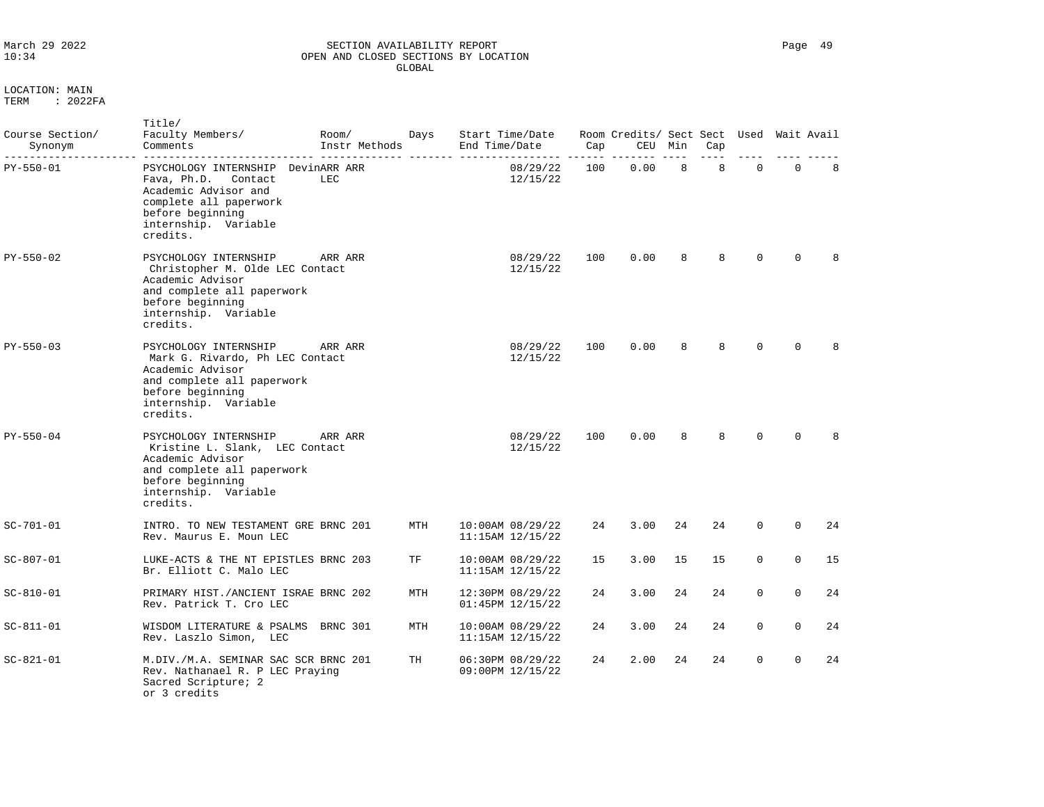March 29 2022
10:34

SECTION AVAILABILITY REPORT
OPEN AND CLOSED SECTIONS BY LOCATION
GLOBAL

LOCATION: MAIN
TERM : 2022FA

| Course Section/ Synonym | Title/ Faculty Members/ Comments | Room/ Instr Methods | Days | Start Time/Date End Time/Date | Room Cap | Credits/ CEU | Sect Min | Sect Cap | Used | Wait | Avail |
|---|---|---|---|---|---|---|---|---|---|---|---|
| PY-550-01 | PSYCHOLOGY INTERNSHIP Devin Fava, Ph.D. Contact Academic Advisor and complete all paperwork before beginning internship. Variable credits. | ARR ARR LEC | | 08/29/22 12/15/22 | 100 | 0.00 | 8 | 8 | 0 | 0 | 8 |
| PY-550-02 | PSYCHOLOGY INTERNSHIP Christopher M. Olde Contact Academic Advisor and complete all paperwork before beginning internship. Variable credits. | ARR ARR LEC | | 08/29/22 12/15/22 | 100 | 0.00 | 8 | 8 | 0 | 0 | 8 |
| PY-550-03 | PSYCHOLOGY INTERNSHIP Mark G. Rivardo, Ph Contact Academic Advisor and complete all paperwork before beginning internship. Variable credits. | ARR ARR LEC | | 08/29/22 12/15/22 | 100 | 0.00 | 8 | 8 | 0 | 0 | 8 |
| PY-550-04 | PSYCHOLOGY INTERNSHIP Kristine L. Slank, Contact Academic Advisor and complete all paperwork before beginning internship. Variable credits. | ARR ARR LEC | | 08/29/22 12/15/22 | 100 | 0.00 | 8 | 8 | 0 | 0 | 8 |
| SC-701-01 | INTRO. TO NEW TESTAMENT GRE Rev. Maurus E. Moun | BRNC 201 LEC | MTH | 10:00AM 08/29/22 11:15AM 12/15/22 | 24 | 3.00 | 24 | 24 | 0 | 0 | 24 |
| SC-807-01 | LUKE-ACTS & THE NT EPISTLES Br. Elliott C. Malo | BRNC 203 LEC | TF | 10:00AM 08/29/22 11:15AM 12/15/22 | 15 | 3.00 | 15 | 15 | 0 | 0 | 15 |
| SC-810-01 | PRIMARY HIST./ANCIENT ISRAE Rev. Patrick T. Cro | BRNC 202 LEC | MTH | 12:30PM 08/29/22 01:45PM 12/15/22 | 24 | 3.00 | 24 | 24 | 0 | 0 | 24 |
| SC-811-01 | WISDOM LITERATURE & PSALMS Rev. Laszlo Simon, | BRNC 301 LEC | MTH | 10:00AM 08/29/22 11:15AM 12/15/22 | 24 | 3.00 | 24 | 24 | 0 | 0 | 24 |
| SC-821-01 | M.DIV./M.A. SEMINAR SAC SCR Rev. Nathanael R. P Praying Sacred Scripture; 2 or 3 credits | BRNC 201 LEC | TH | 06:30PM 08/29/22 09:00PM 12/15/22 | 24 | 2.00 | 24 | 24 | 0 | 0 | 24 |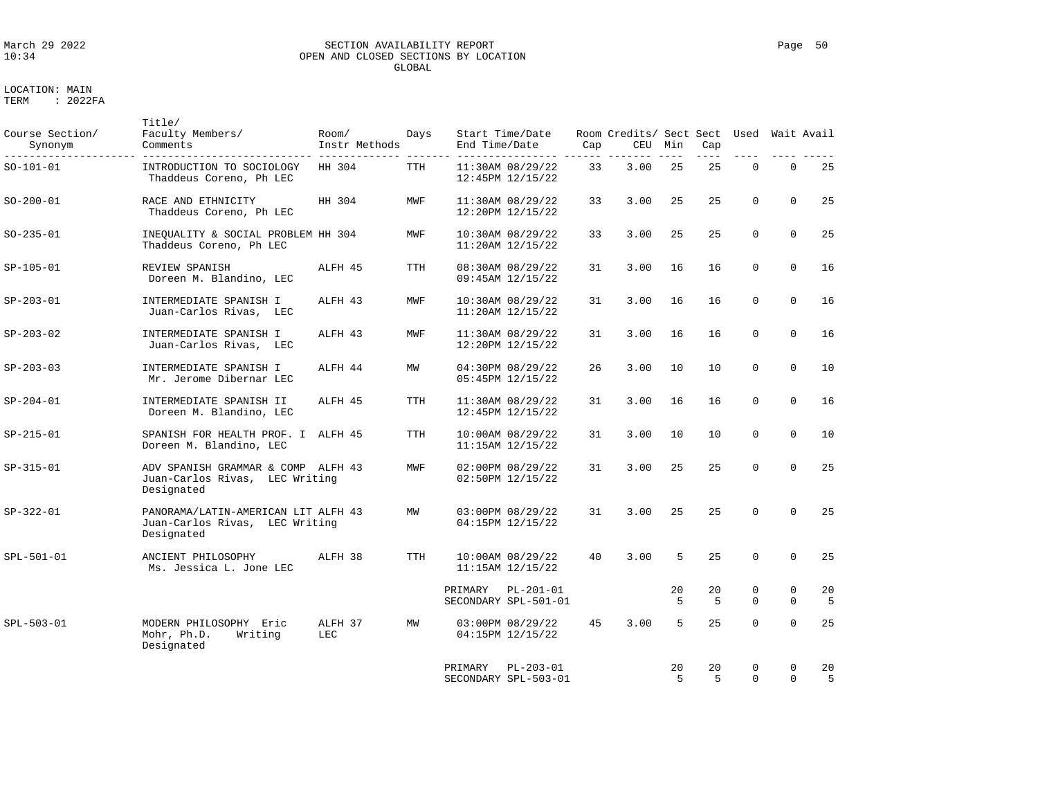SECTION AVAILABILITY REPORT
OPEN AND CLOSED SECTIONS BY LOCATION
GLOBAL

March 29 2022
10:34

LOCATION: MAIN
TERM : 2022FA

| Course Section/ Synonym | Title/ Faculty Members/ Comments | Room/ Instr Methods | Days | Start Time/Date End Time/Date | Room Cap | Credits/ CEU | Sect Min | Sect Cap | Used | Wait | Avail |
|---|---|---|---|---|---|---|---|---|---|---|---|
| SO-101-01 | INTRODUCTION TO SOCIOLOGY Thaddeus Coreno, Ph LEC | HH 304 | TTH | 11:30AM 08/29/22 12:45PM 12/15/22 | 33 | 3.00 | 25 | 25 | 0 | 0 | 25 |
| SO-200-01 | RACE AND ETHNICITY Thaddeus Coreno, Ph LEC | HH 304 | MWF | 11:30AM 08/29/22 12:20PM 12/15/22 | 33 | 3.00 | 25 | 25 | 0 | 0 | 25 |
| SO-235-01 | INEQUALITY & SOCIAL PROBLEM Thaddeus Coreno, Ph LEC | HH 304 | MWF | 10:30AM 08/29/22 11:20AM 12/15/22 | 33 | 3.00 | 25 | 25 | 0 | 0 | 25 |
| SP-105-01 | REVIEW SPANISH Doreen M. Blandino, LEC | ALFH 45 | TTH | 08:30AM 08/29/22 09:45AM 12/15/22 | 31 | 3.00 | 16 | 16 | 0 | 0 | 16 |
| SP-203-01 | INTERMEDIATE SPANISH I Juan-Carlos Rivas, LEC | ALFH 43 | MWF | 10:30AM 08/29/22 11:20AM 12/15/22 | 31 | 3.00 | 16 | 16 | 0 | 0 | 16 |
| SP-203-02 | INTERMEDIATE SPANISH I Juan-Carlos Rivas, LEC | ALFH 43 | MWF | 11:30AM 08/29/22 12:20PM 12/15/22 | 31 | 3.00 | 16 | 16 | 0 | 0 | 16 |
| SP-203-03 | INTERMEDIATE SPANISH I Mr. Jerome Dibernar LEC | ALFH 44 | MW | 04:30PM 08/29/22 05:45PM 12/15/22 | 26 | 3.00 | 10 | 10 | 0 | 0 | 10 |
| SP-204-01 | INTERMEDIATE SPANISH II Doreen M. Blandino, LEC | ALFH 45 | TTH | 11:30AM 08/29/22 12:45PM 12/15/22 | 31 | 3.00 | 16 | 16 | 0 | 0 | 16 |
| SP-215-01 | SPANISH FOR HEALTH PROF. I Doreen M. Blandino, LEC | ALFH 45 | TTH | 10:00AM 08/29/22 11:15AM 12/15/22 | 31 | 3.00 | 10 | 10 | 0 | 0 | 10 |
| SP-315-01 | ADV SPANISH GRAMMAR & COMP Juan-Carlos Rivas, LEC Writing Designated | ALFH 43 | MWF | 02:00PM 08/29/22 02:50PM 12/15/22 | 31 | 3.00 | 25 | 25 | 0 | 0 | 25 |
| SP-322-01 | PANORAMA/LATIN-AMERICAN LIT Juan-Carlos Rivas, LEC Writing Designated | ALFH 43 | MW | 03:00PM 08/29/22 04:15PM 12/15/22 | 31 | 3.00 | 25 | 25 | 0 | 0 | 25 |
| SPL-501-01 | ANCIENT PHILOSOPHY Ms. Jessica L. Jone LEC | ALFH 38 | TTH | 10:00AM 08/29/22 11:15AM 12/15/22 | 40 | 3.00 | 5 | 25 | 0 | 0 | 25 |
| | | | | PRIMARY PL-201-01 | | | 20 | 20 | 0 | 0 | 20 |
| | | | | SECONDARY SPL-501-01 | | | 5 | 5 | 0 | 0 | 5 |
| SPL-503-01 | MODERN PHILOSOPHY Eric Mohr, Ph.D. Writing Designated | ALFH 37 LEC | MW | 03:00PM 08/29/22 04:15PM 12/15/22 | 45 | 3.00 | 5 | 25 | 0 | 0 | 25 |
| | | | | PRIMARY PL-203-01 | | | 20 | 20 | 0 | 0 | 20 |
| | | | | SECONDARY SPL-503-01 | | | 5 | 5 | 0 | 0 | 5 |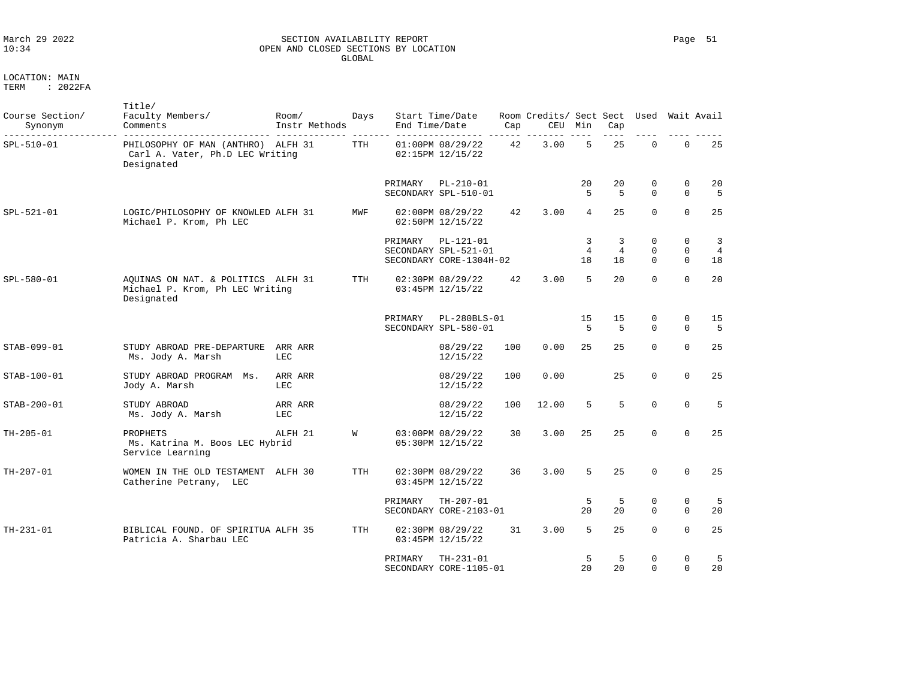SECTION AVAILABILITY REPORT
OPEN AND CLOSED SECTIONS BY LOCATION
GLOBAL

March 29 2022
10:34

LOCATION: MAIN
TERM : 2022FA

| Course Section/ Synonym | Title/ Faculty Members/ Comments | Room/ Instr Methods | Days | Start Time/Date End Time/Date | Room Cap | Credits/ CEU | Sect Min | Sect Cap | Used | Wait | Avail |
|---|---|---|---|---|---|---|---|---|---|---|---|
| SPL-510-01 | PHILOSOPHY OF MAN (ANTHRO) Carl A. Vater, Ph.D LEC Writing Designated | ALFH 31 | TTH | 01:00PM 08/29/22 02:15PM 12/15/22 | 42 | 3.00 | 5 | 25 | 0 | 0 | 25 |
| | | | | PRIMARY PL-210-01 | | | 20 | 20 | 0 | 0 | 20 |
| | | | | SECONDARY SPL-510-01 | | | 5 | 5 | 0 | 0 | 5 |
| SPL-521-01 | LOGIC/PHILOSOPHY OF KNOWLED Michael P. Krom, Ph LEC | ALFH 31 | MWF | 02:00PM 08/29/22 02:50PM 12/15/22 | 42 | 3.00 | 4 | 25 | 0 | 0 | 25 |
| | | | | PRIMARY PL-121-01 | | | 3 | 3 | 0 | 0 | 3 |
| | | | | SECONDARY SPL-521-01 | | | 4 | 4 | 0 | 0 | 4 |
| | | | | SECONDARY CORE-1304H-02 | | | 18 | 18 | 0 | 0 | 18 |
| SPL-580-01 | AQUINAS ON NAT. & POLITICS Michael P. Krom, Ph LEC Writing Designated | ALFH 31 | TTH | 02:30PM 08/29/22 03:45PM 12/15/22 | 42 | 3.00 | 5 | 20 | 0 | 0 | 20 |
| | | | | PRIMARY PL-280BLS-01 | | | 15 | 15 | 0 | 0 | 15 |
| | | | | SECONDARY SPL-580-01 | | | 5 | 5 | 0 | 0 | 5 |
| STAB-099-01 | STUDY ABROAD PRE-DEPARTURE Ms. Jody A. Marsh | ARR ARR LEC | | 08/29/22 12/15/22 | 100 | 0.00 | 25 | 25 | 0 | 0 | 25 |
| STAB-100-01 | STUDY ABROAD PROGRAM Ms. Jody A. Marsh | ARR ARR LEC | | 08/29/22 12/15/22 | 100 | 0.00 | | 25 | 0 | 0 | 25 |
| STAB-200-01 | STUDY ABROAD Ms. Jody A. Marsh | ARR ARR LEC | | 08/29/22 12/15/22 | 100 | 12.00 | 5 | 5 | 0 | 0 | 5 |
| TH-205-01 | PROPHETS Ms. Katrina M. Boos LEC Hybrid Service Learning | ALFH 21 | W | 03:00PM 08/29/22 05:30PM 12/15/22 | 30 | 3.00 | 25 | 25 | 0 | 0 | 25 |
| TH-207-01 | WOMEN IN THE OLD TESTAMENT Catherine Petrany, LEC | ALFH 30 | TTH | 02:30PM 08/29/22 03:45PM 12/15/22 | 36 | 3.00 | 5 | 25 | 0 | 0 | 25 |
| | | | | PRIMARY TH-207-01 | | | 5 | 5 | 0 | 0 | 5 |
| | | | | SECONDARY CORE-2103-01 | | | 20 | 20 | 0 | 0 | 20 |
| TH-231-01 | BIBLICAL FOUND. OF SPIRITUA Patricia A. Sharbau LEC | ALFH 35 | TTH | 02:30PM 08/29/22 03:45PM 12/15/22 | 31 | 3.00 | 5 | 25 | 0 | 0 | 25 |
| | | | | PRIMARY TH-231-01 | | | 5 | 5 | 0 | 0 | 5 |
| | | | | SECONDARY CORE-1105-01 | | | 20 | 20 | 0 | 0 | 20 |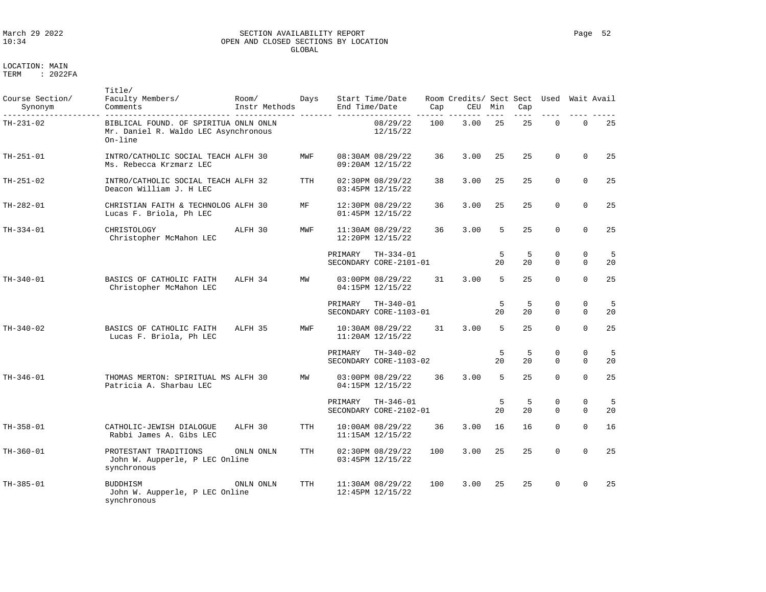SECTION AVAILABILITY REPORT
OPEN AND CLOSED SECTIONS BY LOCATION
GLOBAL

March 29 2022
10:34

LOCATION: MAIN
TERM : 2022FA

| Course Section/ Synonym | Title/ Faculty Members/ Comments | Room/ Instr Methods | Days | Start Time/Date End Time/Date | Room Cap | Credits/ CEU | Sect Min | Sect Cap | Used | Wait | Avail |
|---|---|---|---|---|---|---|---|---|---|---|---|
| TH-231-02 | BIBLICAL FOUND. OF SPIRITUA Mr. Daniel R. Waldo LEC Asynchronous On-line | ONLN ONLN | | 08/29/22 12/15/22 | 100 | 3.00 | 25 | 25 | 0 | 0 | 25 |
| TH-251-01 | INTRO/CATHOLIC SOCIAL TEACH Ms. Rebecca Krzmarz LEC | ALFH 30 | MWF | 08:30AM 08/29/22 09:20AM 12/15/22 | 36 | 3.00 | 25 | 25 | 0 | 0 | 25 |
| TH-251-02 | INTRO/CATHOLIC SOCIAL TEACH Deacon William J. H LEC | ALFH 32 | TTH | 02:30PM 08/29/22 03:45PM 12/15/22 | 38 | 3.00 | 25 | 25 | 0 | 0 | 25 |
| TH-282-01 | CHRISTIAN FAITH & TECHNOLOG Lucas F. Briola, Ph LEC | ALFH 30 | MF | 12:30PM 08/29/22 01:45PM 12/15/22 | 36 | 3.00 | 25 | 25 | 0 | 0 | 25 |
| TH-334-01 | CHRISTOLOGY Christopher McMahon LEC | ALFH 30 | MWF | 11:30AM 08/29/22 12:20PM 12/15/22 | 36 | 3.00 | 5 | 25 | 0 | 0 | 25 |
| | | | | PRIMARY TH-334-01 | | | 5 | 5 | 0 | 0 | 5 |
| | | | | SECONDARY CORE-2101-01 | | | 20 | 20 | 0 | 0 | 20 |
| TH-340-01 | BASICS OF CATHOLIC FAITH Christopher McMahon LEC | ALFH 34 | MW | 03:00PM 08/29/22 04:15PM 12/15/22 | 31 | 3.00 | 5 | 25 | 0 | 0 | 25 |
| | | | | PRIMARY TH-340-01 | | | 5 | 5 | 0 | 0 | 5 |
| | | | | SECONDARY CORE-1103-01 | | | 20 | 20 | 0 | 0 | 20 |
| TH-340-02 | BASICS OF CATHOLIC FAITH Lucas F. Briola, Ph LEC | ALFH 35 | MWF | 10:30AM 08/29/22 11:20AM 12/15/22 | 31 | 3.00 | 5 | 25 | 0 | 0 | 25 |
| | | | | PRIMARY TH-340-02 | | | 5 | 5 | 0 | 0 | 5 |
| | | | | SECONDARY CORE-1103-02 | | | 20 | 20 | 0 | 0 | 20 |
| TH-346-01 | THOMAS MERTON: SPIRITUAL MS Patricia A. Sharbau LEC | ALFH 30 | MW | 03:00PM 08/29/22 04:15PM 12/15/22 | 36 | 3.00 | 5 | 25 | 0 | 0 | 25 |
| | | | | PRIMARY TH-346-01 | | | 5 | 5 | 0 | 0 | 5 |
| | | | | SECONDARY CORE-2102-01 | | | 20 | 20 | 0 | 0 | 20 |
| TH-358-01 | CATHOLIC-JEWISH DIALOGUE Rabbi James A. Gibs LEC | ALFH 30 | TTH | 10:00AM 08/29/22 11:15AM 12/15/22 | 36 | 3.00 | 16 | 16 | 0 | 0 | 16 |
| TH-360-01 | PROTESTANT TRADITIONS John W. Aupperle, P LEC Online synchronous | ONLN ONLN | TTH | 02:30PM 08/29/22 03:45PM 12/15/22 | 100 | 3.00 | 25 | 25 | 0 | 0 | 25 |
| TH-385-01 | BUDDHISM John W. Aupperle, P LEC Online synchronous | ONLN ONLN | TTH | 11:30AM 08/29/22 12:45PM 12/15/22 | 100 | 3.00 | 25 | 25 | 0 | 0 | 25 |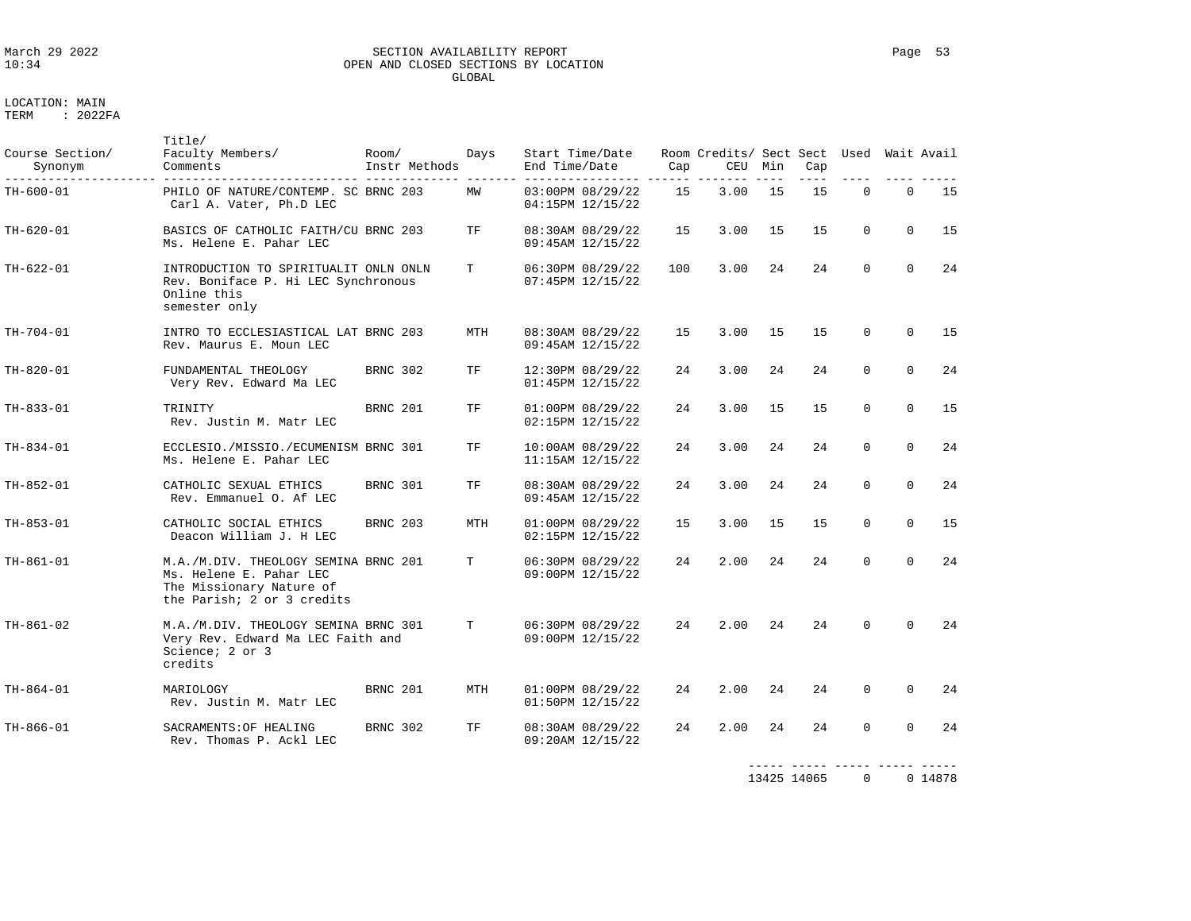SECTION AVAILABILITY REPORT
OPEN AND CLOSED SECTIONS BY LOCATION
GLOBAL

LOCATION: MAIN
TERM : 2022FA

| Course Section/ Synonym | Title/ Faculty Members/ Comments | Room/ Instr Methods | Days | Start Time/Date End Time/Date | Room Cap | Credits/ CEU | Sect Min | Sect Cap | Used | Wait | Avail |
|---|---|---|---|---|---|---|---|---|---|---|---|
| TH-600-01 | PHILO OF NATURE/CONTEMP. SC Carl A. Vater, Ph.D LEC | BRNC 203 | MW | 03:00PM 08/29/22 04:15PM 12/15/22 | 15 | 3.00 | 15 | 15 | 0 | 0 | 15 |
| TH-620-01 | BASICS OF CATHOLIC FAITH/CU Ms. Helene E. Pahar LEC | BRNC 203 | TF | 08:30AM 08/29/22 09:45AM 12/15/22 | 15 | 3.00 | 15 | 15 | 0 | 0 | 15 |
| TH-622-01 | INTRODUCTION TO SPIRITUALIT Rev. Boniface P. Hi LEC Synchronous Online this semester only | ONLN ONLN | T | 06:30PM 08/29/22 07:45PM 12/15/22 | 100 | 3.00 | 24 | 24 | 0 | 0 | 24 |
| TH-704-01 | INTRO TO ECCLESIASTICAL LAT Rev. Maurus E. Moun LEC | BRNC 203 | MTH | 08:30AM 08/29/22 09:45AM 12/15/22 | 15 | 3.00 | 15 | 15 | 0 | 0 | 15 |
| TH-820-01 | FUNDAMENTAL THEOLOGY Very Rev. Edward Ma LEC | BRNC 302 | TF | 12:30PM 08/29/22 01:45PM 12/15/22 | 24 | 3.00 | 24 | 24 | 0 | 0 | 24 |
| TH-833-01 | TRINITY Rev. Justin M. Matr LEC | BRNC 201 | TF | 01:00PM 08/29/22 02:15PM 12/15/22 | 24 | 3.00 | 15 | 15 | 0 | 0 | 15 |
| TH-834-01 | ECCLESIO./MISSIO./ECUMENISM Ms. Helene E. Pahar LEC | BRNC 301 | TF | 10:00AM 08/29/22 11:15AM 12/15/22 | 24 | 3.00 | 24 | 24 | 0 | 0 | 24 |
| TH-852-01 | CATHOLIC SEXUAL ETHICS Rev. Emmanuel O. Af LEC | BRNC 301 | TF | 08:30AM 08/29/22 09:45AM 12/15/22 | 24 | 3.00 | 24 | 24 | 0 | 0 | 24 |
| TH-853-01 | CATHOLIC SOCIAL ETHICS Deacon William J. H LEC | BRNC 203 | MTH | 01:00PM 08/29/22 02:15PM 12/15/22 | 15 | 3.00 | 15 | 15 | 0 | 0 | 15 |
| TH-861-01 | M.A./M.DIV. THEOLOGY SEMINA Ms. Helene E. Pahar LEC The Missionary Nature of the Parish; 2 or 3 credits | BRNC 201 | T | 06:30PM 08/29/22 09:00PM 12/15/22 | 24 | 2.00 | 24 | 24 | 0 | 0 | 24 |
| TH-861-02 | M.A./M.DIV. THEOLOGY SEMINA Very Rev. Edward Ma LEC Faith and Science; 2 or 3 credits | BRNC 301 | T | 06:30PM 08/29/22 09:00PM 12/15/22 | 24 | 2.00 | 24 | 24 | 0 | 0 | 24 |
| TH-864-01 | MARIOLOGY Rev. Justin M. Matr LEC | BRNC 201 | MTH | 01:00PM 08/29/22 01:50PM 12/15/22 | 24 | 2.00 | 24 | 24 | 0 | 0 | 24 |
| TH-866-01 | SACRAMENTS:OF HEALING Rev. Thomas P. Ackl LEC | BRNC 302 | TF | 08:30AM 08/29/22 09:20AM 12/15/22 | 24 | 2.00 | 24 | 24 | 0 | 0 | 24 |
| | | | | | | | 13425 | 14065 | 0 | 0 | 14878 |